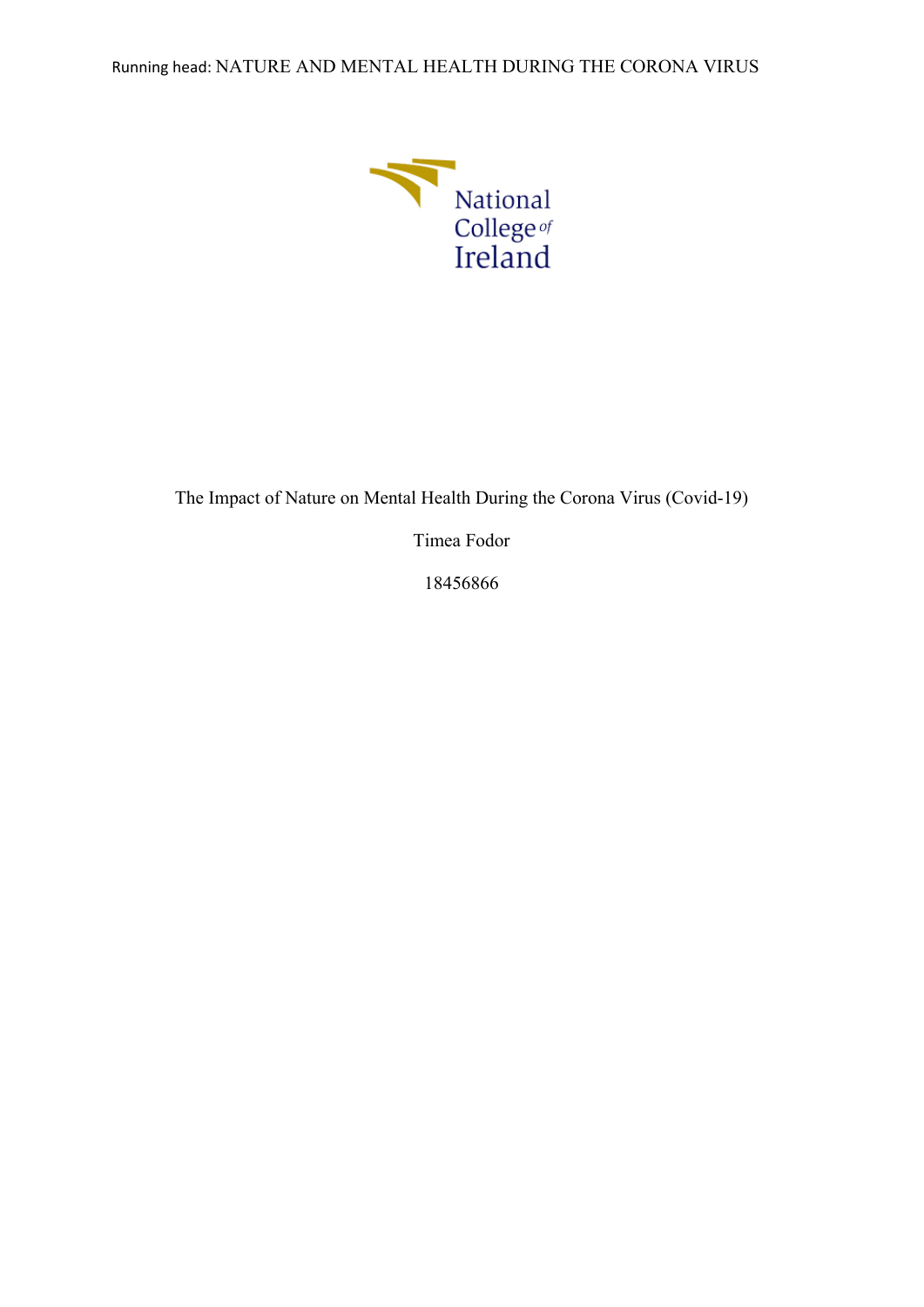National College of Ireland

The Impact of Nature on Mental Health During the Corona Virus (Covid-19)

Timea Fodor

18456866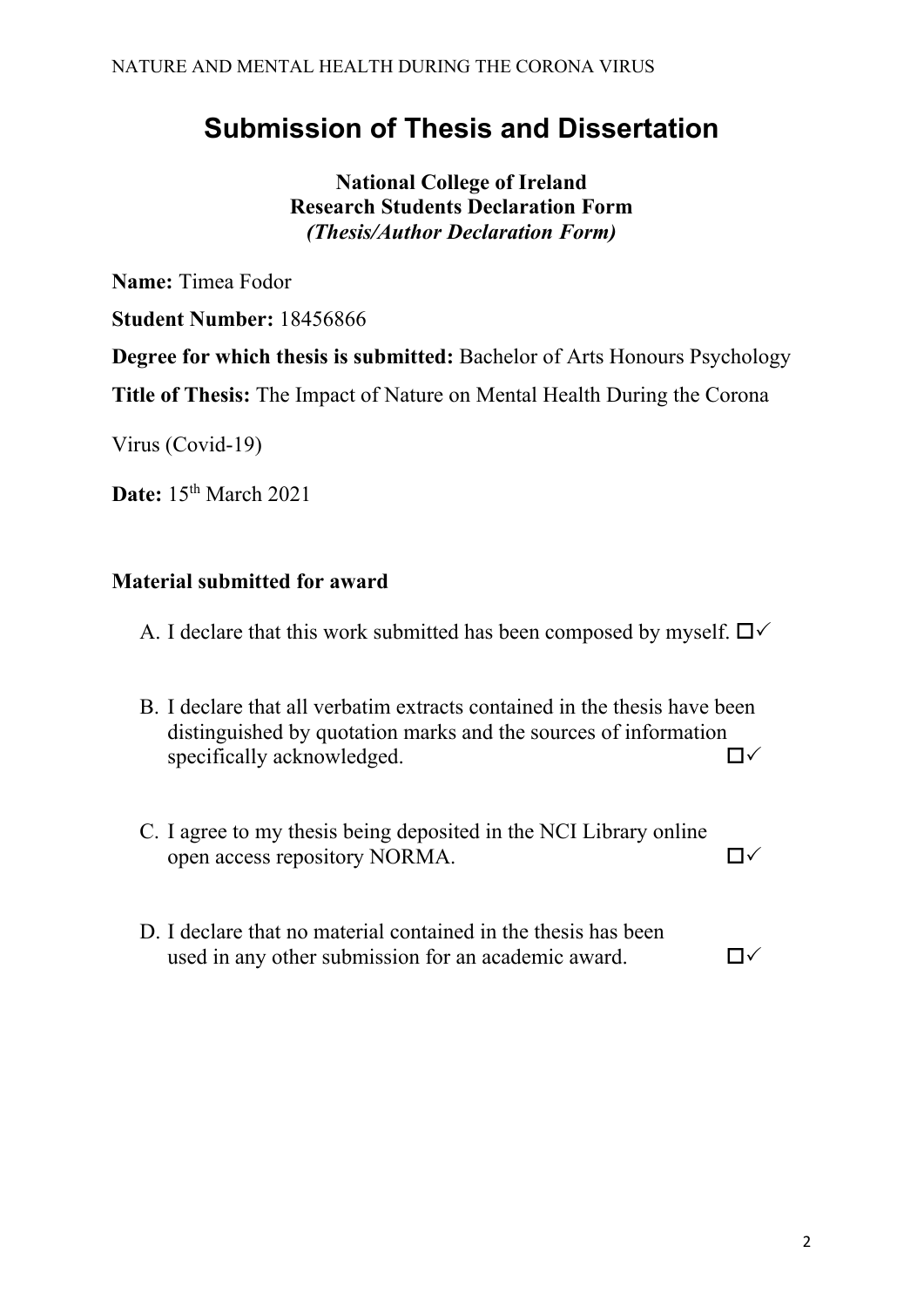# Submission of Thesis and Dissertation

**National College of Ireland**
**Research Students Declaration Form**
***(Thesis/Author Declaration Form)***

**Name:** Timea Fodor

**Student Number:** 18456866

**Degree for which thesis is submitted:** Bachelor of Arts Honours Psychology

**Title of Thesis:** The Impact of Nature on Mental Health During the Corona Virus (Covid-19)

**Date:** 15th March 2021

**Material submitted for award**

A. I declare that this work submitted has been composed by myself. ☐✓

B. I declare that all verbatim extracts contained in the thesis have been distinguished by quotation marks and the sources of information specifically acknowledged. ☐✓

C. I agree to my thesis being deposited in the NCI Library online open access repository NORMA. ☐✓

D. I declare that no material contained in the thesis has been used in any other submission for an academic award. ☐✓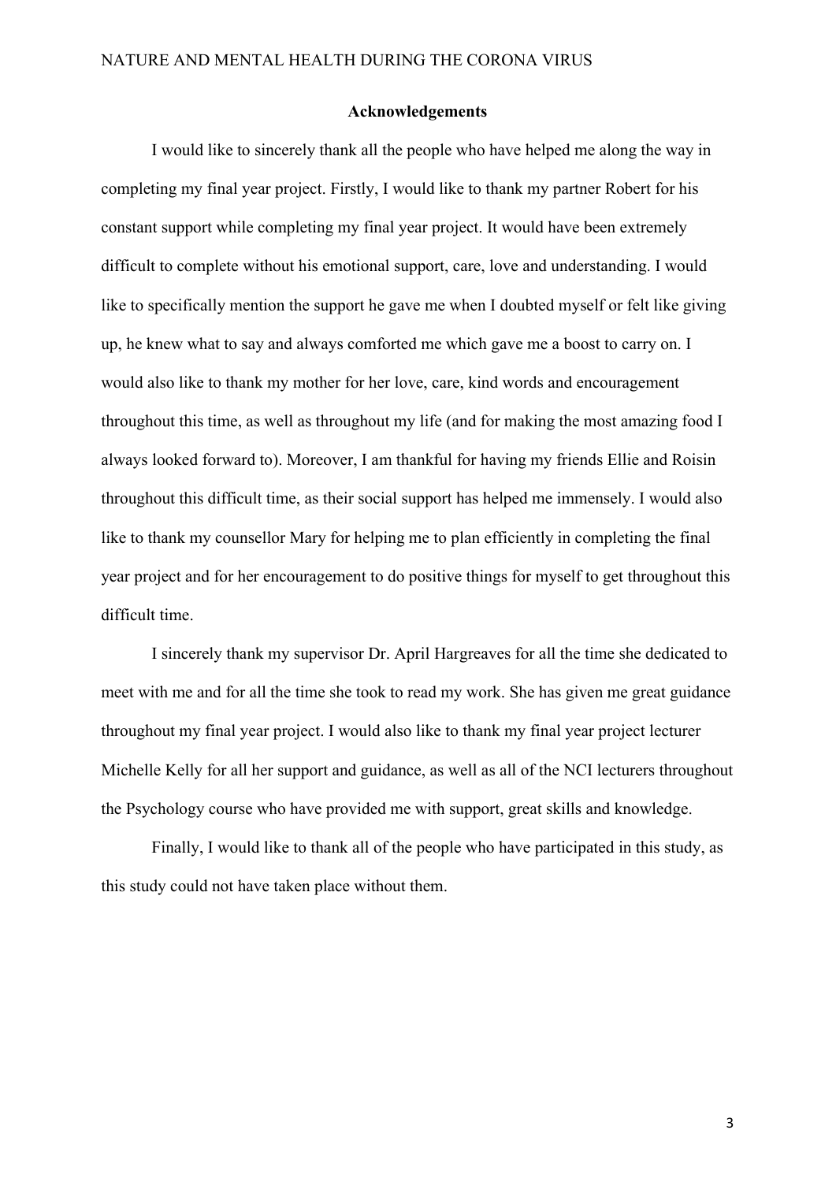**Acknowledgements**

I would like to sincerely thank all the people who have helped me along the way in completing my final year project. Firstly, I would like to thank my partner Robert for his constant support while completing my final year project. It would have been extremely difficult to complete without his emotional support, care, love and understanding. I would like to specifically mention the support he gave me when I doubted myself or felt like giving up, he knew what to say and always comforted me which gave me a boost to carry on. I would also like to thank my mother for her love, care, kind words and encouragement throughout this time, as well as throughout my life (and for making the most amazing food I always looked forward to). Moreover, I am thankful for having my friends Ellie and Roisin throughout this difficult time, as their social support has helped me immensely. I would also like to thank my counsellor Mary for helping me to plan efficiently in completing the final year project and for her encouragement to do positive things for myself to get throughout this difficult time.

I sincerely thank my supervisor Dr. April Hargreaves for all the time she dedicated to meet with me and for all the time she took to read my work. She has given me great guidance throughout my final year project. I would also like to thank my final year project lecturer Michelle Kelly for all her support and guidance, as well as all of the NCI lecturers throughout the Psychology course who have provided me with support, great skills and knowledge.

Finally, I would like to thank all of the people who have participated in this study, as this study could not have taken place without them.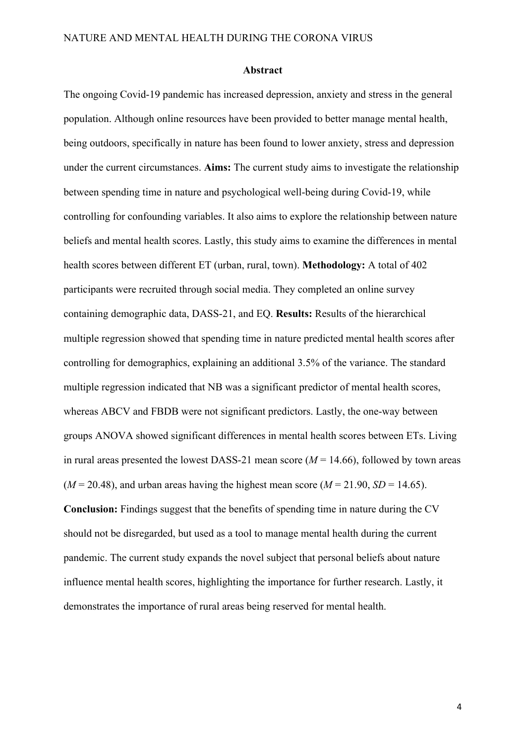## Abstract

The ongoing Covid-19 pandemic has increased depression, anxiety and stress in the general population. Although online resources have been provided to better manage mental health, being outdoors, specifically in nature has been found to lower anxiety, stress and depression under the current circumstances. **Aims:** The current study aims to investigate the relationship between spending time in nature and psychological well-being during Covid-19, while controlling for confounding variables. It also aims to explore the relationship between nature beliefs and mental health scores. Lastly, this study aims to examine the differences in mental health scores between different ET (urban, rural, town). **Methodology:** A total of 402 participants were recruited through social media. They completed an online survey containing demographic data, DASS-21, and EQ. **Results:** Results of the hierarchical multiple regression showed that spending time in nature predicted mental health scores after controlling for demographics, explaining an additional 3.5% of the variance. The standard multiple regression indicated that NB was a significant predictor of mental health scores, whereas ABCV and FBDB were not significant predictors. Lastly, the one-way between groups ANOVA showed significant differences in mental health scores between ETs. Living in rural areas presented the lowest DASS-21 mean score ($M$ = 14.66), followed by town areas ($M$ = 20.48), and urban areas having the highest mean score ($M$ = 21.90, $SD$ = 14.65). **Conclusion:** Findings suggest that the benefits of spending time in nature during the CV should not be disregarded, but used as a tool to manage mental health during the current pandemic. The current study expands the novel subject that personal beliefs about nature influence mental health scores, highlighting the importance for further research. Lastly, it demonstrates the importance of rural areas being reserved for mental health.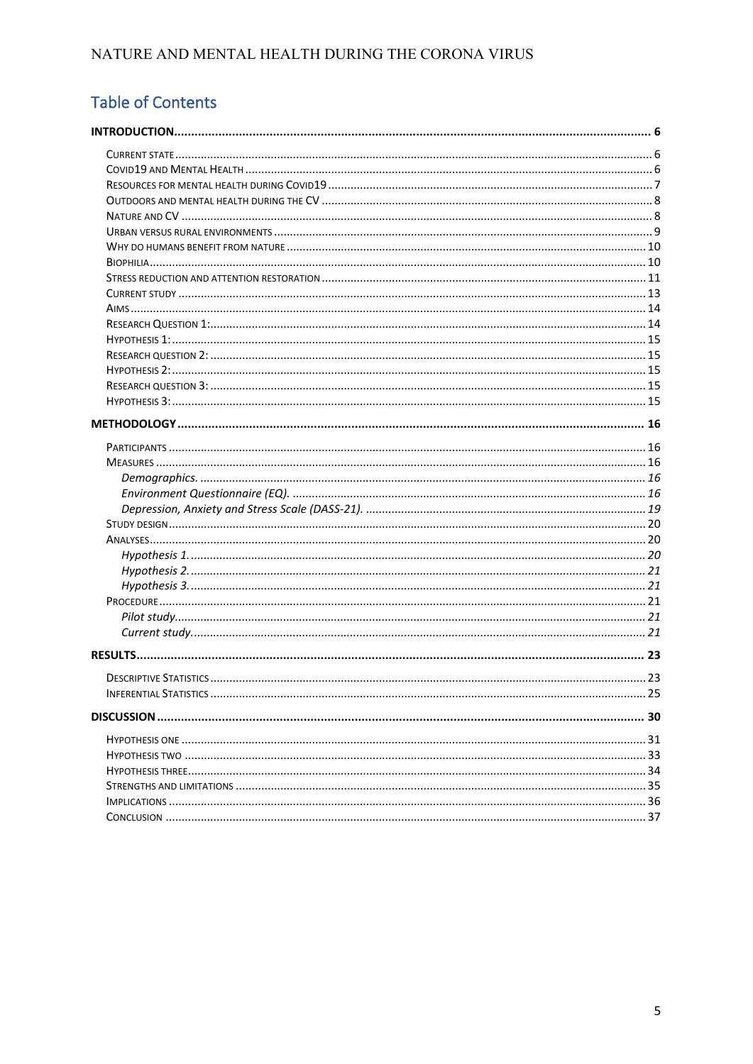## Table of Contents

**INTRODUCTION** .......... 6

- CURRENT STATE .......... 6
- COVID19 AND MENTAL HEALTH .......... 6
- RESOURCES FOR MENTAL HEALTH DURING COVID19 .......... 7
- OUTDOORS AND MENTAL HEALTH DURING THE CV .......... 8
- NATURE AND CV .......... 8
- URBAN VERSUS RURAL ENVIRONMENTS .......... 9
- WHY DO HUMANS BENEFIT FROM NATURE .......... 10
- BIOPHILIA .......... 10
- STRESS REDUCTION AND ATTENTION RESTORATION .......... 11
- CURRENT STUDY .......... 13
- AIMS .......... 14
- RESEARCH QUESTION 1: .......... 14
- HYPOTHESIS 1: .......... 15
- RESEARCH QUESTION 2: .......... 15
- HYPOTHESIS 2: .......... 15
- RESEARCH QUESTION 3: .......... 15
- HYPOTHESIS 3: .......... 15

**METHODOLOGY** .......... 16

- PARTICIPANTS .......... 16
- MEASURES .......... 16
  - *Demographics.* .......... 16
  - *Environment Questionnaire (EQ).* .......... 16
  - *Depression, Anxiety and Stress Scale (DASS-21).* .......... 19
- STUDY DESIGN .......... 20
- ANALYSES .......... 20
  - *Hypothesis 1.* .......... 20
  - *Hypothesis 2.* .......... 21
  - *Hypothesis 3.* .......... 21
- PROCEDURE .......... 21
  - *Pilot study.* .......... 21
  - *Current study.* .......... 21

**RESULTS** .......... 23

- DESCRIPTIVE STATISTICS .......... 23
- INFERENTIAL STATISTICS .......... 25

**DISCUSSION** .......... 30

- HYPOTHESIS ONE .......... 31
- HYPOTHESIS TWO .......... 33
- HYPOTHESIS THREE .......... 34
- STRENGTHS AND LIMITATIONS .......... 35
- IMPLICATIONS .......... 36
- CONCLUSION .......... 37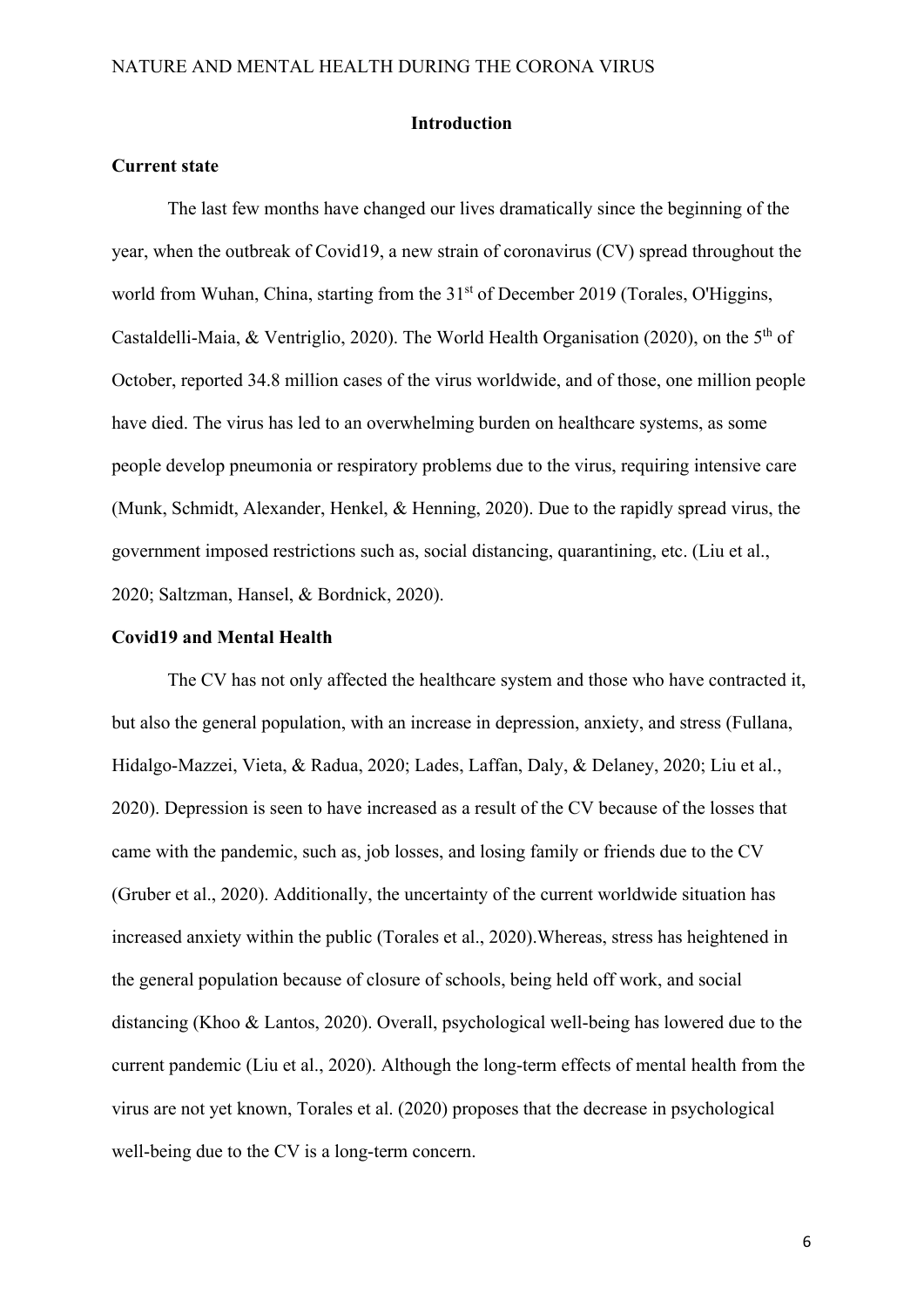## Introduction

### Current state

The last few months have changed our lives dramatically since the beginning of the year, when the outbreak of Covid19, a new strain of coronavirus (CV) spread throughout the world from Wuhan, China, starting from the 31st of December 2019 (Torales, O'Higgins, Castaldelli-Maia, & Ventriglio, 2020). The World Health Organisation (2020), on the 5th of October, reported 34.8 million cases of the virus worldwide, and of those, one million people have died. The virus has led to an overwhelming burden on healthcare systems, as some people develop pneumonia or respiratory problems due to the virus, requiring intensive care (Munk, Schmidt, Alexander, Henkel, & Henning, 2020). Due to the rapidly spread virus, the government imposed restrictions such as, social distancing, quarantining, etc. (Liu et al., 2020; Saltzman, Hansel, & Bordnick, 2020).

### Covid19 and Mental Health

The CV has not only affected the healthcare system and those who have contracted it, but also the general population, with an increase in depression, anxiety, and stress (Fullana, Hidalgo-Mazzei, Vieta, & Radua, 2020; Lades, Laffan, Daly, & Delaney, 2020; Liu et al., 2020). Depression is seen to have increased as a result of the CV because of the losses that came with the pandemic, such as, job losses, and losing family or friends due to the CV (Gruber et al., 2020). Additionally, the uncertainty of the current worldwide situation has increased anxiety within the public (Torales et al., 2020).Whereas, stress has heightened in the general population because of closure of schools, being held off work, and social distancing (Khoo & Lantos, 2020). Overall, psychological well-being has lowered due to the current pandemic (Liu et al., 2020). Although the long-term effects of mental health from the virus are not yet known, Torales et al. (2020) proposes that the decrease in psychological well-being due to the CV is a long-term concern.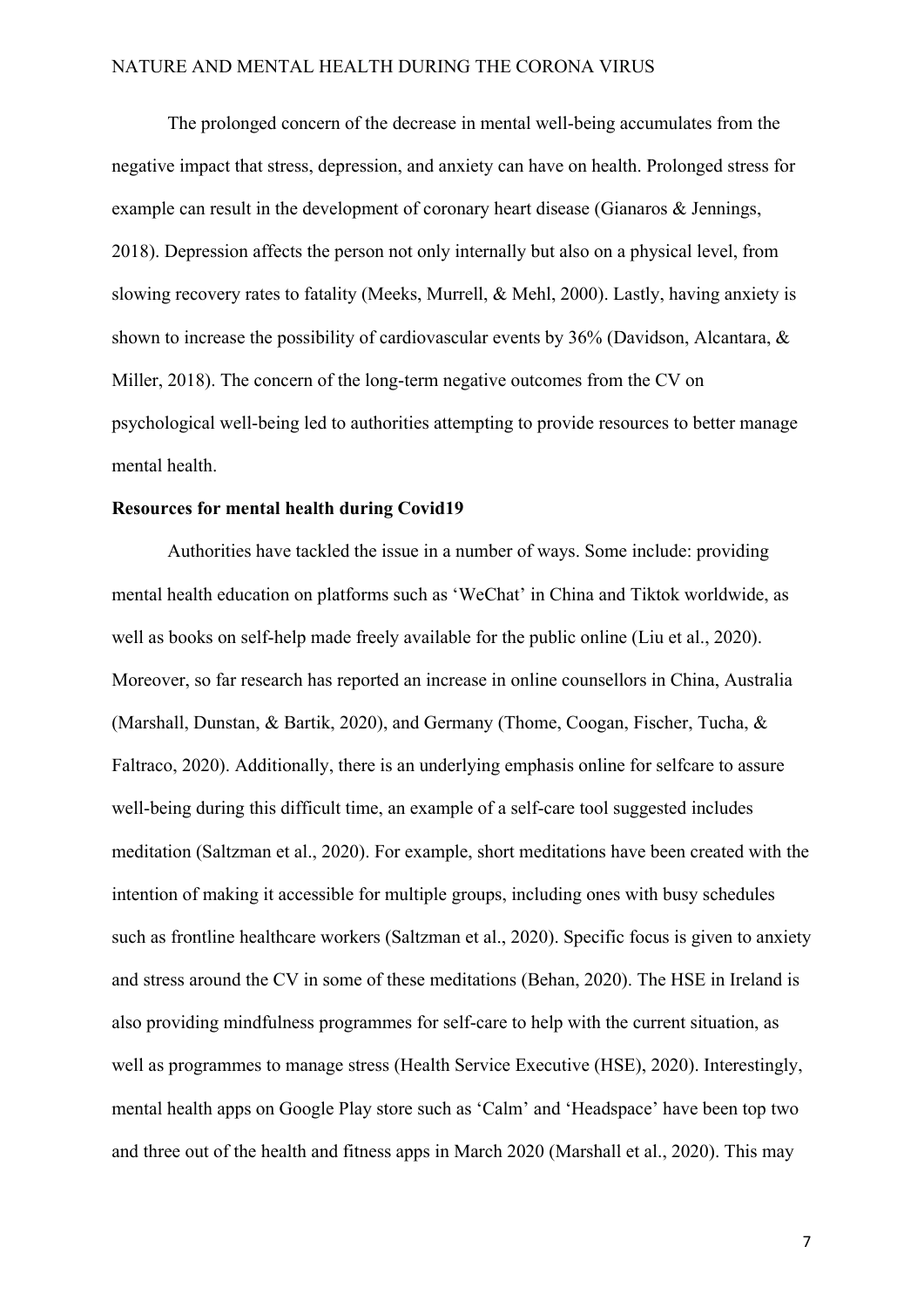The prolonged concern of the decrease in mental well-being accumulates from the negative impact that stress, depression, and anxiety can have on health. Prolonged stress for example can result in the development of coronary heart disease (Gianaros & Jennings, 2018). Depression affects the person not only internally but also on a physical level, from slowing recovery rates to fatality (Meeks, Murrell, & Mehl, 2000). Lastly, having anxiety is shown to increase the possibility of cardiovascular events by 36% (Davidson, Alcantara, & Miller, 2018). The concern of the long-term negative outcomes from the CV on psychological well-being led to authorities attempting to provide resources to better manage mental health.

**Resources for mental health during Covid19**

Authorities have tackled the issue in a number of ways. Some include: providing mental health education on platforms such as 'WeChat' in China and Tiktok worldwide, as well as books on self-help made freely available for the public online (Liu et al., 2020). Moreover, so far research has reported an increase in online counsellors in China, Australia (Marshall, Dunstan, & Bartik, 2020), and Germany (Thome, Coogan, Fischer, Tucha, & Faltraco, 2020). Additionally, there is an underlying emphasis online for selfcare to assure well-being during this difficult time, an example of a self-care tool suggested includes meditation (Saltzman et al., 2020). For example, short meditations have been created with the intention of making it accessible for multiple groups, including ones with busy schedules such as frontline healthcare workers (Saltzman et al., 2020). Specific focus is given to anxiety and stress around the CV in some of these meditations (Behan, 2020). The HSE in Ireland is also providing mindfulness programmes for self-care to help with the current situation, as well as programmes to manage stress (Health Service Executive (HSE), 2020). Interestingly, mental health apps on Google Play store such as 'Calm' and 'Headspace' have been top two and three out of the health and fitness apps in March 2020 (Marshall et al., 2020). This may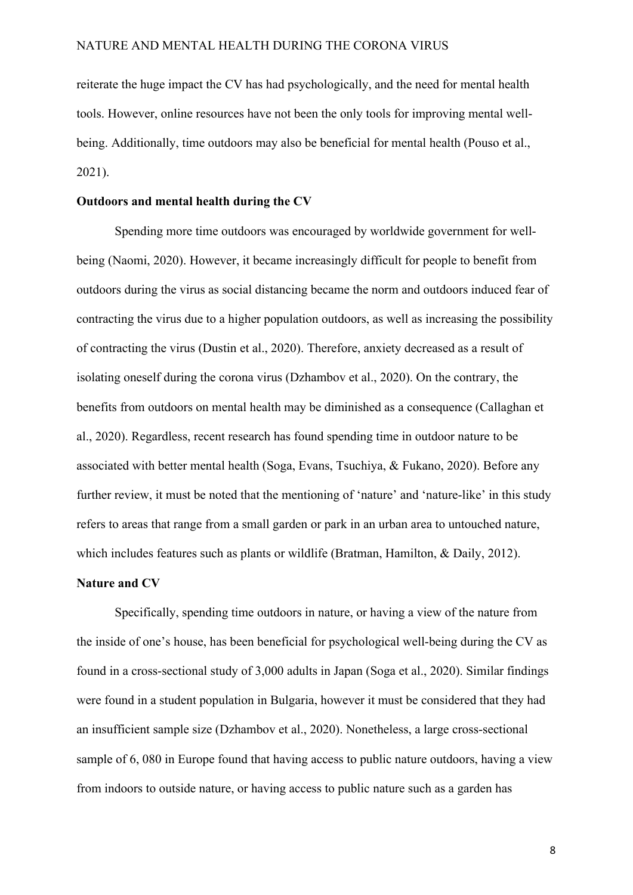reiterate the huge impact the CV has had psychologically, and the need for mental health tools. However, online resources have not been the only tools for improving mental well-being. Additionally, time outdoors may also be beneficial for mental health (Pouso et al., 2021).

**Outdoors and mental health during the CV**

Spending more time outdoors was encouraged by worldwide government for well-being (Naomi, 2020). However, it became increasingly difficult for people to benefit from outdoors during the virus as social distancing became the norm and outdoors induced fear of contracting the virus due to a higher population outdoors, as well as increasing the possibility of contracting the virus (Dustin et al., 2020). Therefore, anxiety decreased as a result of isolating oneself during the corona virus (Dzhambov et al., 2020). On the contrary, the benefits from outdoors on mental health may be diminished as a consequence (Callaghan et al., 2020). Regardless, recent research has found spending time in outdoor nature to be associated with better mental health (Soga, Evans, Tsuchiya, & Fukano, 2020). Before any further review, it must be noted that the mentioning of 'nature' and 'nature-like' in this study refers to areas that range from a small garden or park in an urban area to untouched nature, which includes features such as plants or wildlife (Bratman, Hamilton, & Daily, 2012).

**Nature and CV**

Specifically, spending time outdoors in nature, or having a view of the nature from the inside of one's house, has been beneficial for psychological well-being during the CV as found in a cross-sectional study of 3,000 adults in Japan (Soga et al., 2020). Similar findings were found in a student population in Bulgaria, however it must be considered that they had an insufficient sample size (Dzhambov et al., 2020). Nonetheless, a large cross-sectional sample of 6, 080 in Europe found that having access to public nature outdoors, having a view from indoors to outside nature, or having access to public nature such as a garden has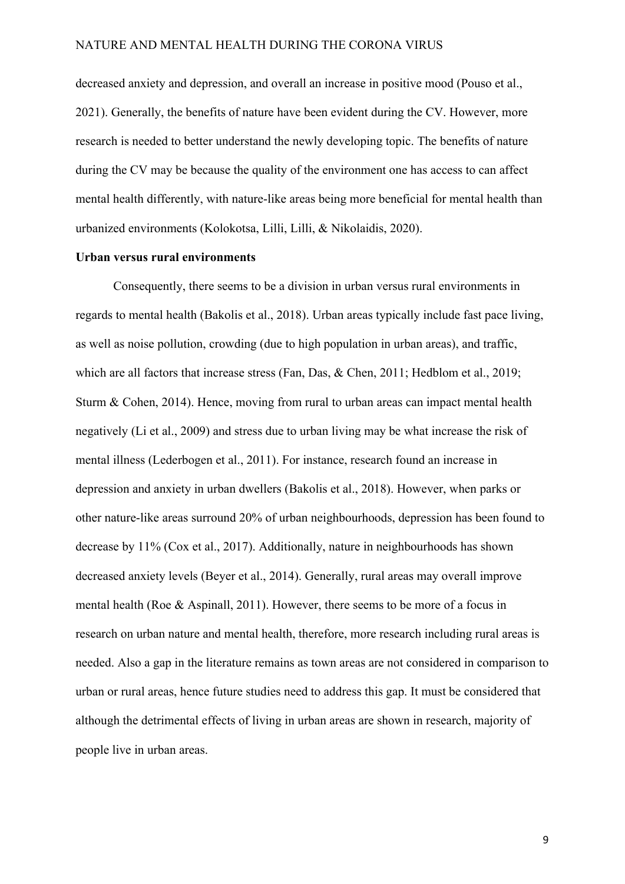decreased anxiety and depression, and overall an increase in positive mood (Pouso et al., 2021). Generally, the benefits of nature have been evident during the CV. However, more research is needed to better understand the newly developing topic. The benefits of nature during the CV may be because the quality of the environment one has access to can affect mental health differently, with nature-like areas being more beneficial for mental health than urbanized environments (Kolokotsa, Lilli, Lilli, & Nikolaidis, 2020).

**Urban versus rural environments**

Consequently, there seems to be a division in urban versus rural environments in regards to mental health (Bakolis et al., 2018). Urban areas typically include fast pace living, as well as noise pollution, crowding (due to high population in urban areas), and traffic, which are all factors that increase stress (Fan, Das, & Chen, 2011; Hedblom et al., 2019; Sturm & Cohen, 2014). Hence, moving from rural to urban areas can impact mental health negatively (Li et al., 2009) and stress due to urban living may be what increase the risk of mental illness (Lederbogen et al., 2011). For instance, research found an increase in depression and anxiety in urban dwellers (Bakolis et al., 2018). However, when parks or other nature-like areas surround 20% of urban neighbourhoods, depression has been found to decrease by 11% (Cox et al., 2017). Additionally, nature in neighbourhoods has shown decreased anxiety levels (Beyer et al., 2014). Generally, rural areas may overall improve mental health (Roe & Aspinall, 2011). However, there seems to be more of a focus in research on urban nature and mental health, therefore, more research including rural areas is needed. Also a gap in the literature remains as town areas are not considered in comparison to urban or rural areas, hence future studies need to address this gap. It must be considered that although the detrimental effects of living in urban areas are shown in research, majority of people live in urban areas.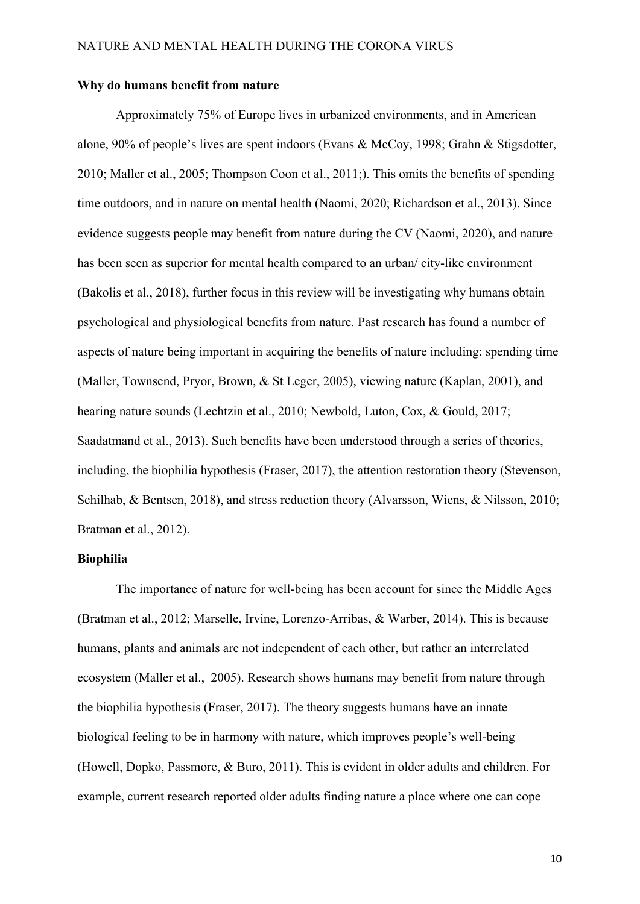**Why do humans benefit from nature**

Approximately 75% of Europe lives in urbanized environments, and in American alone, 90% of people's lives are spent indoors (Evans & McCoy, 1998; Grahn & Stigsdotter, 2010; Maller et al., 2005; Thompson Coon et al., 2011;). This omits the benefits of spending time outdoors, and in nature on mental health (Naomi, 2020; Richardson et al., 2013). Since evidence suggests people may benefit from nature during the CV (Naomi, 2020), and nature has been seen as superior for mental health compared to an urban/ city-like environment (Bakolis et al., 2018), further focus in this review will be investigating why humans obtain psychological and physiological benefits from nature. Past research has found a number of aspects of nature being important in acquiring the benefits of nature including: spending time (Maller, Townsend, Pryor, Brown, & St Leger, 2005), viewing nature (Kaplan, 2001), and hearing nature sounds (Lechtzin et al., 2010; Newbold, Luton, Cox, & Gould, 2017; Saadatmand et al., 2013). Such benefits have been understood through a series of theories, including, the biophilia hypothesis (Fraser, 2017), the attention restoration theory (Stevenson, Schilhab, & Bentsen, 2018), and stress reduction theory (Alvarsson, Wiens, & Nilsson, 2010; Bratman et al., 2012).

**Biophilia**

The importance of nature for well-being has been account for since the Middle Ages (Bratman et al., 2012; Marselle, Irvine, Lorenzo-Arribas, & Warber, 2014). This is because humans, plants and animals are not independent of each other, but rather an interrelated ecosystem (Maller et al., 2005). Research shows humans may benefit from nature through the biophilia hypothesis (Fraser, 2017). The theory suggests humans have an innate biological feeling to be in harmony with nature, which improves people's well-being (Howell, Dopko, Passmore, & Buro, 2011). This is evident in older adults and children. For example, current research reported older adults finding nature a place where one can cope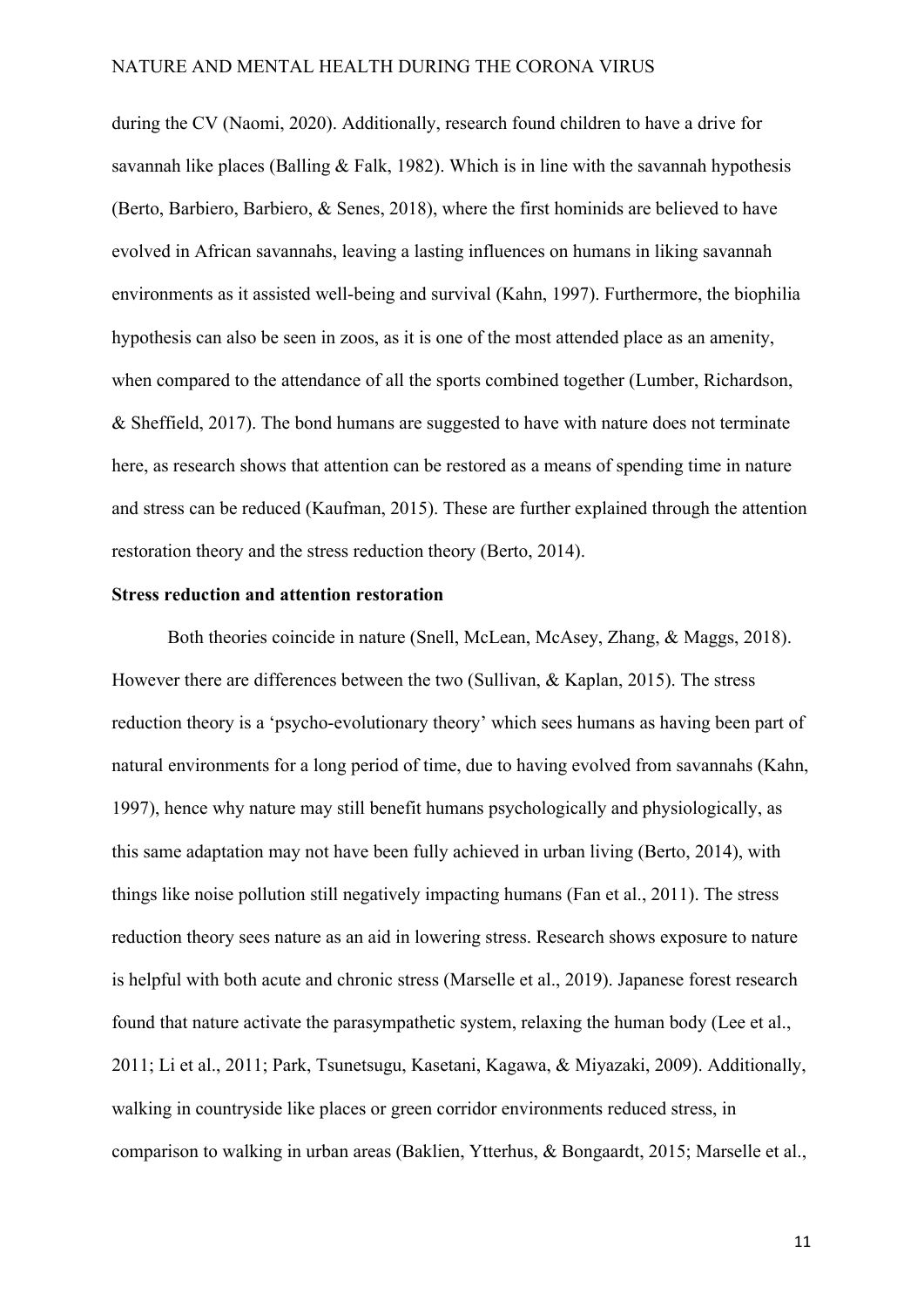during the CV (Naomi, 2020). Additionally, research found children to have a drive for savannah like places (Balling & Falk, 1982). Which is in line with the savannah hypothesis (Berto, Barbiero, Barbiero, & Senes, 2018), where the first hominids are believed to have evolved in African savannahs, leaving a lasting influences on humans in liking savannah environments as it assisted well-being and survival (Kahn, 1997). Furthermore, the biophilia hypothesis can also be seen in zoos, as it is one of the most attended place as an amenity, when compared to the attendance of all the sports combined together (Lumber, Richardson, & Sheffield, 2017). The bond humans are suggested to have with nature does not terminate here, as research shows that attention can be restored as a means of spending time in nature and stress can be reduced (Kaufman, 2015). These are further explained through the attention restoration theory and the stress reduction theory (Berto, 2014).

**Stress reduction and attention restoration**

Both theories coincide in nature (Snell, McLean, McAsey, Zhang, & Maggs, 2018). However there are differences between the two (Sullivan, & Kaplan, 2015). The stress reduction theory is a 'psycho-evolutionary theory' which sees humans as having been part of natural environments for a long period of time, due to having evolved from savannahs (Kahn, 1997), hence why nature may still benefit humans psychologically and physiologically, as this same adaptation may not have been fully achieved in urban living (Berto, 2014), with things like noise pollution still negatively impacting humans (Fan et al., 2011). The stress reduction theory sees nature as an aid in lowering stress. Research shows exposure to nature is helpful with both acute and chronic stress (Marselle et al., 2019). Japanese forest research found that nature activate the parasympathetic system, relaxing the human body (Lee et al., 2011; Li et al., 2011; Park, Tsunetsugu, Kasetani, Kagawa, & Miyazaki, 2009). Additionally, walking in countryside like places or green corridor environments reduced stress, in comparison to walking in urban areas (Baklien, Ytterhus, & Bongaardt, 2015; Marselle et al.,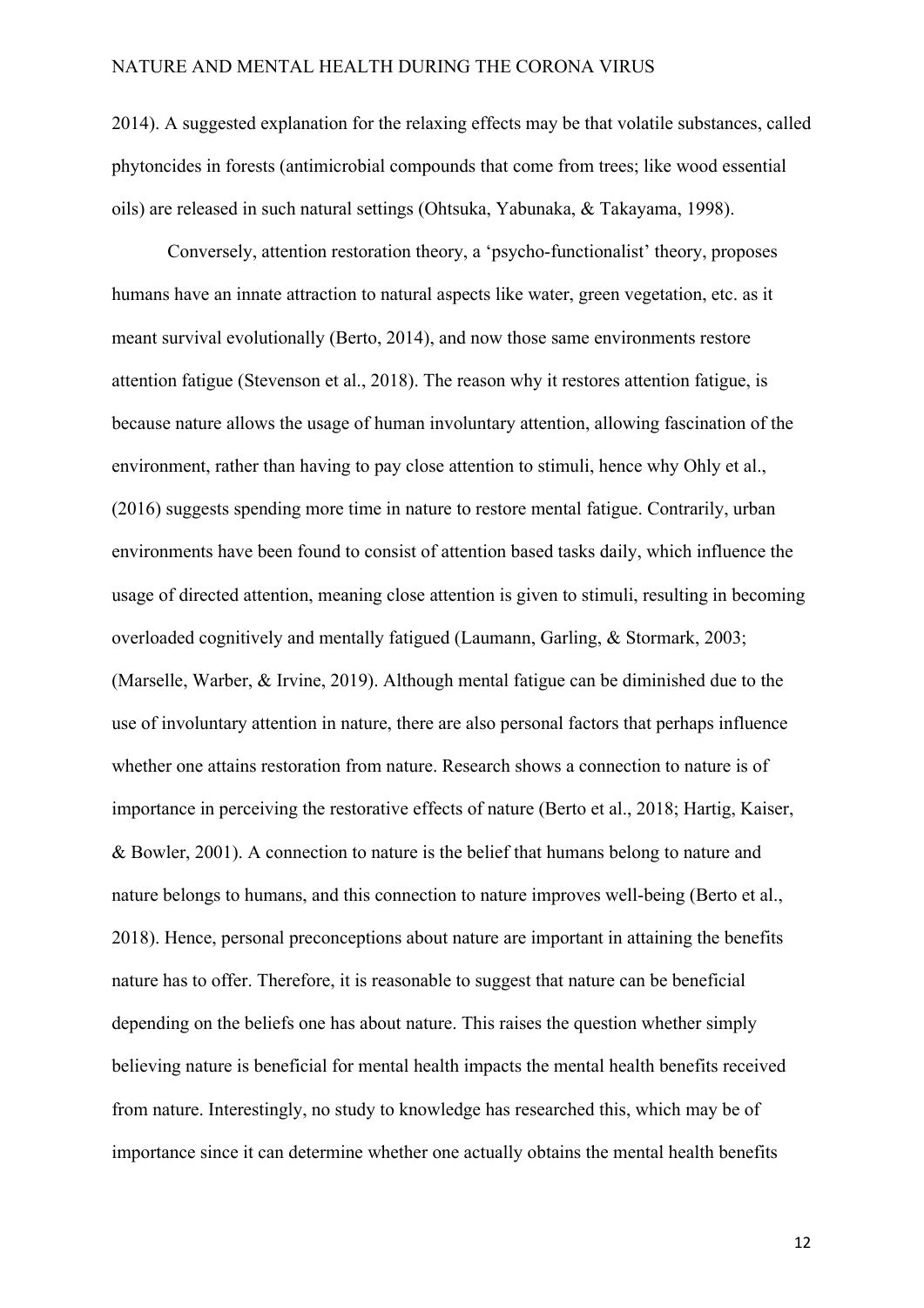2014). A suggested explanation for the relaxing effects may be that volatile substances, called phytoncides in forests (antimicrobial compounds that come from trees; like wood essential oils) are released in such natural settings (Ohtsuka, Yabunaka, & Takayama, 1998).

Conversely, attention restoration theory, a 'psycho-functionalist' theory, proposes humans have an innate attraction to natural aspects like water, green vegetation, etc. as it meant survival evolutionally (Berto, 2014), and now those same environments restore attention fatigue (Stevenson et al., 2018). The reason why it restores attention fatigue, is because nature allows the usage of human involuntary attention, allowing fascination of the environment, rather than having to pay close attention to stimuli, hence why Ohly et al., (2016) suggests spending more time in nature to restore mental fatigue. Contrarily, urban environments have been found to consist of attention based tasks daily, which influence the usage of directed attention, meaning close attention is given to stimuli, resulting in becoming overloaded cognitively and mentally fatigued (Laumann, Garling, & Stormark, 2003; (Marselle, Warber, & Irvine, 2019). Although mental fatigue can be diminished due to the use of involuntary attention in nature, there are also personal factors that perhaps influence whether one attains restoration from nature. Research shows a connection to nature is of importance in perceiving the restorative effects of nature (Berto et al., 2018; Hartig, Kaiser, & Bowler, 2001). A connection to nature is the belief that humans belong to nature and nature belongs to humans, and this connection to nature improves well-being (Berto et al., 2018). Hence, personal preconceptions about nature are important in attaining the benefits nature has to offer. Therefore, it is reasonable to suggest that nature can be beneficial depending on the beliefs one has about nature. This raises the question whether simply believing nature is beneficial for mental health impacts the mental health benefits received from nature. Interestingly, no study to knowledge has researched this, which may be of importance since it can determine whether one actually obtains the mental health benefits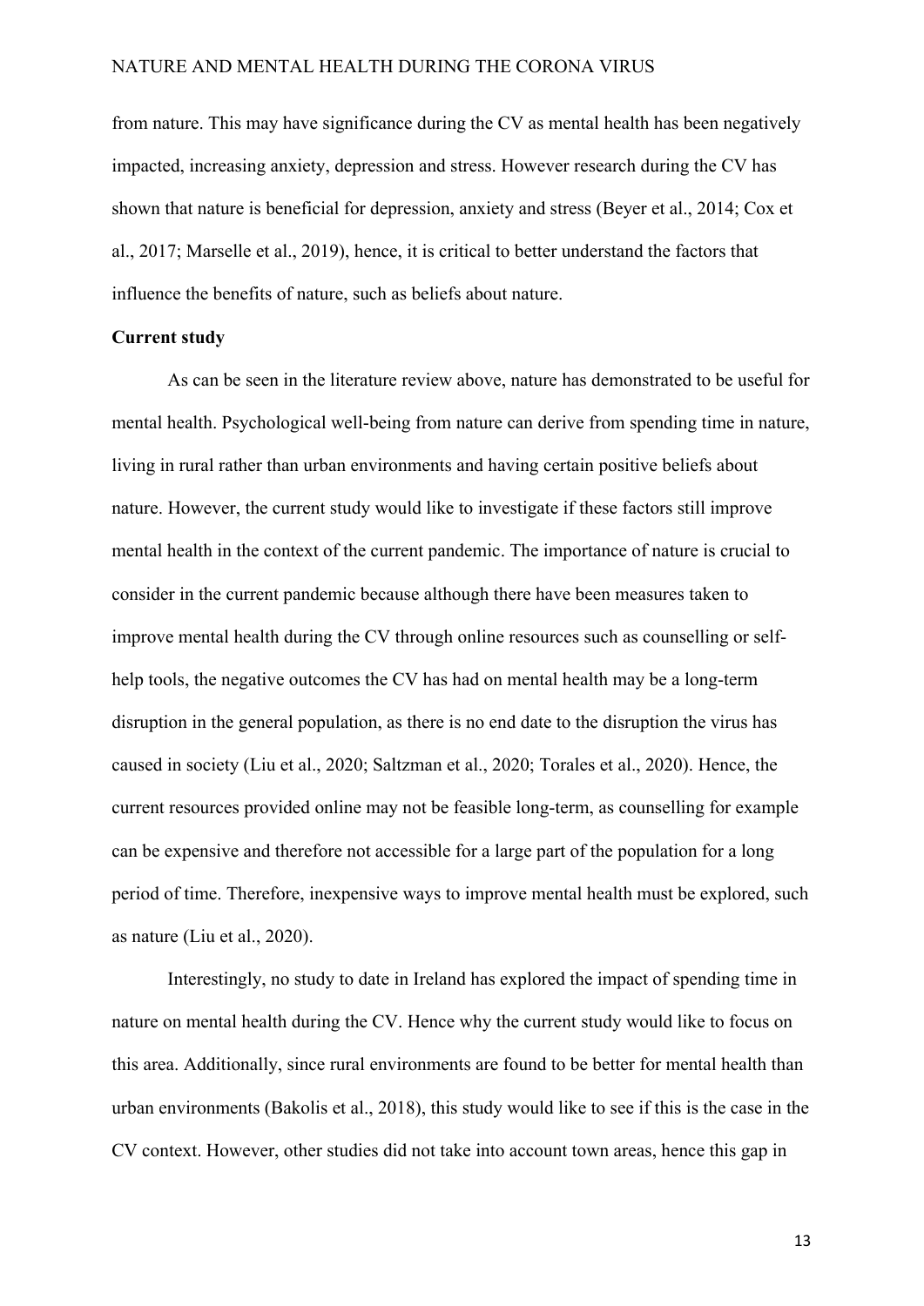from nature. This may have significance during the CV as mental health has been negatively impacted, increasing anxiety, depression and stress. However research during the CV has shown that nature is beneficial for depression, anxiety and stress (Beyer et al., 2014; Cox et al., 2017; Marselle et al., 2019), hence, it is critical to better understand the factors that influence the benefits of nature, such as beliefs about nature.

**Current study**

As can be seen in the literature review above, nature has demonstrated to be useful for mental health. Psychological well-being from nature can derive from spending time in nature, living in rural rather than urban environments and having certain positive beliefs about nature. However, the current study would like to investigate if these factors still improve mental health in the context of the current pandemic. The importance of nature is crucial to consider in the current pandemic because although there have been measures taken to improve mental health during the CV through online resources such as counselling or self-help tools, the negative outcomes the CV has had on mental health may be a long-term disruption in the general population, as there is no end date to the disruption the virus has caused in society (Liu et al., 2020; Saltzman et al., 2020; Torales et al., 2020). Hence, the current resources provided online may not be feasible long-term, as counselling for example can be expensive and therefore not accessible for a large part of the population for a long period of time. Therefore, inexpensive ways to improve mental health must be explored, such as nature (Liu et al., 2020).

Interestingly, no study to date in Ireland has explored the impact of spending time in nature on mental health during the CV. Hence why the current study would like to focus on this area. Additionally, since rural environments are found to be better for mental health than urban environments (Bakolis et al., 2018), this study would like to see if this is the case in the CV context. However, other studies did not take into account town areas, hence this gap in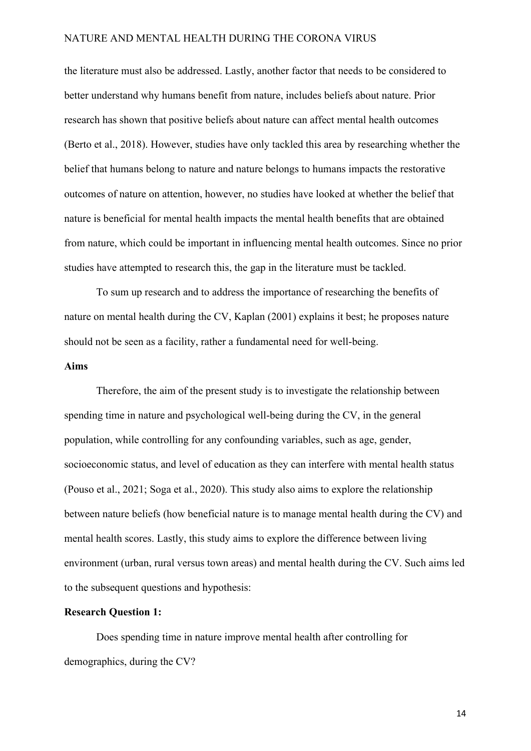the literature must also be addressed. Lastly, another factor that needs to be considered to better understand why humans benefit from nature, includes beliefs about nature. Prior research has shown that positive beliefs about nature can affect mental health outcomes (Berto et al., 2018). However, studies have only tackled this area by researching whether the belief that humans belong to nature and nature belongs to humans impacts the restorative outcomes of nature on attention, however, no studies have looked at whether the belief that nature is beneficial for mental health impacts the mental health benefits that are obtained from nature, which could be important in influencing mental health outcomes. Since no prior studies have attempted to research this, the gap in the literature must be tackled.

To sum up research and to address the importance of researching the benefits of nature on mental health during the CV, Kaplan (2001) explains it best; he proposes nature should not be seen as a facility, rather a fundamental need for well-being.

**Aims**

Therefore, the aim of the present study is to investigate the relationship between spending time in nature and psychological well-being during the CV, in the general population, while controlling for any confounding variables, such as age, gender, socioeconomic status, and level of education as they can interfere with mental health status (Pouso et al., 2021; Soga et al., 2020). This study also aims to explore the relationship between nature beliefs (how beneficial nature is to manage mental health during the CV) and mental health scores. Lastly, this study aims to explore the difference between living environment (urban, rural versus town areas) and mental health during the CV. Such aims led to the subsequent questions and hypothesis:

**Research Question 1:**

Does spending time in nature improve mental health after controlling for demographics, during the CV?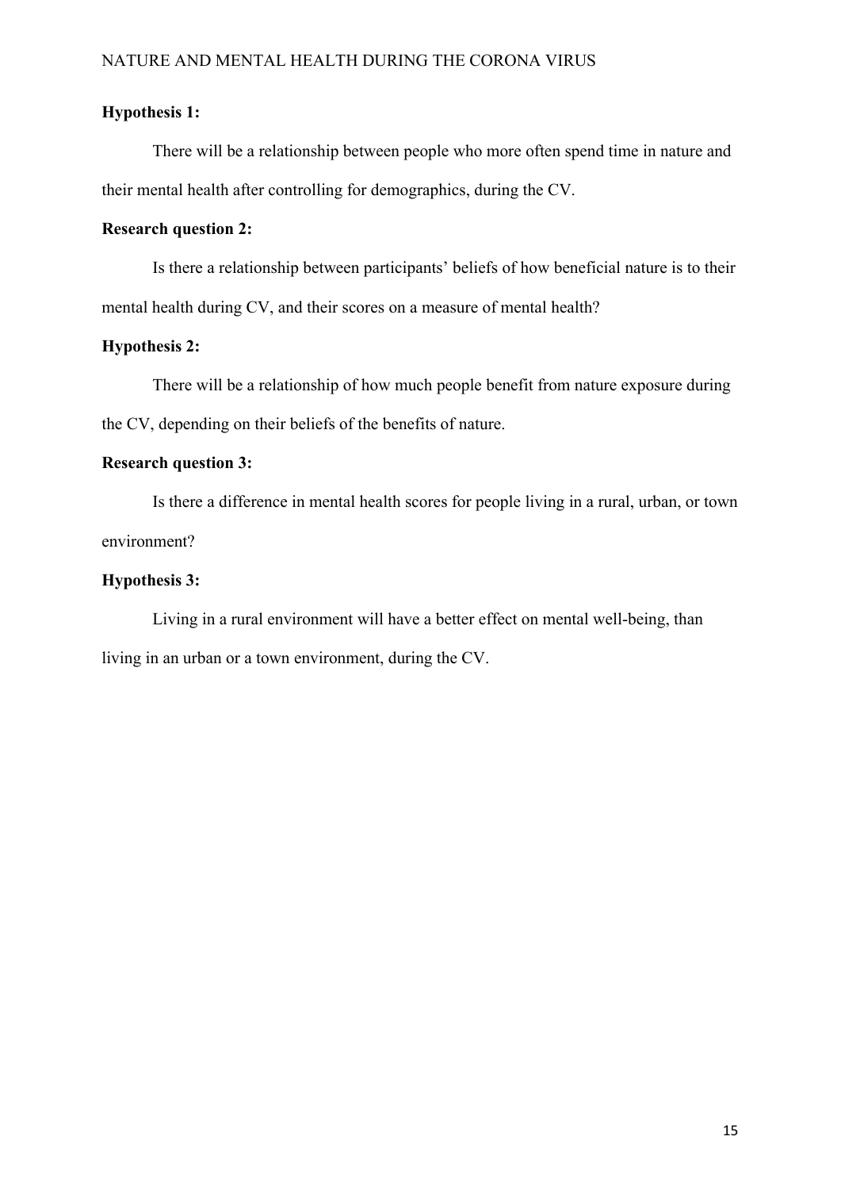**Hypothesis 1:**

There will be a relationship between people who more often spend time in nature and their mental health after controlling for demographics, during the CV.

**Research question 2:**

Is there a relationship between participants' beliefs of how beneficial nature is to their mental health during CV, and their scores on a measure of mental health?

**Hypothesis 2:**

There will be a relationship of how much people benefit from nature exposure during the CV, depending on their beliefs of the benefits of nature.

**Research question 3:**

Is there a difference in mental health scores for people living in a rural, urban, or town environment?

**Hypothesis 3:**

Living in a rural environment will have a better effect on mental well-being, than living in an urban or a town environment, during the CV.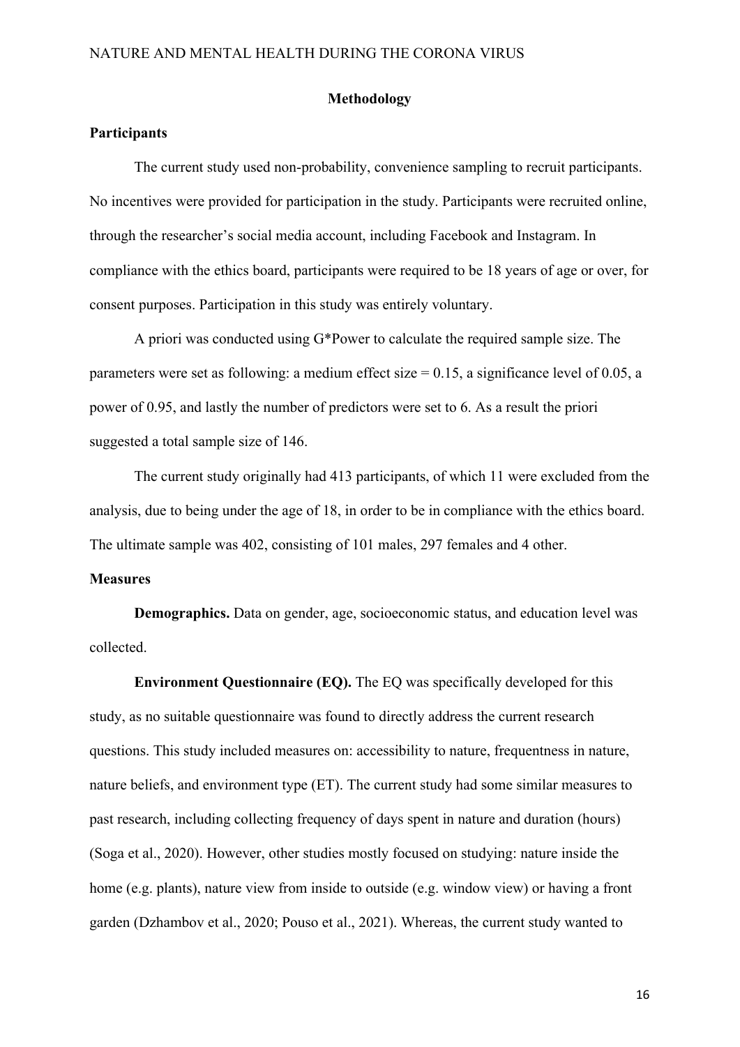## Methodology

### Participants

The current study used non-probability, convenience sampling to recruit participants. No incentives were provided for participation in the study. Participants were recruited online, through the researcher's social media account, including Facebook and Instagram. In compliance with the ethics board, participants were required to be 18 years of age or over, for consent purposes. Participation in this study was entirely voluntary.

A priori was conducted using G*Power to calculate the required sample size. The parameters were set as following: a medium effect size = 0.15, a significance level of 0.05, a power of 0.95, and lastly the number of predictors were set to 6. As a result the priori suggested a total sample size of 146.

The current study originally had 413 participants, of which 11 were excluded from the analysis, due to being under the age of 18, in order to be in compliance with the ethics board. The ultimate sample was 402, consisting of 101 males, 297 females and 4 other.

### Measures

**Demographics.** Data on gender, age, socioeconomic status, and education level was collected.

**Environment Questionnaire (EQ).** The EQ was specifically developed for this study, as no suitable questionnaire was found to directly address the current research questions. This study included measures on: accessibility to nature, frequentness in nature, nature beliefs, and environment type (ET). The current study had some similar measures to past research, including collecting frequency of days spent in nature and duration (hours) (Soga et al., 2020). However, other studies mostly focused on studying: nature inside the home (e.g. plants), nature view from inside to outside (e.g. window view) or having a front garden (Dzhambov et al., 2020; Pouso et al., 2021). Whereas, the current study wanted to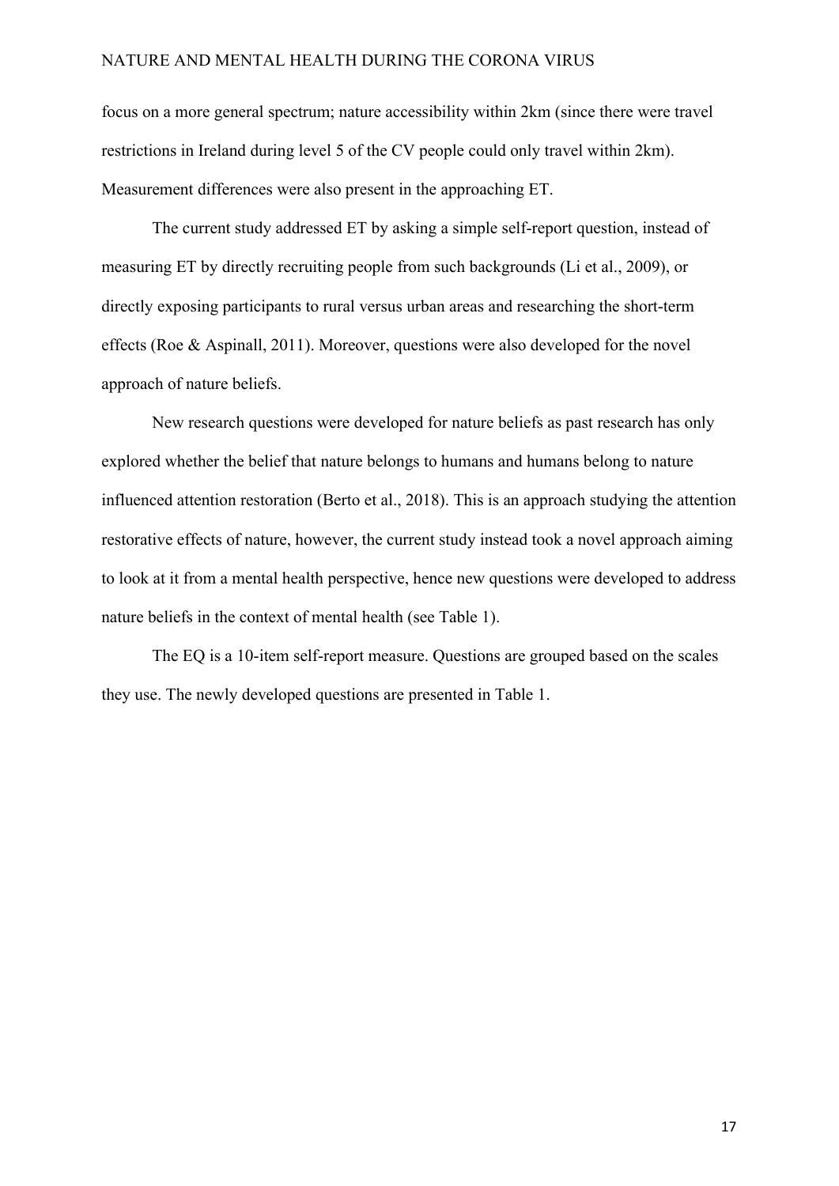focus on a more general spectrum; nature accessibility within 2km (since there were travel restrictions in Ireland during level 5 of the CV people could only travel within 2km). Measurement differences were also present in the approaching ET.

The current study addressed ET by asking a simple self-report question, instead of measuring ET by directly recruiting people from such backgrounds (Li et al., 2009), or directly exposing participants to rural versus urban areas and researching the short-term effects (Roe & Aspinall, 2011). Moreover, questions were also developed for the novel approach of nature beliefs.

New research questions were developed for nature beliefs as past research has only explored whether the belief that nature belongs to humans and humans belong to nature influenced attention restoration (Berto et al., 2018). This is an approach studying the attention restorative effects of nature, however, the current study instead took a novel approach aiming to look at it from a mental health perspective, hence new questions were developed to address nature beliefs in the context of mental health (see Table 1).

The EQ is a 10-item self-report measure. Questions are grouped based on the scales they use. The newly developed questions are presented in Table 1.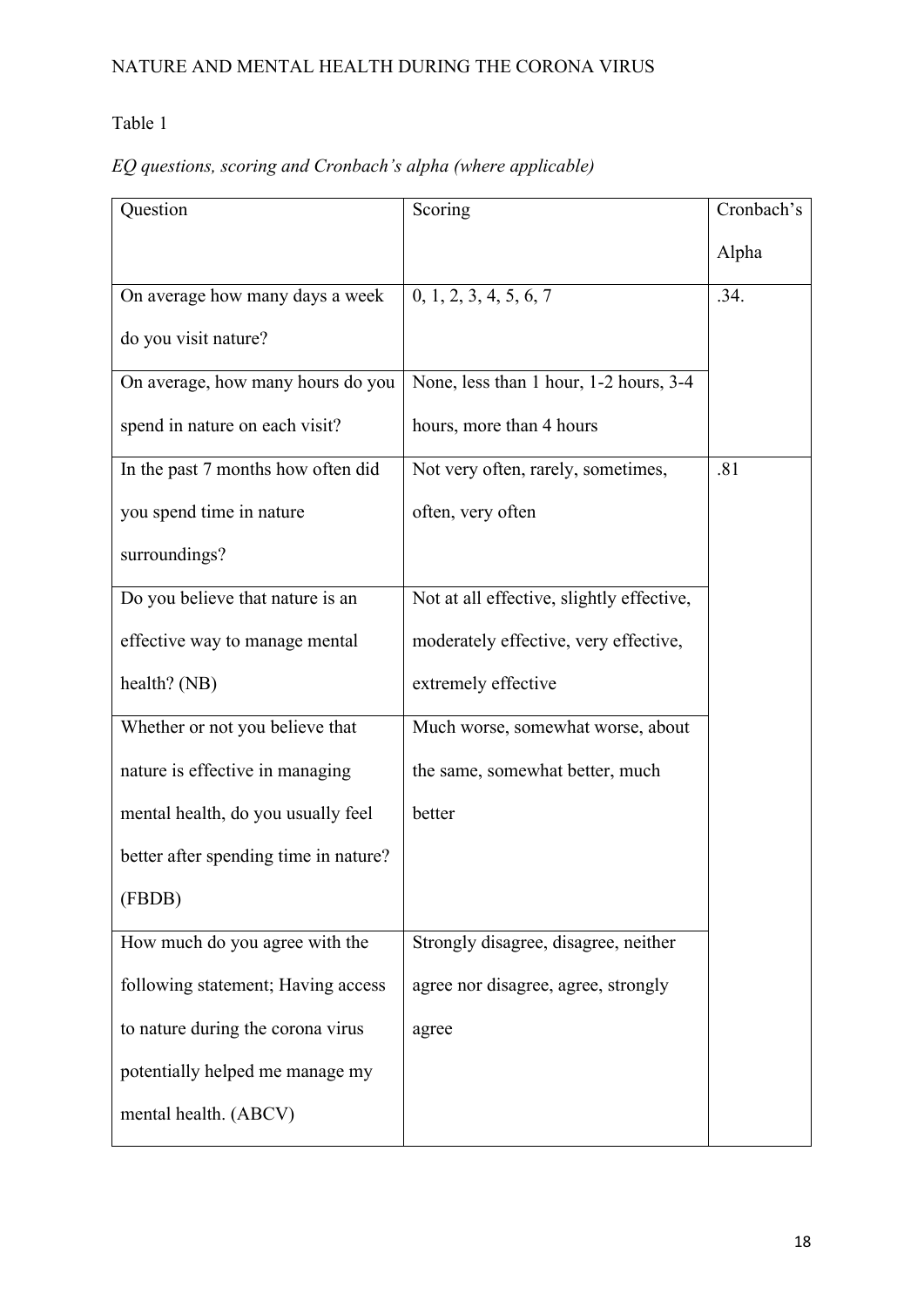Table 1

*EQ questions, scoring and Cronbach's alpha (where applicable)*

| Question | Scoring | Cronbach's Alpha |
|---|---|---|
| On average how many days a week do you visit nature? | 0, 1, 2, 3, 4, 5, 6, 7 | .34. |
| On average, how many hours do you spend in nature on each visit? | None, less than 1 hour, 1-2 hours, 3-4 hours, more than 4 hours | |
| In the past 7 months how often did you spend time in nature surroundings? | Not very often, rarely, sometimes, often, very often | .81 |
| Do you believe that nature is an effective way to manage mental health? (NB) | Not at all effective, slightly effective, moderately effective, very effective, extremely effective | |
| Whether or not you believe that nature is effective in managing mental health, do you usually feel better after spending time in nature? (FBDB) | Much worse, somewhat worse, about the same, somewhat better, much better | |
| How much do you agree with the following statement; Having access to nature during the corona virus potentially helped me manage my mental health. (ABCV) | Strongly disagree, disagree, neither agree nor disagree, agree, strongly agree | |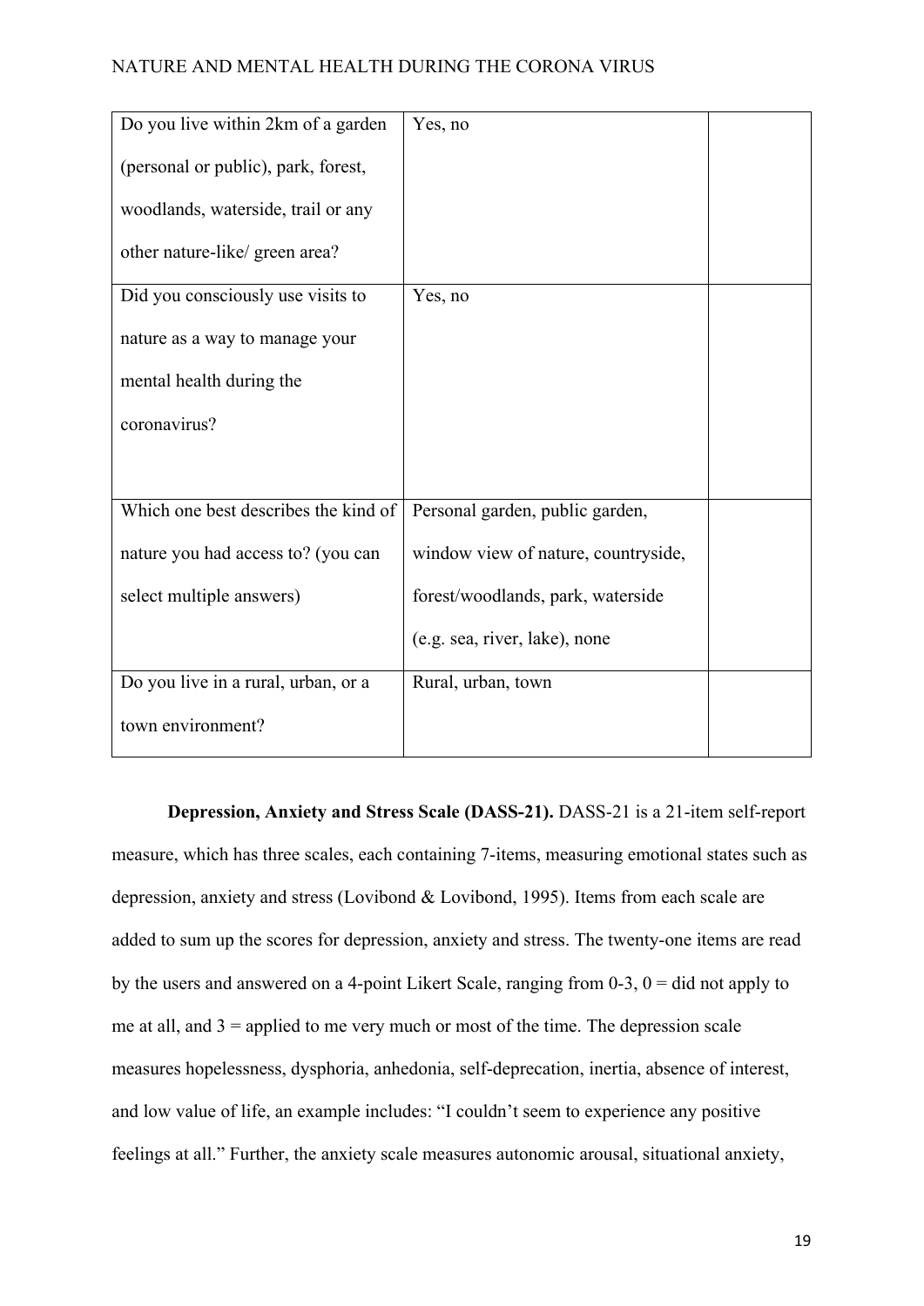| Do you live within 2km of a garden (personal or public), park, forest, woodlands, waterside, trail or any other nature-like/ green area? | Yes, no | |
|---|---|---|
| Did you consciously use visits to nature as a way to manage your mental health during the coronavirus? | Yes, no | |
| Which one best describes the kind of nature you had access to? (you can select multiple answers) | Personal garden, public garden, window view of nature, countryside, forest/woodlands, park, waterside (e.g. sea, river, lake), none | |
| Do you live in a rural, urban, or a town environment? | Rural, urban, town | |

**Depression, Anxiety and Stress Scale (DASS-21).** DASS-21 is a 21-item self-report measure, which has three scales, each containing 7-items, measuring emotional states such as depression, anxiety and stress (Lovibond & Lovibond, 1995). Items from each scale are added to sum up the scores for depression, anxiety and stress. The twenty-one items are read by the users and answered on a 4-point Likert Scale, ranging from 0-3, 0 = did not apply to me at all, and 3 = applied to me very much or most of the time. The depression scale measures hopelessness, dysphoria, anhedonia, self-deprecation, inertia, absence of interest, and low value of life, an example includes: "I couldn't seem to experience any positive feelings at all." Further, the anxiety scale measures autonomic arousal, situational anxiety,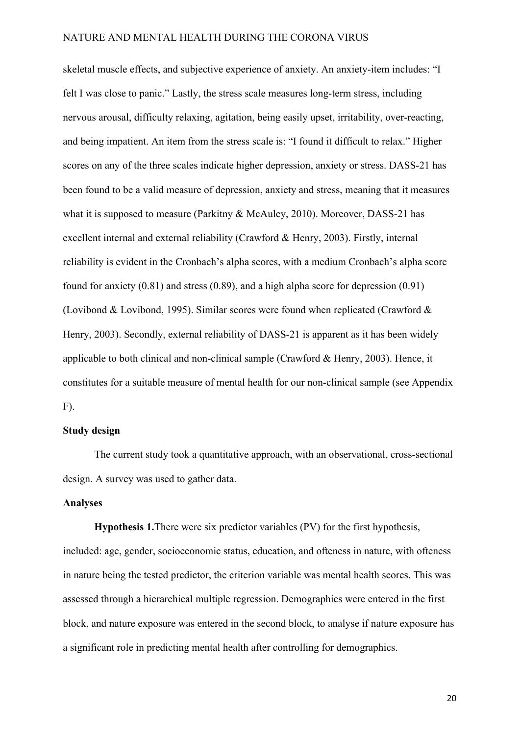skeletal muscle effects, and subjective experience of anxiety. An anxiety-item includes: "I felt I was close to panic." Lastly, the stress scale measures long-term stress, including nervous arousal, difficulty relaxing, agitation, being easily upset, irritability, over-reacting, and being impatient. An item from the stress scale is: "I found it difficult to relax." Higher scores on any of the three scales indicate higher depression, anxiety or stress. DASS-21 has been found to be a valid measure of depression, anxiety and stress, meaning that it measures what it is supposed to measure (Parkitny & McAuley, 2010). Moreover, DASS-21 has excellent internal and external reliability (Crawford & Henry, 2003). Firstly, internal reliability is evident in the Cronbach's alpha scores, with a medium Cronbach's alpha score found for anxiety (0.81) and stress (0.89), and a high alpha score for depression (0.91) (Lovibond & Lovibond, 1995). Similar scores were found when replicated (Crawford & Henry, 2003). Secondly, external reliability of DASS-21 is apparent as it has been widely applicable to both clinical and non-clinical sample (Crawford & Henry, 2003). Hence, it constitutes for a suitable measure of mental health for our non-clinical sample (see Appendix F).

**Study design**

The current study took a quantitative approach, with an observational, cross-sectional design. A survey was used to gather data.

**Analyses**

**Hypothesis 1.**There were six predictor variables (PV) for the first hypothesis, included: age, gender, socioeconomic status, education, and ofteness in nature, with ofteness in nature being the tested predictor, the criterion variable was mental health scores. This was assessed through a hierarchical multiple regression. Demographics were entered in the first block, and nature exposure was entered in the second block, to analyse if nature exposure has a significant role in predicting mental health after controlling for demographics.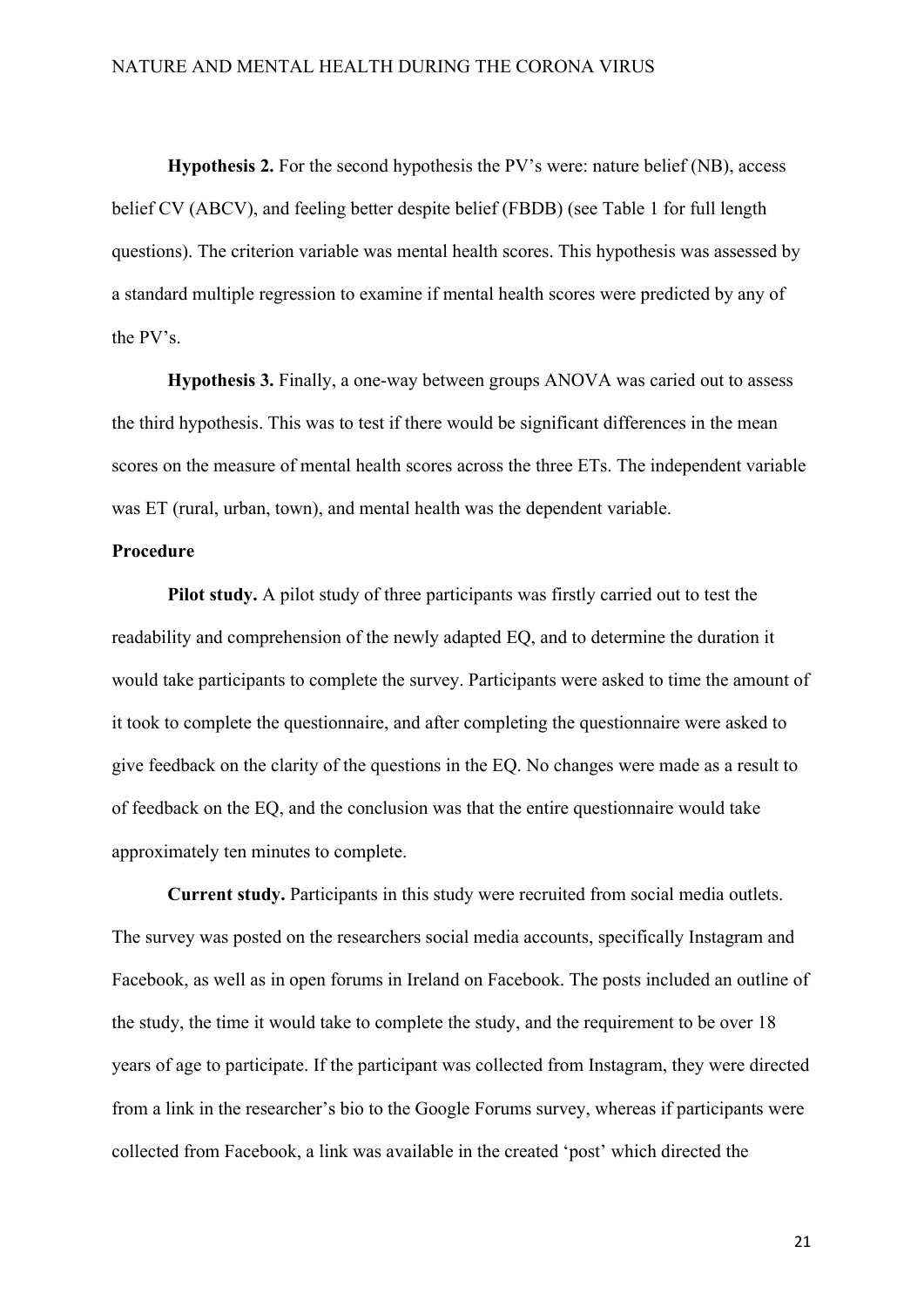**Hypothesis 2.** For the second hypothesis the PV's were: nature belief (NB), access belief CV (ABCV), and feeling better despite belief (FBDB) (see Table 1 for full length questions). The criterion variable was mental health scores. This hypothesis was assessed by a standard multiple regression to examine if mental health scores were predicted by any of the PV's.

**Hypothesis 3.** Finally, a one-way between groups ANOVA was caried out to assess the third hypothesis. This was to test if there would be significant differences in the mean scores on the measure of mental health scores across the three ETs. The independent variable was ET (rural, urban, town), and mental health was the dependent variable.

**Procedure**

**Pilot study.** A pilot study of three participants was firstly carried out to test the readability and comprehension of the newly adapted EQ, and to determine the duration it would take participants to complete the survey. Participants were asked to time the amount of it took to complete the questionnaire, and after completing the questionnaire were asked to give feedback on the clarity of the questions in the EQ. No changes were made as a result to of feedback on the EQ, and the conclusion was that the entire questionnaire would take approximately ten minutes to complete.

**Current study.** Participants in this study were recruited from social media outlets. The survey was posted on the researchers social media accounts, specifically Instagram and Facebook, as well as in open forums in Ireland on Facebook. The posts included an outline of the study, the time it would take to complete the study, and the requirement to be over 18 years of age to participate. If the participant was collected from Instagram, they were directed from a link in the researcher's bio to the Google Forums survey, whereas if participants were collected from Facebook, a link was available in the created 'post' which directed the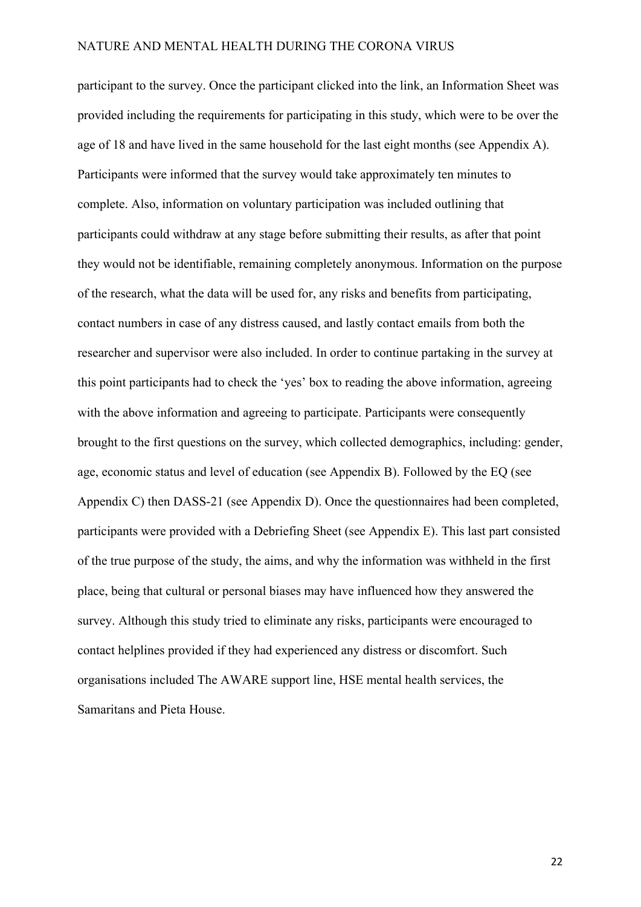participant to the survey. Once the participant clicked into the link, an Information Sheet was provided including the requirements for participating in this study, which were to be over the age of 18 and have lived in the same household for the last eight months (see Appendix A). Participants were informed that the survey would take approximately ten minutes to complete. Also, information on voluntary participation was included outlining that participants could withdraw at any stage before submitting their results, as after that point they would not be identifiable, remaining completely anonymous. Information on the purpose of the research, what the data will be used for, any risks and benefits from participating, contact numbers in case of any distress caused, and lastly contact emails from both the researcher and supervisor were also included. In order to continue partaking in the survey at this point participants had to check the 'yes' box to reading the above information, agreeing with the above information and agreeing to participate. Participants were consequently brought to the first questions on the survey, which collected demographics, including: gender, age, economic status and level of education (see Appendix B). Followed by the EQ (see Appendix C) then DASS-21 (see Appendix D). Once the questionnaires had been completed, participants were provided with a Debriefing Sheet (see Appendix E). This last part consisted of the true purpose of the study, the aims, and why the information was withheld in the first place, being that cultural or personal biases may have influenced how they answered the survey. Although this study tried to eliminate any risks, participants were encouraged to contact helplines provided if they had experienced any distress or discomfort. Such organisations included The AWARE support line, HSE mental health services, the Samaritans and Pieta House.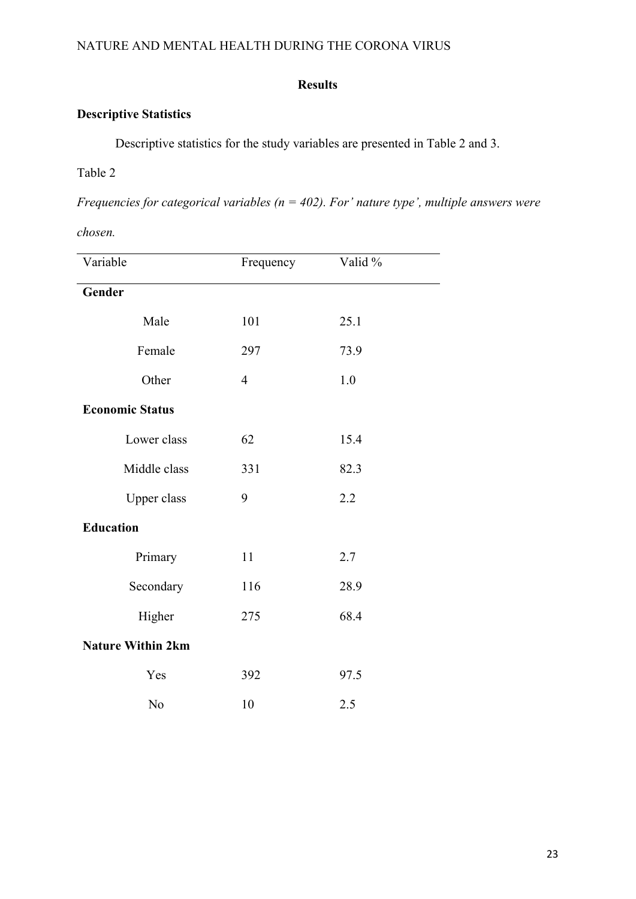## Results

### Descriptive Statistics

Descriptive statistics for the study variables are presented in Table 2 and 3.

Table 2

*Frequencies for categorical variables (n = 402). For' nature type', multiple answers were chosen.*

| Variable | Frequency | Valid % |
|---|---|---|
| **Gender** | | |
| Male | 101 | 25.1 |
| Female | 297 | 73.9 |
| Other | 4 | 1.0 |
| **Economic Status** | | |
| Lower class | 62 | 15.4 |
| Middle class | 331 | 82.3 |
| Upper class | 9 | 2.2 |
| **Education** | | |
| Primary | 11 | 2.7 |
| Secondary | 116 | 28.9 |
| Higher | 275 | 68.4 |
| **Nature Within 2km** | | |
| Yes | 392 | 97.5 |
| No | 10 | 2.5 |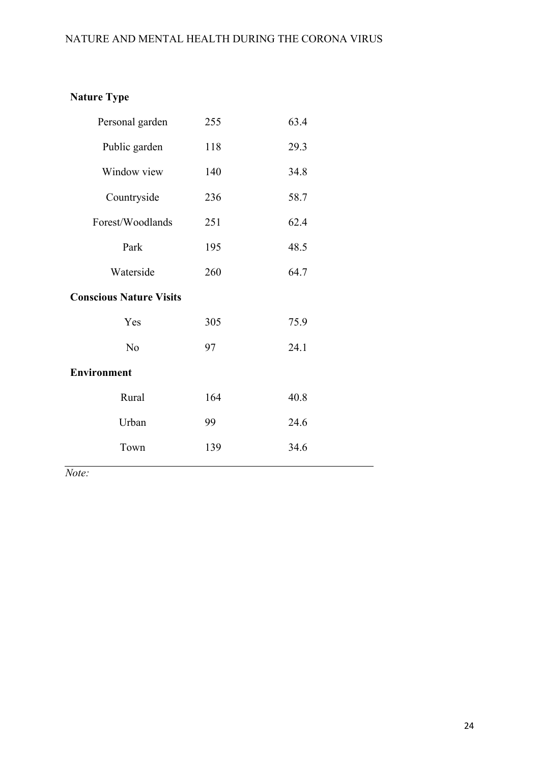| | | |
|---|---|---|
| **Nature Type** | | |
| Personal garden | 255 | 63.4 |
| Public garden | 118 | 29.3 |
| Window view | 140 | 34.8 |
| Countryside | 236 | 58.7 |
| Forest/Woodlands | 251 | 62.4 |
| Park | 195 | 48.5 |
| Waterside | 260 | 64.7 |
| **Conscious Nature Visits** | | |
| Yes | 305 | 75.9 |
| No | 97 | 24.1 |
| **Environment** | | |
| Rural | 164 | 40.8 |
| Urban | 99 | 24.6 |
| Town | 139 | 34.6 |

*Note:*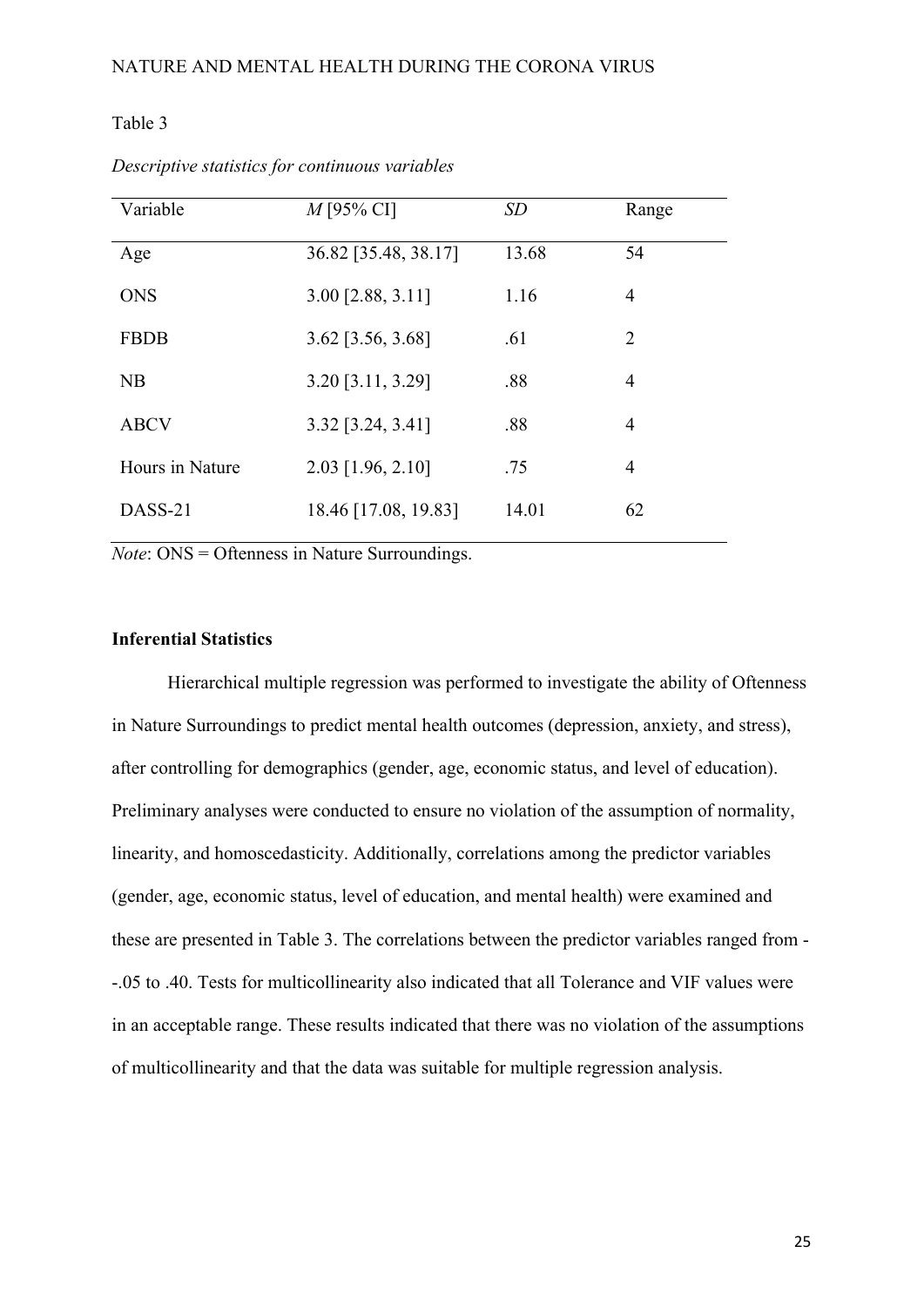Table 3

*Descriptive statistics for continuous variables*

| Variable | *M* [95% CI] | *SD* | Range |
|---|---|---|---|
| Age | 36.82 [35.48, 38.17] | 13.68 | 54 |
| ONS | 3.00 [2.88, 3.11] | 1.16 | 4 |
| FBDB | 3.62 [3.56, 3.68] | .61 | 2 |
| NB | 3.20 [3.11, 3.29] | .88 | 4 |
| ABCV | 3.32 [3.24, 3.41] | .88 | 4 |
| Hours in Nature | 2.03 [1.96, 2.10] | .75 | 4 |
| DASS-21 | 18.46 [17.08, 19.83] | 14.01 | 62 |

*Note*: ONS = Oftenness in Nature Surroundings.

**Inferential Statistics**

Hierarchical multiple regression was performed to investigate the ability of Oftenness in Nature Surroundings to predict mental health outcomes (depression, anxiety, and stress), after controlling for demographics (gender, age, economic status, and level of education). Preliminary analyses were conducted to ensure no violation of the assumption of normality, linearity, and homoscedasticity. Additionally, correlations among the predictor variables (gender, age, economic status, level of education, and mental health) were examined and these are presented in Table 3. The correlations between the predictor variables ranged from --.05 to .40. Tests for multicollinearity also indicated that all Tolerance and VIF values were in an acceptable range. These results indicated that there was no violation of the assumptions of multicollinearity and that the data was suitable for multiple regression analysis.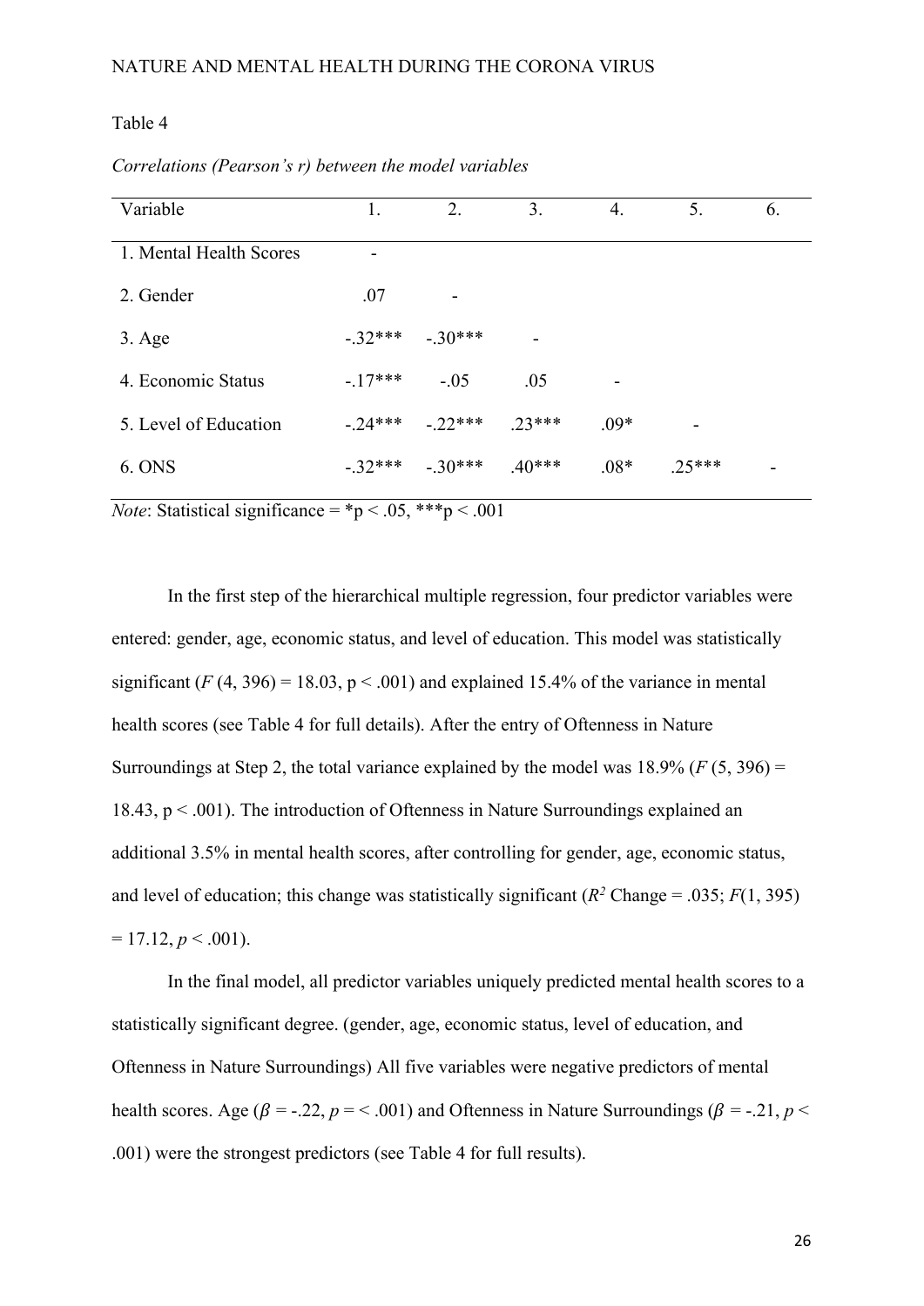Table 4

*Correlations (Pearson's r) between the model variables*

| Variable | 1. | 2. | 3. | 4. | 5. | 6. |
|---|---|---|---|---|---|---|
| 1. Mental Health Scores | - | | | | | |
| 2. Gender | .07 | - | | | | |
| 3. Age | -.32*** | -.30*** | - | | | |
| 4. Economic Status | -.17*** | -.05 | .05 | - | | |
| 5. Level of Education | -.24*** | -.22*** | .23*** | .09* | - | |
| 6. ONS | -.32*** | -.30*** | .40*** | .08* | .25*** | - |

*Note*: Statistical significance = *p < .05, ***p < .001

In the first step of the hierarchical multiple regression, four predictor variables were entered: gender, age, economic status, and level of education. This model was statistically significant ($F$ (4, 396) = 18.03, p < .001) and explained 15.4% of the variance in mental health scores (see Table 4 for full details). After the entry of Oftenness in Nature Surroundings at Step 2, the total variance explained by the model was 18.9% ($F$ (5, 396) = 18.43, p < .001). The introduction of Oftenness in Nature Surroundings explained an additional 3.5% in mental health scores, after controlling for gender, age, economic status, and level of education; this change was statistically significant ($R^2$ Change = .035; $F$(1, 395) = 17.12, $p$ < .001).

In the final model, all predictor variables uniquely predicted mental health scores to a statistically significant degree. (gender, age, economic status, level of education, and Oftenness in Nature Surroundings) All five variables were negative predictors of mental health scores. Age ($\beta$ = -.22, $p$ = < .001) and Oftenness in Nature Surroundings ($\beta$ = -.21, $p$ < .001) were the strongest predictors (see Table 4 for full results).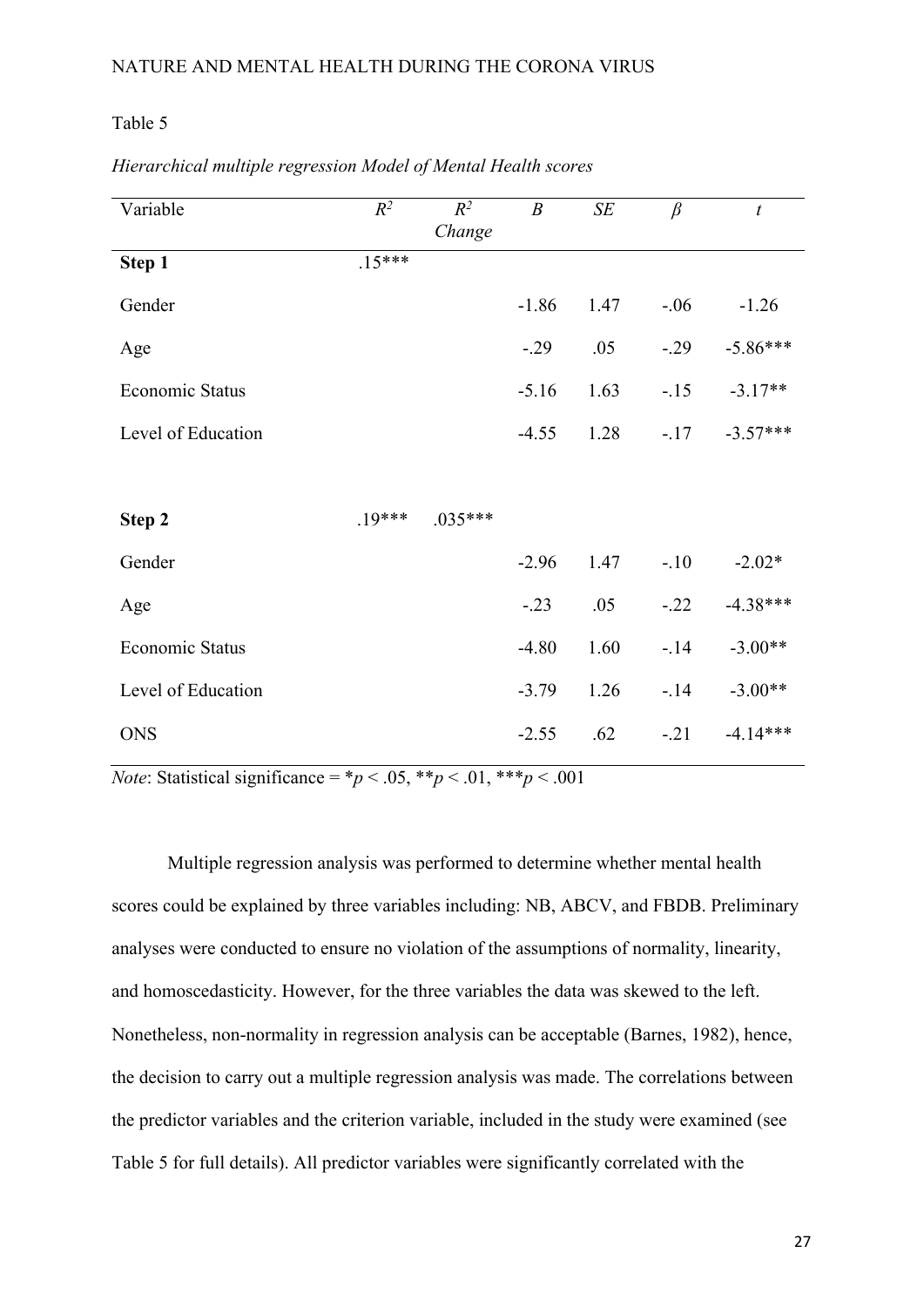Table 5

*Hierarchical multiple regression Model of Mental Health scores*

| Variable | $R^2$ | $R^2$ *Change* | *B* | *SE* | *β* | *t* |
|---|---|---|---|---|---|---|
| **Step 1** | .15*** | | | | | |
| Gender | | | -1.86 | 1.47 | -.06 | -1.26 |
| Age | | | -.29 | .05 | -.29 | -5.86*** |
| Economic Status | | | -5.16 | 1.63 | -.15 | -3.17** |
| Level of Education | | | -4.55 | 1.28 | -.17 | -3.57*** |
| | | | | | | |
| **Step 2** | .19*** | .035*** | | | | |
| Gender | | | -2.96 | 1.47 | -.10 | -2.02* |
| Age | | | -.23 | .05 | -.22 | -4.38*** |
| Economic Status | | | -4.80 | 1.60 | -.14 | -3.00** |
| Level of Education | | | -3.79 | 1.26 | -.14 | -3.00** |
| ONS | | | -2.55 | .62 | -.21 | -4.14*** |

*Note*: Statistical significance = *$p < .05$, **$p < .01$, ***$p < .001$

Multiple regression analysis was performed to determine whether mental health scores could be explained by three variables including: NB, ABCV, and FBDB. Preliminary analyses were conducted to ensure no violation of the assumptions of normality, linearity, and homoscedasticity. However, for the three variables the data was skewed to the left. Nonetheless, non-normality in regression analysis can be acceptable (Barnes, 1982), hence, the decision to carry out a multiple regression analysis was made. The correlations between the predictor variables and the criterion variable, included in the study were examined (see Table 5 for full details). All predictor variables were significantly correlated with the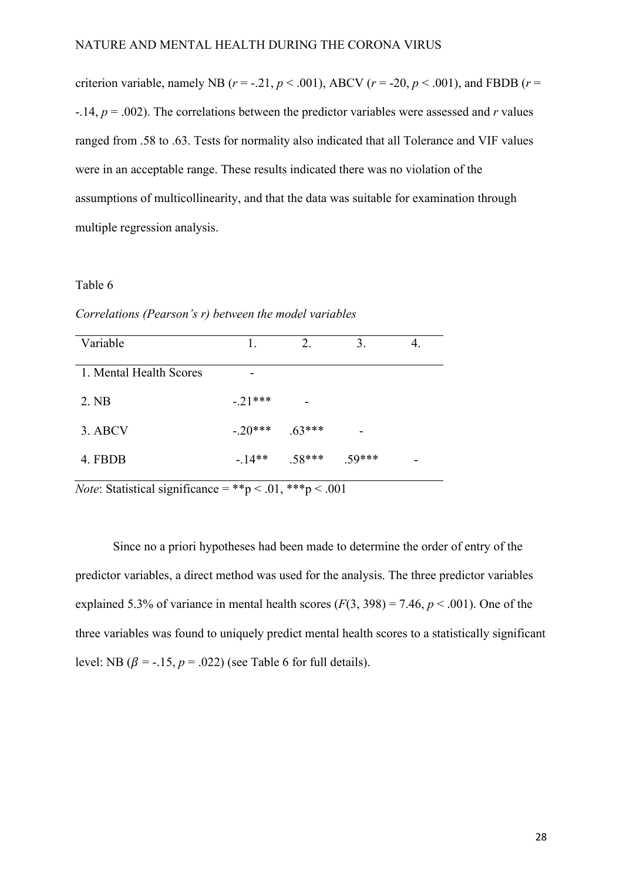criterion variable, namely NB ($r = -.21$, $p < .001$), ABCV ($r = -20$, $p < .001$), and FBDB ($r = -.14$, $p = .002$). The correlations between the predictor variables were assessed and $r$ values ranged from .58 to .63. Tests for normality also indicated that all Tolerance and VIF values were in an acceptable range. These results indicated there was no violation of the assumptions of multicollinearity, and that the data was suitable for examination through multiple regression analysis.

Table 6

*Correlations (Pearson's r) between the model variables*

| Variable | 1. | 2. | 3. | 4. |
|---|---|---|---|---|
| 1. Mental Health Scores | - | | | |
| 2. NB | -.21*** | - | | |
| 3. ABCV | -.20*** | .63*** | - | |
| 4. FBDB | -.14** | .58*** | .59*** | - |

*Note*: Statistical significance = **p < .01, ***p < .001

Since no a priori hypotheses had been made to determine the order of entry of the predictor variables, a direct method was used for the analysis. The three predictor variables explained 5.3% of variance in mental health scores ($F(3, 398) = 7.46$, $p < .001$). One of the three variables was found to uniquely predict mental health scores to a statistically significant level: NB ($\beta = -.15$, $p = .022$) (see Table 6 for full details).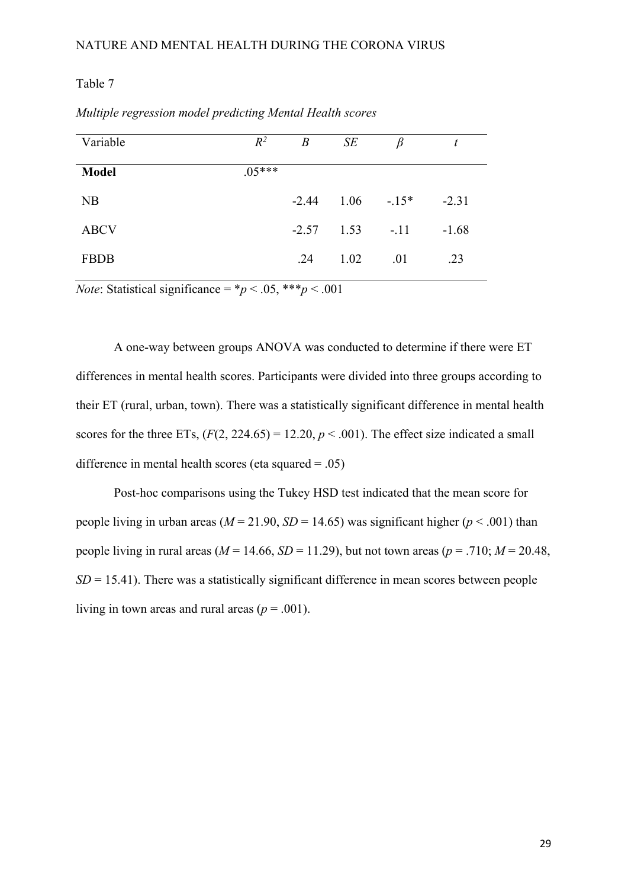Table 7

*Multiple regression model predicting Mental Health scores*

| Variable | $R^2$ | *B* | *SE* | *β* | *t* |
|---|---|---|---|---|---|
| **Model** | .05*** | | | | |
| NB | | -2.44 | 1.06 | -.15* | -2.31 |
| ABCV | | -2.57 | 1.53 | -.11 | -1.68 |
| FBDB | | .24 | 1.02 | .01 | .23 |

*Note*: Statistical significance = \**p* < .05, \*\*\**p* < .001

A one-way between groups ANOVA was conducted to determine if there were ET differences in mental health scores. Participants were divided into three groups according to their ET (rural, urban, town). There was a statistically significant difference in mental health scores for the three ETs, ($F(2, 224.65) = 12.20$, $p < .001$). The effect size indicated a small difference in mental health scores (eta squared = .05)

Post-hoc comparisons using the Tukey HSD test indicated that the mean score for people living in urban areas ($M = 21.90$, $SD = 14.65$) was significant higher ($p < .001$) than people living in rural areas ($M = 14.66$, $SD = 11.29$), but not town areas ($p = .710$; $M = 20.48$, $SD = 15.41$). There was a statistically significant difference in mean scores between people living in town areas and rural areas ($p = .001$).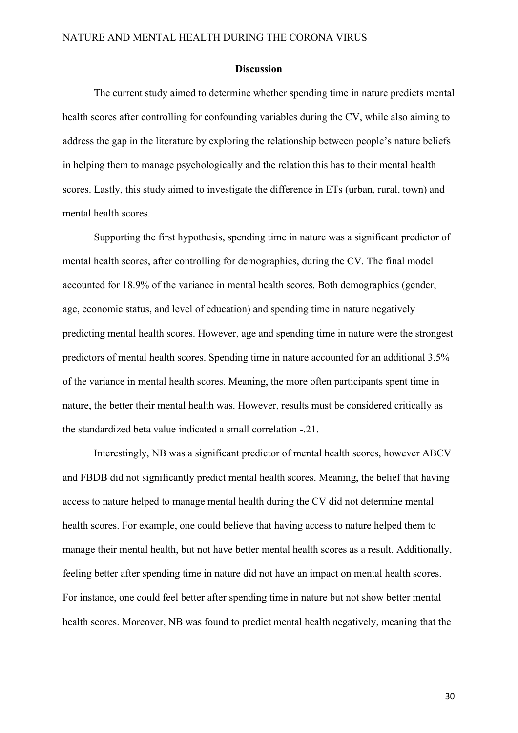## Discussion

The current study aimed to determine whether spending time in nature predicts mental health scores after controlling for confounding variables during the CV, while also aiming to address the gap in the literature by exploring the relationship between people's nature beliefs in helping them to manage psychologically and the relation this has to their mental health scores. Lastly, this study aimed to investigate the difference in ETs (urban, rural, town) and mental health scores.

Supporting the first hypothesis, spending time in nature was a significant predictor of mental health scores, after controlling for demographics, during the CV. The final model accounted for 18.9% of the variance in mental health scores. Both demographics (gender, age, economic status, and level of education) and spending time in nature negatively predicting mental health scores. However, age and spending time in nature were the strongest predictors of mental health scores. Spending time in nature accounted for an additional 3.5% of the variance in mental health scores. Meaning, the more often participants spent time in nature, the better their mental health was. However, results must be considered critically as the standardized beta value indicated a small correlation -.21.

Interestingly, NB was a significant predictor of mental health scores, however ABCV and FBDB did not significantly predict mental health scores. Meaning, the belief that having access to nature helped to manage mental health during the CV did not determine mental health scores. For example, one could believe that having access to nature helped them to manage their mental health, but not have better mental health scores as a result. Additionally, feeling better after spending time in nature did not have an impact on mental health scores. For instance, one could feel better after spending time in nature but not show better mental health scores. Moreover, NB was found to predict mental health negatively, meaning that the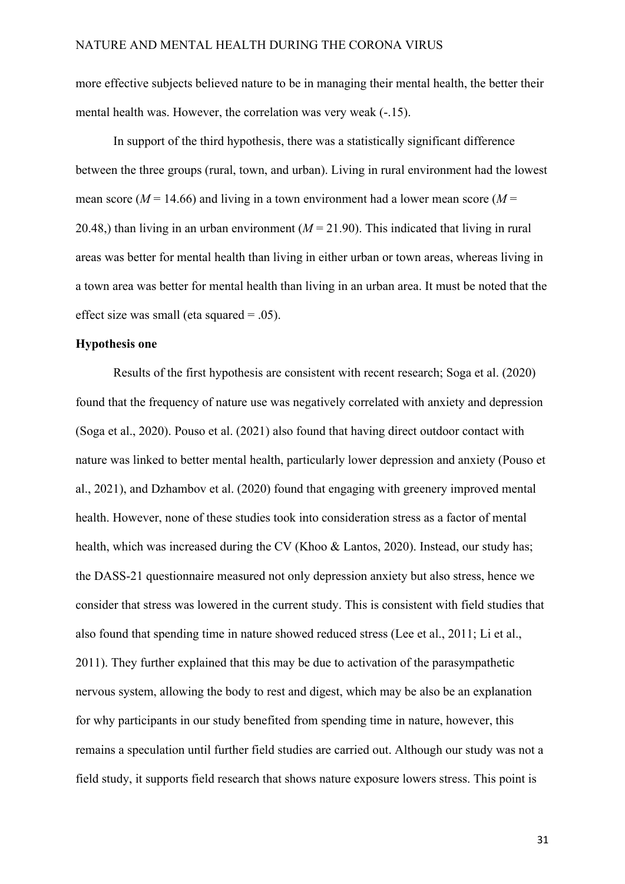more effective subjects believed nature to be in managing their mental health, the better their mental health was. However, the correlation was very weak (-.15).

In support of the third hypothesis, there was a statistically significant difference between the three groups (rural, town, and urban). Living in rural environment had the lowest mean score (*M* = 14.66) and living in a town environment had a lower mean score (*M* = 20.48,) than living in an urban environment (*M* = 21.90). This indicated that living in rural areas was better for mental health than living in either urban or town areas, whereas living in a town area was better for mental health than living in an urban area. It must be noted that the effect size was small (eta squared = .05).

**Hypothesis one**

Results of the first hypothesis are consistent with recent research; Soga et al. (2020) found that the frequency of nature use was negatively correlated with anxiety and depression (Soga et al., 2020). Pouso et al. (2021) also found that having direct outdoor contact with nature was linked to better mental health, particularly lower depression and anxiety (Pouso et al., 2021), and Dzhambov et al. (2020) found that engaging with greenery improved mental health. However, none of these studies took into consideration stress as a factor of mental health, which was increased during the CV (Khoo & Lantos, 2020). Instead, our study has; the DASS-21 questionnaire measured not only depression anxiety but also stress, hence we consider that stress was lowered in the current study. This is consistent with field studies that also found that spending time in nature showed reduced stress (Lee et al., 2011; Li et al., 2011). They further explained that this may be due to activation of the parasympathetic nervous system, allowing the body to rest and digest, which may be also be an explanation for why participants in our study benefited from spending time in nature, however, this remains a speculation until further field studies are carried out. Although our study was not a field study, it supports field research that shows nature exposure lowers stress. This point is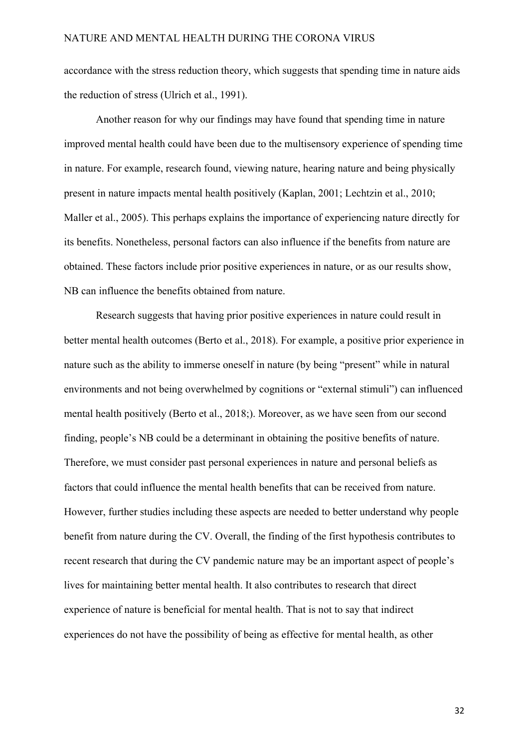accordance with the stress reduction theory, which suggests that spending time in nature aids the reduction of stress (Ulrich et al., 1991).

Another reason for why our findings may have found that spending time in nature improved mental health could have been due to the multisensory experience of spending time in nature. For example, research found, viewing nature, hearing nature and being physically present in nature impacts mental health positively (Kaplan, 2001; Lechtzin et al., 2010; Maller et al., 2005). This perhaps explains the importance of experiencing nature directly for its benefits. Nonetheless, personal factors can also influence if the benefits from nature are obtained. These factors include prior positive experiences in nature, or as our results show, NB can influence the benefits obtained from nature.

Research suggests that having prior positive experiences in nature could result in better mental health outcomes (Berto et al., 2018). For example, a positive prior experience in nature such as the ability to immerse oneself in nature (by being "present" while in natural environments and not being overwhelmed by cognitions or "external stimuli") can influenced mental health positively (Berto et al., 2018;). Moreover, as we have seen from our second finding, people's NB could be a determinant in obtaining the positive benefits of nature. Therefore, we must consider past personal experiences in nature and personal beliefs as factors that could influence the mental health benefits that can be received from nature. However, further studies including these aspects are needed to better understand why people benefit from nature during the CV. Overall, the finding of the first hypothesis contributes to recent research that during the CV pandemic nature may be an important aspect of people's lives for maintaining better mental health. It also contributes to research that direct experience of nature is beneficial for mental health. That is not to say that indirect experiences do not have the possibility of being as effective for mental health, as other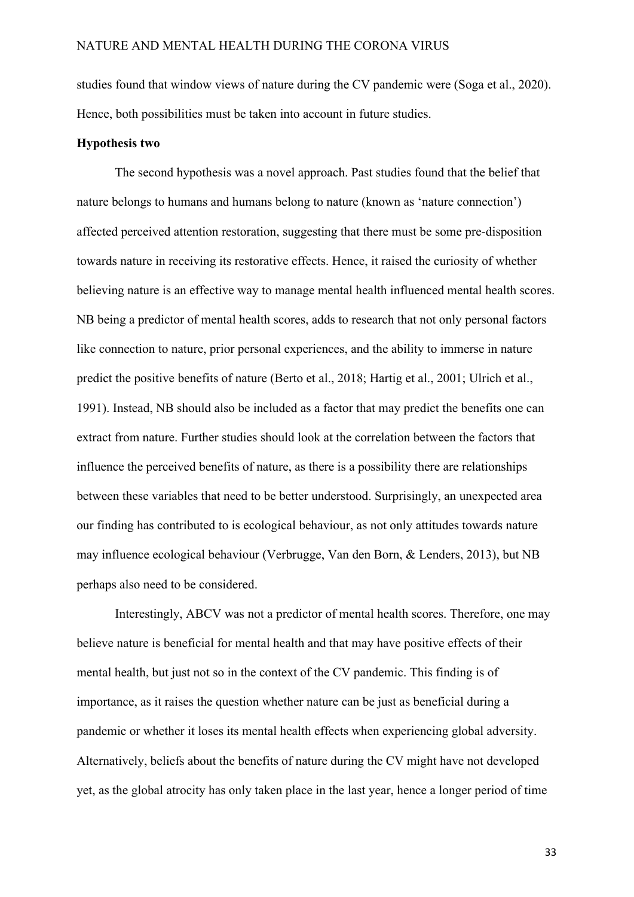studies found that window views of nature during the CV pandemic were (Soga et al., 2020). Hence, both possibilities must be taken into account in future studies.

**Hypothesis two**

The second hypothesis was a novel approach. Past studies found that the belief that nature belongs to humans and humans belong to nature (known as 'nature connection') affected perceived attention restoration, suggesting that there must be some pre-disposition towards nature in receiving its restorative effects. Hence, it raised the curiosity of whether believing nature is an effective way to manage mental health influenced mental health scores. NB being a predictor of mental health scores, adds to research that not only personal factors like connection to nature, prior personal experiences, and the ability to immerse in nature predict the positive benefits of nature (Berto et al., 2018; Hartig et al., 2001; Ulrich et al., 1991). Instead, NB should also be included as a factor that may predict the benefits one can extract from nature. Further studies should look at the correlation between the factors that influence the perceived benefits of nature, as there is a possibility there are relationships between these variables that need to be better understood. Surprisingly, an unexpected area our finding has contributed to is ecological behaviour, as not only attitudes towards nature may influence ecological behaviour (Verbrugge, Van den Born, & Lenders, 2013), but NB perhaps also need to be considered.

Interestingly, ABCV was not a predictor of mental health scores. Therefore, one may believe nature is beneficial for mental health and that may have positive effects of their mental health, but just not so in the context of the CV pandemic. This finding is of importance, as it raises the question whether nature can be just as beneficial during a pandemic or whether it loses its mental health effects when experiencing global adversity. Alternatively, beliefs about the benefits of nature during the CV might have not developed yet, as the global atrocity has only taken place in the last year, hence a longer period of time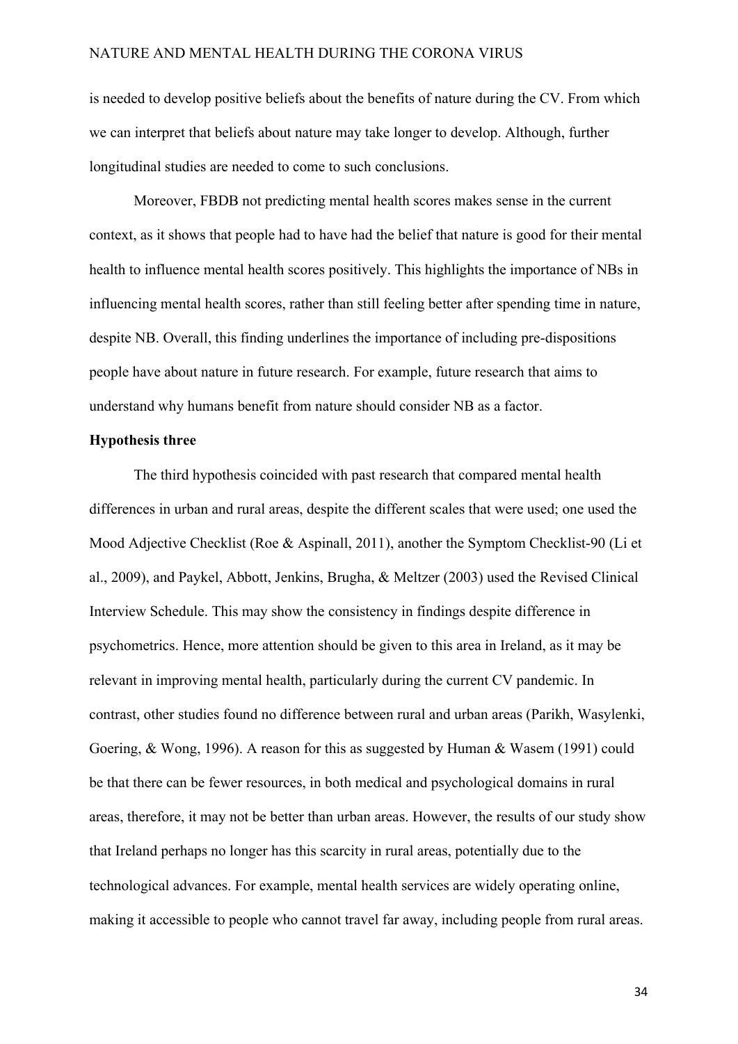is needed to develop positive beliefs about the benefits of nature during the CV. From which we can interpret that beliefs about nature may take longer to develop. Although, further longitudinal studies are needed to come to such conclusions.

Moreover, FBDB not predicting mental health scores makes sense in the current context, as it shows that people had to have had the belief that nature is good for their mental health to influence mental health scores positively. This highlights the importance of NBs in influencing mental health scores, rather than still feeling better after spending time in nature, despite NB. Overall, this finding underlines the importance of including pre-dispositions people have about nature in future research. For example, future research that aims to understand why humans benefit from nature should consider NB as a factor.

**Hypothesis three**

The third hypothesis coincided with past research that compared mental health differences in urban and rural areas, despite the different scales that were used; one used the Mood Adjective Checklist (Roe & Aspinall, 2011), another the Symptom Checklist-90 (Li et al., 2009), and Paykel, Abbott, Jenkins, Brugha, & Meltzer (2003) used the Revised Clinical Interview Schedule. This may show the consistency in findings despite difference in psychometrics. Hence, more attention should be given to this area in Ireland, as it may be relevant in improving mental health, particularly during the current CV pandemic. In contrast, other studies found no difference between rural and urban areas (Parikh, Wasylenki, Goering, & Wong, 1996). A reason for this as suggested by Human & Wasem (1991) could be that there can be fewer resources, in both medical and psychological domains in rural areas, therefore, it may not be better than urban areas. However, the results of our study show that Ireland perhaps no longer has this scarcity in rural areas, potentially due to the technological advances. For example, mental health services are widely operating online, making it accessible to people who cannot travel far away, including people from rural areas.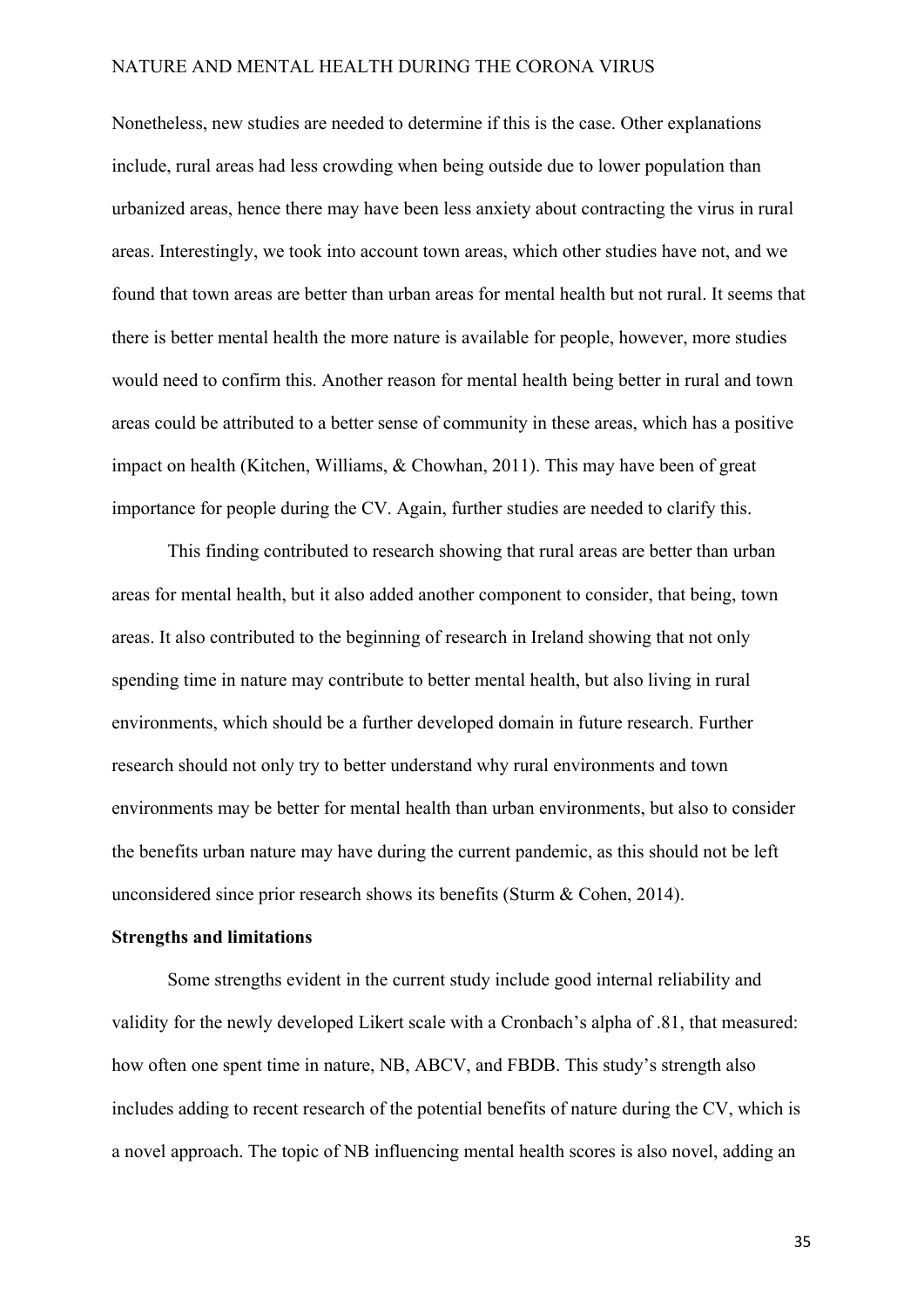Nonetheless, new studies are needed to determine if this is the case. Other explanations include, rural areas had less crowding when being outside due to lower population than urbanized areas, hence there may have been less anxiety about contracting the virus in rural areas. Interestingly, we took into account town areas, which other studies have not, and we found that town areas are better than urban areas for mental health but not rural. It seems that there is better mental health the more nature is available for people, however, more studies would need to confirm this. Another reason for mental health being better in rural and town areas could be attributed to a better sense of community in these areas, which has a positive impact on health (Kitchen, Williams, & Chowhan, 2011). This may have been of great importance for people during the CV. Again, further studies are needed to clarify this.

This finding contributed to research showing that rural areas are better than urban areas for mental health, but it also added another component to consider, that being, town areas. It also contributed to the beginning of research in Ireland showing that not only spending time in nature may contribute to better mental health, but also living in rural environments, which should be a further developed domain in future research. Further research should not only try to better understand why rural environments and town environments may be better for mental health than urban environments, but also to consider the benefits urban nature may have during the current pandemic, as this should not be left unconsidered since prior research shows its benefits (Sturm & Cohen, 2014).

**Strengths and limitations**

Some strengths evident in the current study include good internal reliability and validity for the newly developed Likert scale with a Cronbach's alpha of .81, that measured: how often one spent time in nature, NB, ABCV, and FBDB. This study's strength also includes adding to recent research of the potential benefits of nature during the CV, which is a novel approach. The topic of NB influencing mental health scores is also novel, adding an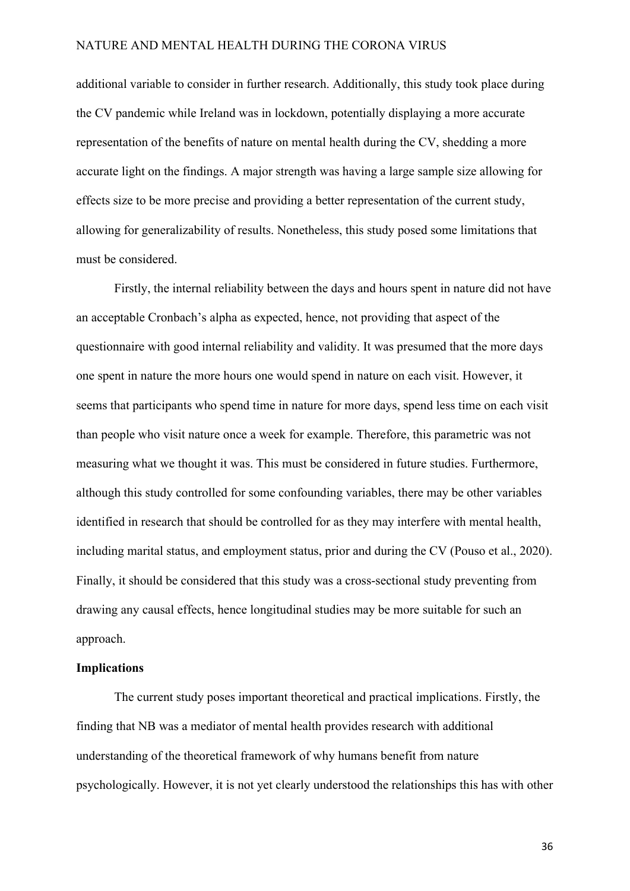additional variable to consider in further research. Additionally, this study took place during the CV pandemic while Ireland was in lockdown, potentially displaying a more accurate representation of the benefits of nature on mental health during the CV, shedding a more accurate light on the findings. A major strength was having a large sample size allowing for effects size to be more precise and providing a better representation of the current study, allowing for generalizability of results. Nonetheless, this study posed some limitations that must be considered.

Firstly, the internal reliability between the days and hours spent in nature did not have an acceptable Cronbach's alpha as expected, hence, not providing that aspect of the questionnaire with good internal reliability and validity. It was presumed that the more days one spent in nature the more hours one would spend in nature on each visit. However, it seems that participants who spend time in nature for more days, spend less time on each visit than people who visit nature once a week for example. Therefore, this parametric was not measuring what we thought it was. This must be considered in future studies. Furthermore, although this study controlled for some confounding variables, there may be other variables identified in research that should be controlled for as they may interfere with mental health, including marital status, and employment status, prior and during the CV (Pouso et al., 2020). Finally, it should be considered that this study was a cross-sectional study preventing from drawing any causal effects, hence longitudinal studies may be more suitable for such an approach.

## Implications

The current study poses important theoretical and practical implications. Firstly, the finding that NB was a mediator of mental health provides research with additional understanding of the theoretical framework of why humans benefit from nature psychologically. However, it is not yet clearly understood the relationships this has with other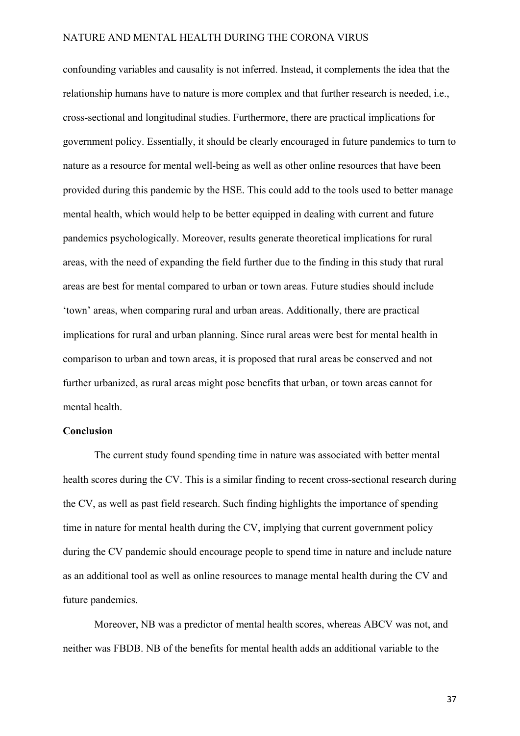confounding variables and causality is not inferred. Instead, it complements the idea that the relationship humans have to nature is more complex and that further research is needed, i.e., cross-sectional and longitudinal studies. Furthermore, there are practical implications for government policy. Essentially, it should be clearly encouraged in future pandemics to turn to nature as a resource for mental well-being as well as other online resources that have been provided during this pandemic by the HSE. This could add to the tools used to better manage mental health, which would help to be better equipped in dealing with current and future pandemics psychologically. Moreover, results generate theoretical implications for rural areas, with the need of expanding the field further due to the finding in this study that rural areas are best for mental compared to urban or town areas. Future studies should include 'town' areas, when comparing rural and urban areas. Additionally, there are practical implications for rural and urban planning. Since rural areas were best for mental health in comparison to urban and town areas, it is proposed that rural areas be conserved and not further urbanized, as rural areas might pose benefits that urban, or town areas cannot for mental health.

## Conclusion

The current study found spending time in nature was associated with better mental health scores during the CV. This is a similar finding to recent cross-sectional research during the CV, as well as past field research. Such finding highlights the importance of spending time in nature for mental health during the CV, implying that current government policy during the CV pandemic should encourage people to spend time in nature and include nature as an additional tool as well as online resources to manage mental health during the CV and future pandemics.

Moreover, NB was a predictor of mental health scores, whereas ABCV was not, and neither was FBDB. NB of the benefits for mental health adds an additional variable to the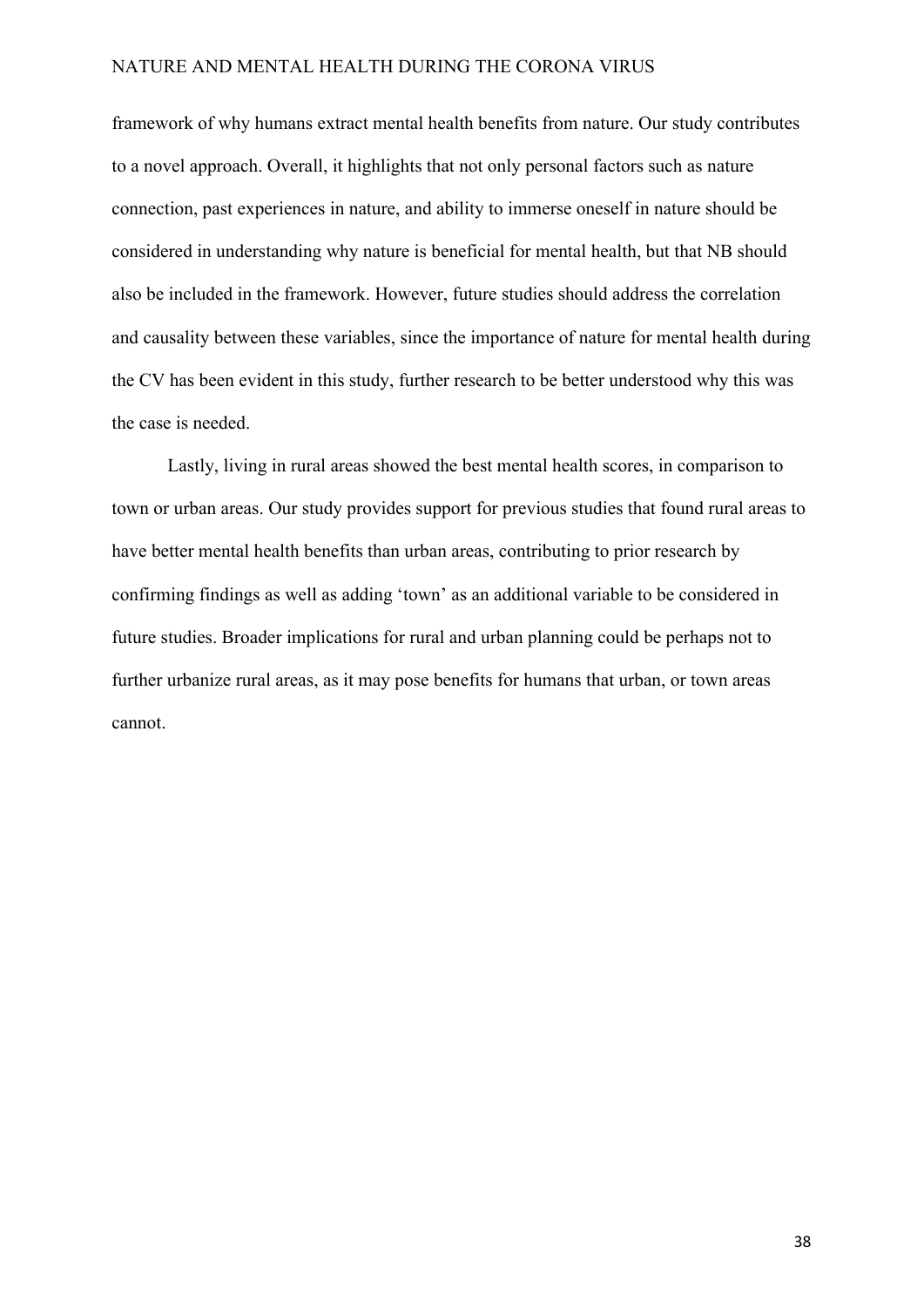framework of why humans extract mental health benefits from nature. Our study contributes to a novel approach. Overall, it highlights that not only personal factors such as nature connection, past experiences in nature, and ability to immerse oneself in nature should be considered in understanding why nature is beneficial for mental health, but that NB should also be included in the framework. However, future studies should address the correlation and causality between these variables, since the importance of nature for mental health during the CV has been evident in this study, further research to be better understood why this was the case is needed.

Lastly, living in rural areas showed the best mental health scores, in comparison to town or urban areas. Our study provides support for previous studies that found rural areas to have better mental health benefits than urban areas, contributing to prior research by confirming findings as well as adding 'town' as an additional variable to be considered in future studies. Broader implications for rural and urban planning could be perhaps not to further urbanize rural areas, as it may pose benefits for humans that urban, or town areas cannot.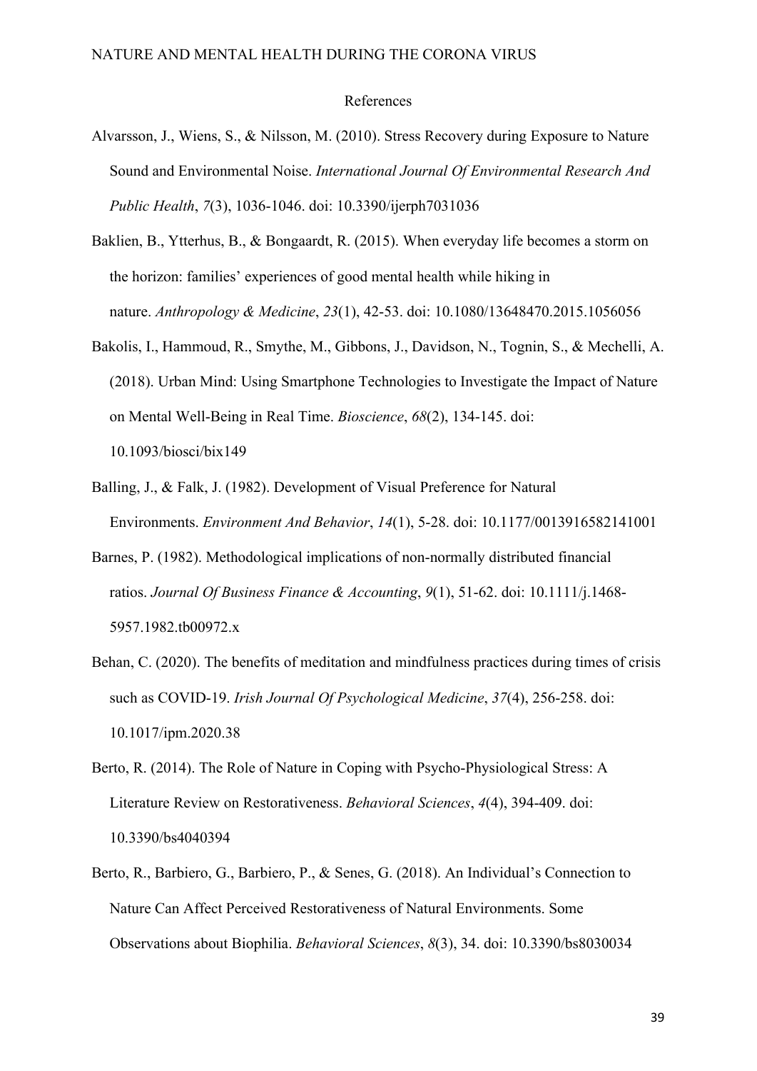# References

Alvarsson, J., Wiens, S., & Nilsson, M. (2010). Stress Recovery during Exposure to Nature Sound and Environmental Noise. *International Journal Of Environmental Research And Public Health*, *7*(3), 1036-1046. doi: 10.3390/ijerph7031036

Baklien, B., Ytterhus, B., & Bongaardt, R. (2015). When everyday life becomes a storm on the horizon: families' experiences of good mental health while hiking in nature. *Anthropology & Medicine*, *23*(1), 42-53. doi: 10.1080/13648470.2015.1056056

Bakolis, I., Hammoud, R., Smythe, M., Gibbons, J., Davidson, N., Tognin, S., & Mechelli, A. (2018). Urban Mind: Using Smartphone Technologies to Investigate the Impact of Nature on Mental Well-Being in Real Time. *Bioscience*, *68*(2), 134-145. doi: 10.1093/biosci/bix149

Balling, J., & Falk, J. (1982). Development of Visual Preference for Natural Environments. *Environment And Behavior*, *14*(1), 5-28. doi: 10.1177/0013916582141001

Barnes, P. (1982). Methodological implications of non-normally distributed financial ratios. *Journal Of Business Finance & Accounting*, *9*(1), 51-62. doi: 10.1111/j.1468-5957.1982.tb00972.x

Behan, C. (2020). The benefits of meditation and mindfulness practices during times of crisis such as COVID-19. *Irish Journal Of Psychological Medicine*, *37*(4), 256-258. doi: 10.1017/ipm.2020.38

Berto, R. (2014). The Role of Nature in Coping with Psycho-Physiological Stress: A Literature Review on Restorativeness. *Behavioral Sciences*, *4*(4), 394-409. doi: 10.3390/bs4040394

Berto, R., Barbiero, G., Barbiero, P., & Senes, G. (2018). An Individual's Connection to Nature Can Affect Perceived Restorativeness of Natural Environments. Some Observations about Biophilia. *Behavioral Sciences*, *8*(3), 34. doi: 10.3390/bs8030034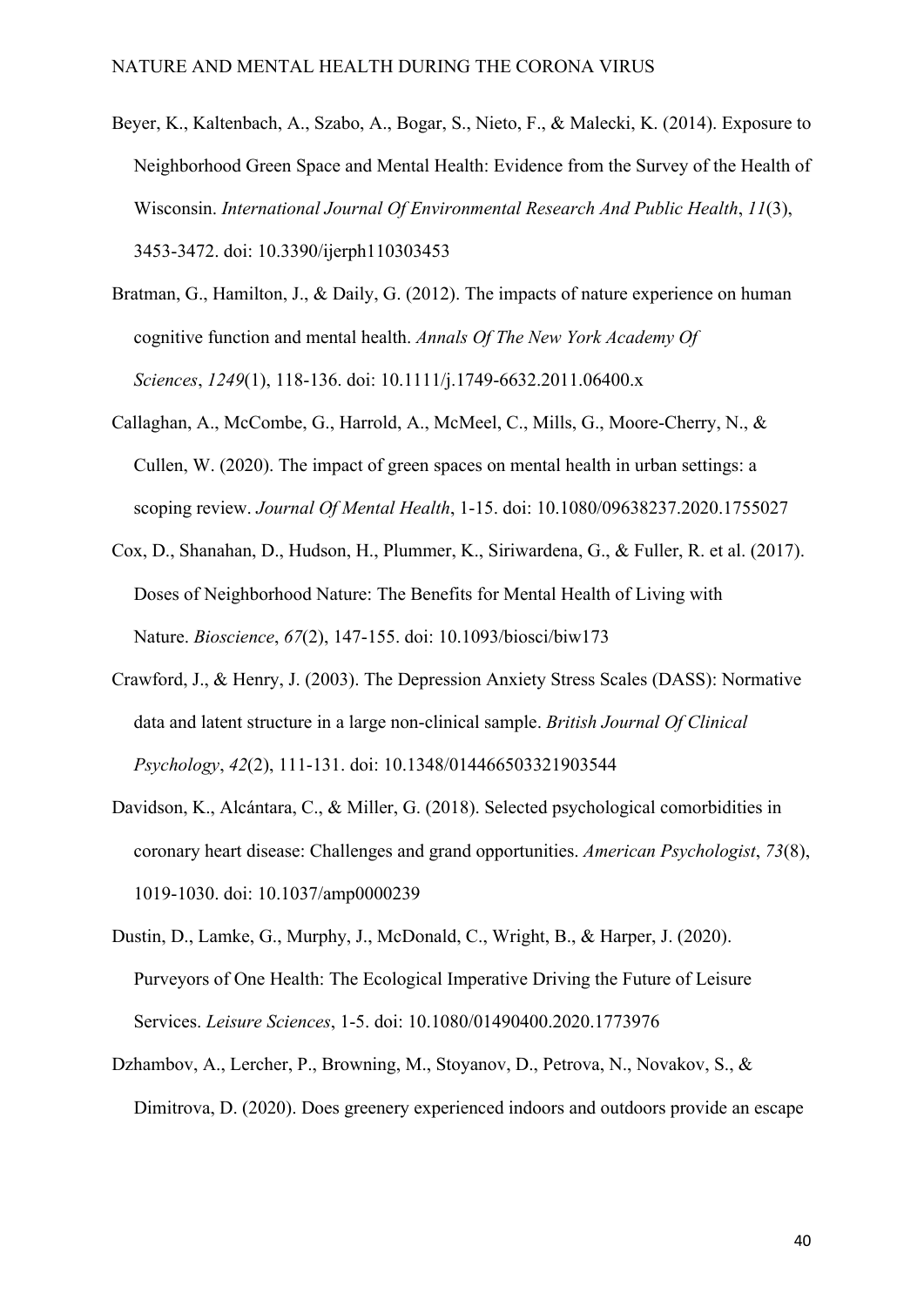Beyer, K., Kaltenbach, A., Szabo, A., Bogar, S., Nieto, F., & Malecki, K. (2014). Exposure to Neighborhood Green Space and Mental Health: Evidence from the Survey of the Health of Wisconsin. *International Journal Of Environmental Research And Public Health*, *11*(3), 3453-3472. doi: 10.3390/ijerph110303453

Bratman, G., Hamilton, J., & Daily, G. (2012). The impacts of nature experience on human cognitive function and mental health. *Annals Of The New York Academy Of Sciences*, *1249*(1), 118-136. doi: 10.1111/j.1749-6632.2011.06400.x

Callaghan, A., McCombe, G., Harrold, A., McMeel, C., Mills, G., Moore-Cherry, N., & Cullen, W. (2020). The impact of green spaces on mental health in urban settings: a scoping review. *Journal Of Mental Health*, 1-15. doi: 10.1080/09638237.2020.1755027

Cox, D., Shanahan, D., Hudson, H., Plummer, K., Siriwardena, G., & Fuller, R. et al. (2017). Doses of Neighborhood Nature: The Benefits for Mental Health of Living with Nature. *Bioscience*, *67*(2), 147-155. doi: 10.1093/biosci/biw173

Crawford, J., & Henry, J. (2003). The Depression Anxiety Stress Scales (DASS): Normative data and latent structure in a large non-clinical sample. *British Journal Of Clinical Psychology*, *42*(2), 111-131. doi: 10.1348/014466503321903544

Davidson, K., Alcántara, C., & Miller, G. (2018). Selected psychological comorbidities in coronary heart disease: Challenges and grand opportunities. *American Psychologist*, *73*(8), 1019-1030. doi: 10.1037/amp0000239

Dustin, D., Lamke, G., Murphy, J., McDonald, C., Wright, B., & Harper, J. (2020). Purveyors of One Health: The Ecological Imperative Driving the Future of Leisure Services. *Leisure Sciences*, 1-5. doi: 10.1080/01490400.2020.1773976

Dzhambov, A., Lercher, P., Browning, M., Stoyanov, D., Petrova, N., Novakov, S., & Dimitrova, D. (2020). Does greenery experienced indoors and outdoors provide an escape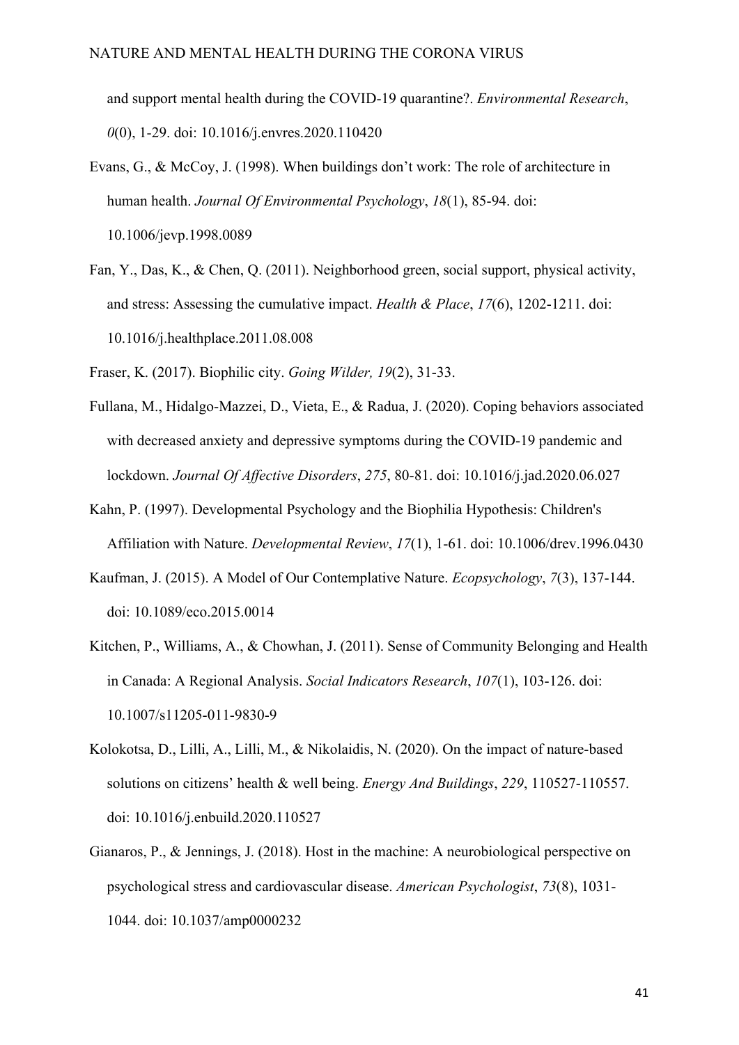and support mental health during the COVID-19 quarantine?. *Environmental Research*, *0*(0), 1-29. doi: 10.1016/j.envres.2020.110420

Evans, G., & McCoy, J. (1998). When buildings don't work: The role of architecture in human health. *Journal Of Environmental Psychology*, *18*(1), 85-94. doi: 10.1006/jevp.1998.0089

Fan, Y., Das, K., & Chen, Q. (2011). Neighborhood green, social support, physical activity, and stress: Assessing the cumulative impact. *Health & Place*, *17*(6), 1202-1211. doi: 10.1016/j.healthplace.2011.08.008

Fraser, K. (2017). Biophilic city. *Going Wilder, 19*(2), 31-33.

Fullana, M., Hidalgo-Mazzei, D., Vieta, E., & Radua, J. (2020). Coping behaviors associated with decreased anxiety and depressive symptoms during the COVID-19 pandemic and lockdown. *Journal Of Affective Disorders*, *275*, 80-81. doi: 10.1016/j.jad.2020.06.027

Kahn, P. (1997). Developmental Psychology and the Biophilia Hypothesis: Children's Affiliation with Nature. *Developmental Review*, *17*(1), 1-61. doi: 10.1006/drev.1996.0430

Kaufman, J. (2015). A Model of Our Contemplative Nature. *Ecopsychology*, *7*(3), 137-144. doi: 10.1089/eco.2015.0014

Kitchen, P., Williams, A., & Chowhan, J. (2011). Sense of Community Belonging and Health in Canada: A Regional Analysis. *Social Indicators Research*, *107*(1), 103-126. doi: 10.1007/s11205-011-9830-9

Kolokotsa, D., Lilli, A., Lilli, M., & Nikolaidis, N. (2020). On the impact of nature-based solutions on citizens' health & well being. *Energy And Buildings*, *229*, 110527-110557. doi: 10.1016/j.enbuild.2020.110527

Gianaros, P., & Jennings, J. (2018). Host in the machine: A neurobiological perspective on psychological stress and cardiovascular disease. *American Psychologist*, *73*(8), 1031-1044. doi: 10.1037/amp0000232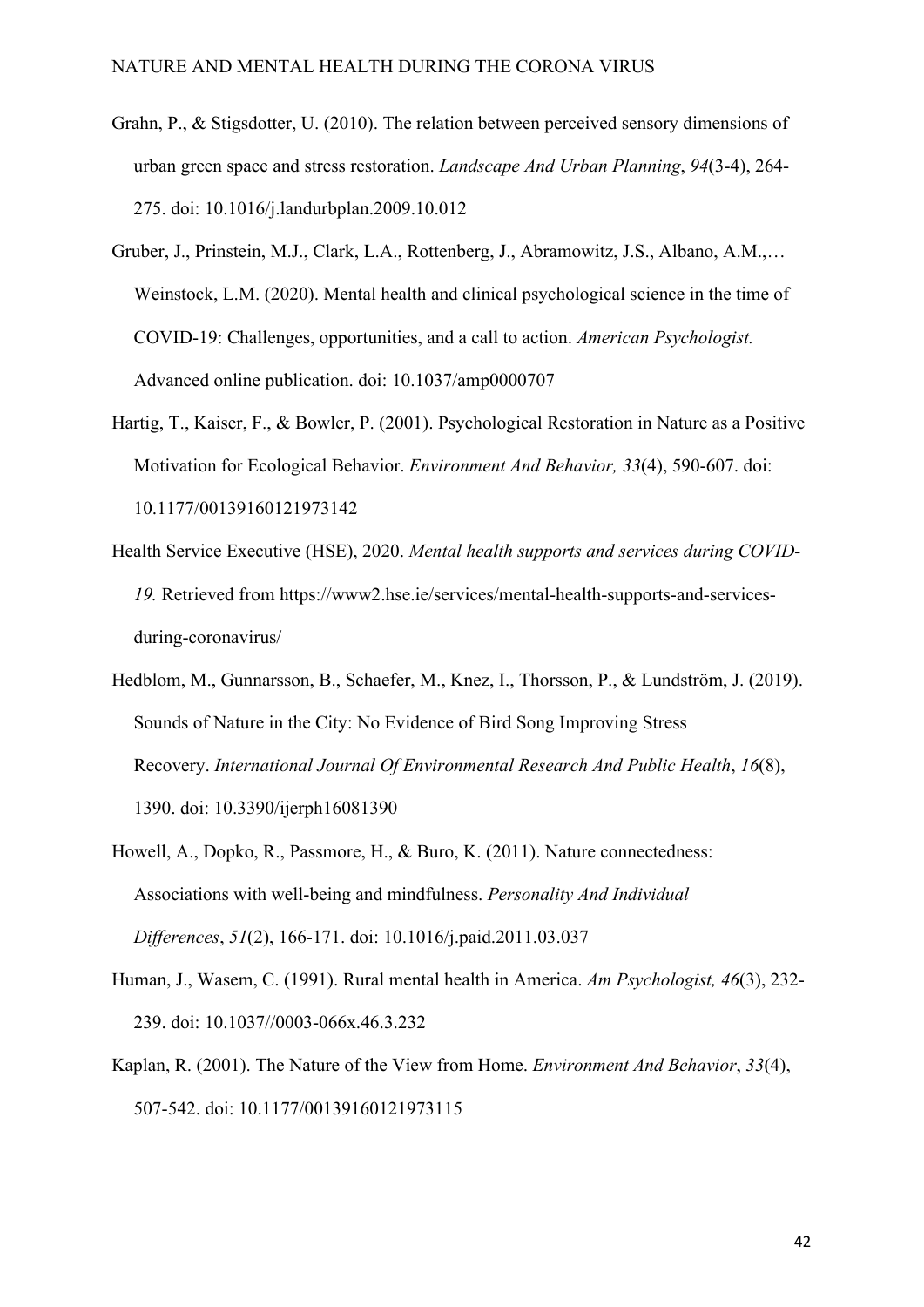Grahn, P., & Stigsdotter, U. (2010). The relation between perceived sensory dimensions of urban green space and stress restoration. *Landscape And Urban Planning*, *94*(3-4), 264-275. doi: 10.1016/j.landurbplan.2009.10.012

Gruber, J., Prinstein, M.J., Clark, L.A., Rottenberg, J., Abramowitz, J.S., Albano, A.M.,… Weinstock, L.M. (2020). Mental health and clinical psychological science in the time of COVID-19: Challenges, opportunities, and a call to action. *American Psychologist.* Advanced online publication. doi: 10.1037/amp0000707

Hartig, T., Kaiser, F., & Bowler, P. (2001). Psychological Restoration in Nature as a Positive Motivation for Ecological Behavior. *Environment And Behavior, 33*(4), 590-607. doi: 10.1177/00139160121973142

Health Service Executive (HSE), 2020. *Mental health supports and services during COVID-19.* Retrieved from https://www2.hse.ie/services/mental-health-supports-and-services-during-coronavirus/

Hedblom, M., Gunnarsson, B., Schaefer, M., Knez, I., Thorsson, P., & Lundström, J. (2019). Sounds of Nature in the City: No Evidence of Bird Song Improving Stress Recovery. *International Journal Of Environmental Research And Public Health*, *16*(8), 1390. doi: 10.3390/ijerph16081390

Howell, A., Dopko, R., Passmore, H., & Buro, K. (2011). Nature connectedness: Associations with well-being and mindfulness. *Personality And Individual Differences*, *51*(2), 166-171. doi: 10.1016/j.paid.2011.03.037

Human, J., Wasem, C. (1991). Rural mental health in America. *Am Psychologist, 46*(3), 232-239. doi: 10.1037//0003-066x.46.3.232

Kaplan, R. (2001). The Nature of the View from Home. *Environment And Behavior*, *33*(4), 507-542. doi: 10.1177/00139160121973115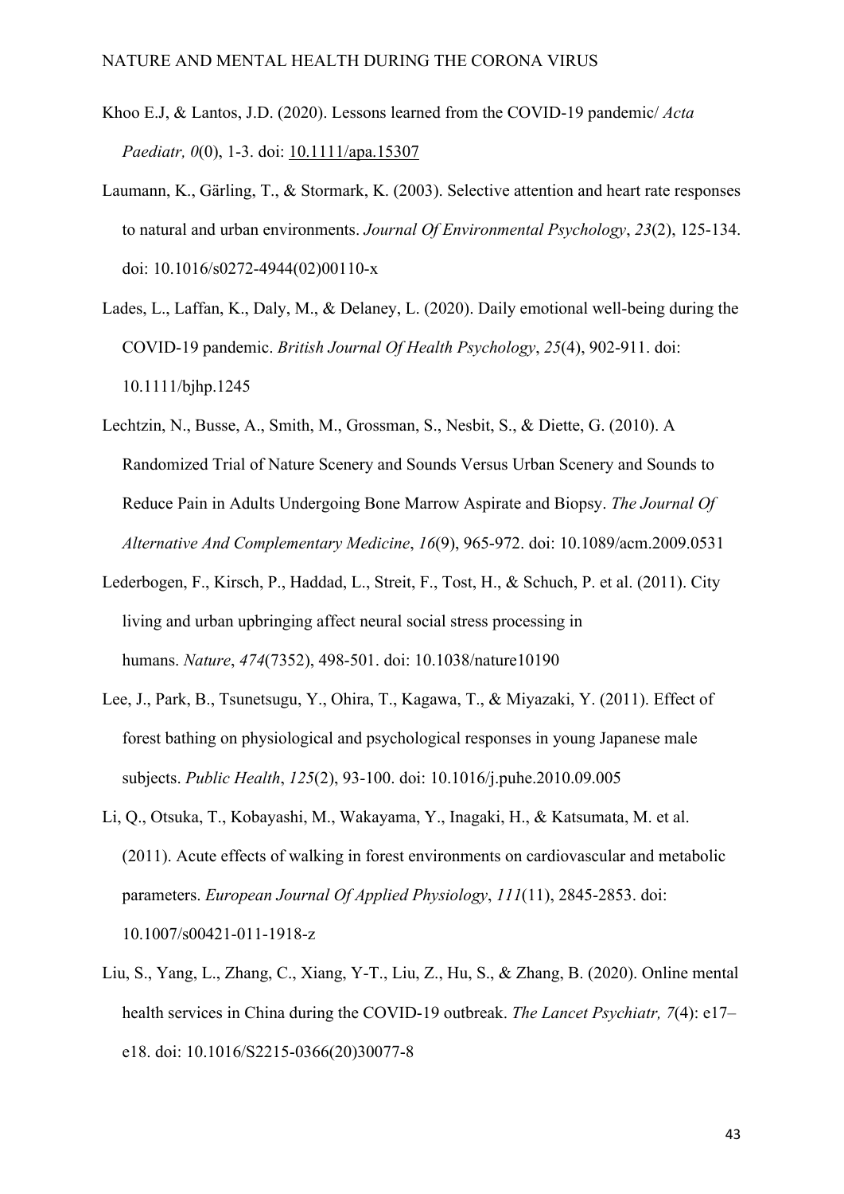Khoo E.J, & Lantos, J.D. (2020). Lessons learned from the COVID-19 pandemic/ *Acta Paediatr, 0*(0), 1-3. doi: 10.1111/apa.15307

Laumann, K., Gärling, T., & Stormark, K. (2003). Selective attention and heart rate responses to natural and urban environments. *Journal Of Environmental Psychology*, *23*(2), 125-134. doi: 10.1016/s0272-4944(02)00110-x

Lades, L., Laffan, K., Daly, M., & Delaney, L. (2020). Daily emotional well-being during the COVID-19 pandemic. *British Journal Of Health Psychology*, *25*(4), 902-911. doi: 10.1111/bjhp.1245

Lechtzin, N., Busse, A., Smith, M., Grossman, S., Nesbit, S., & Diette, G. (2010). A Randomized Trial of Nature Scenery and Sounds Versus Urban Scenery and Sounds to Reduce Pain in Adults Undergoing Bone Marrow Aspirate and Biopsy. *The Journal Of Alternative And Complementary Medicine*, *16*(9), 965-972. doi: 10.1089/acm.2009.0531

Lederbogen, F., Kirsch, P., Haddad, L., Streit, F., Tost, H., & Schuch, P. et al. (2011). City living and urban upbringing affect neural social stress processing in humans. *Nature*, *474*(7352), 498-501. doi: 10.1038/nature10190

Lee, J., Park, B., Tsunetsugu, Y., Ohira, T., Kagawa, T., & Miyazaki, Y. (2011). Effect of forest bathing on physiological and psychological responses in young Japanese male subjects. *Public Health*, *125*(2), 93-100. doi: 10.1016/j.puhe.2010.09.005

Li, Q., Otsuka, T., Kobayashi, M., Wakayama, Y., Inagaki, H., & Katsumata, M. et al. (2011). Acute effects of walking in forest environments on cardiovascular and metabolic parameters. *European Journal Of Applied Physiology*, *111*(11), 2845-2853. doi: 10.1007/s00421-011-1918-z

Liu, S., Yang, L., Zhang, C., Xiang, Y-T., Liu, Z., Hu, S., & Zhang, B. (2020). Online mental health services in China during the COVID-19 outbreak. *The Lancet Psychiatr, 7*(4): e17–e18. doi: 10.1016/S2215-0366(20)30077-8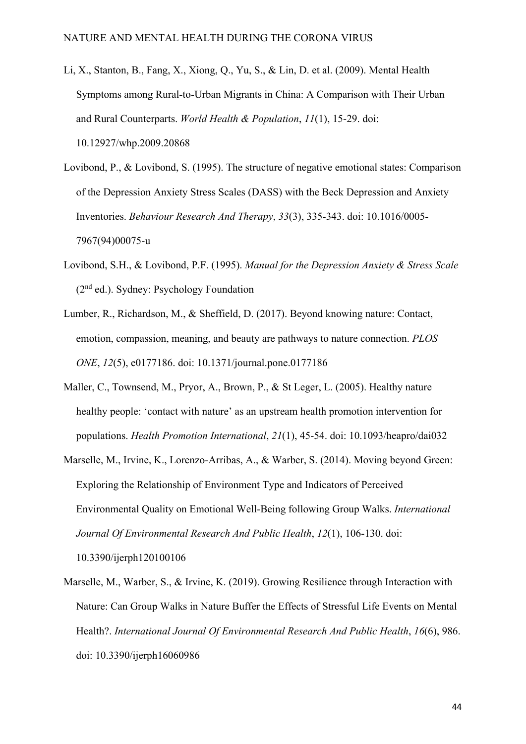Li, X., Stanton, B., Fang, X., Xiong, Q., Yu, S., & Lin, D. et al. (2009). Mental Health Symptoms among Rural-to-Urban Migrants in China: A Comparison with Their Urban and Rural Counterparts. *World Health & Population*, *11*(1), 15-29. doi: 10.12927/whp.2009.20868

Lovibond, P., & Lovibond, S. (1995). The structure of negative emotional states: Comparison of the Depression Anxiety Stress Scales (DASS) with the Beck Depression and Anxiety Inventories. *Behaviour Research And Therapy*, *33*(3), 335-343. doi: 10.1016/0005-7967(94)00075-u

Lovibond, S.H., & Lovibond, P.F. (1995). *Manual for the Depression Anxiety & Stress Scale* (2nd ed.). Sydney: Psychology Foundation

Lumber, R., Richardson, M., & Sheffield, D. (2017). Beyond knowing nature: Contact, emotion, compassion, meaning, and beauty are pathways to nature connection. *PLOS ONE*, *12*(5), e0177186. doi: 10.1371/journal.pone.0177186

Maller, C., Townsend, M., Pryor, A., Brown, P., & St Leger, L. (2005). Healthy nature healthy people: 'contact with nature' as an upstream health promotion intervention for populations. *Health Promotion International*, *21*(1), 45-54. doi: 10.1093/heapro/dai032

Marselle, M., Irvine, K., Lorenzo-Arribas, A., & Warber, S. (2014). Moving beyond Green: Exploring the Relationship of Environment Type and Indicators of Perceived Environmental Quality on Emotional Well-Being following Group Walks. *International Journal Of Environmental Research And Public Health*, *12*(1), 106-130. doi: 10.3390/ijerph120100106

Marselle, M., Warber, S., & Irvine, K. (2019). Growing Resilience through Interaction with Nature: Can Group Walks in Nature Buffer the Effects of Stressful Life Events on Mental Health?. *International Journal Of Environmental Research And Public Health*, *16*(6), 986. doi: 10.3390/ijerph16060986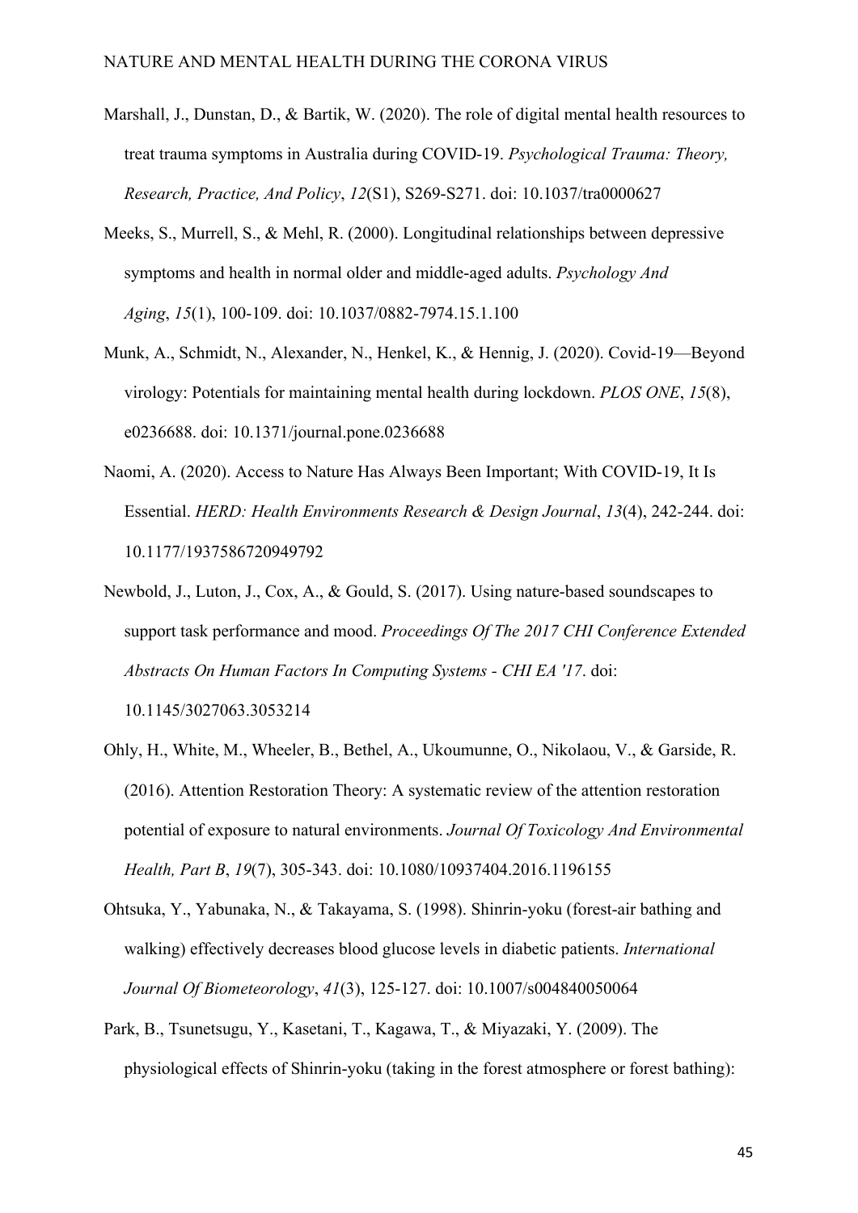Marshall, J., Dunstan, D., & Bartik, W. (2020). The role of digital mental health resources to treat trauma symptoms in Australia during COVID-19. *Psychological Trauma: Theory, Research, Practice, And Policy*, *12*(S1), S269-S271. doi: 10.1037/tra0000627

Meeks, S., Murrell, S., & Mehl, R. (2000). Longitudinal relationships between depressive symptoms and health in normal older and middle-aged adults. *Psychology And Aging*, *15*(1), 100-109. doi: 10.1037/0882-7974.15.1.100

Munk, A., Schmidt, N., Alexander, N., Henkel, K., & Hennig, J. (2020). Covid-19—Beyond virology: Potentials for maintaining mental health during lockdown. *PLOS ONE*, *15*(8), e0236688. doi: 10.1371/journal.pone.0236688

Naomi, A. (2020). Access to Nature Has Always Been Important; With COVID-19, It Is Essential. *HERD: Health Environments Research & Design Journal*, *13*(4), 242-244. doi: 10.1177/1937586720949792

Newbold, J., Luton, J., Cox, A., & Gould, S. (2017). Using nature-based soundscapes to support task performance and mood. *Proceedings Of The 2017 CHI Conference Extended Abstracts On Human Factors In Computing Systems - CHI EA '17*. doi: 10.1145/3027063.3053214

Ohly, H., White, M., Wheeler, B., Bethel, A., Ukoumunne, O., Nikolaou, V., & Garside, R. (2016). Attention Restoration Theory: A systematic review of the attention restoration potential of exposure to natural environments. *Journal Of Toxicology And Environmental Health, Part B*, *19*(7), 305-343. doi: 10.1080/10937404.2016.1196155

Ohtsuka, Y., Yabunaka, N., & Takayama, S. (1998). Shinrin-yoku (forest-air bathing and walking) effectively decreases blood glucose levels in diabetic patients. *International Journal Of Biometeorology*, *41*(3), 125-127. doi: 10.1007/s004840050064

Park, B., Tsunetsugu, Y., Kasetani, T., Kagawa, T., & Miyazaki, Y. (2009). The physiological effects of Shinrin-yoku (taking in the forest atmosphere or forest bathing):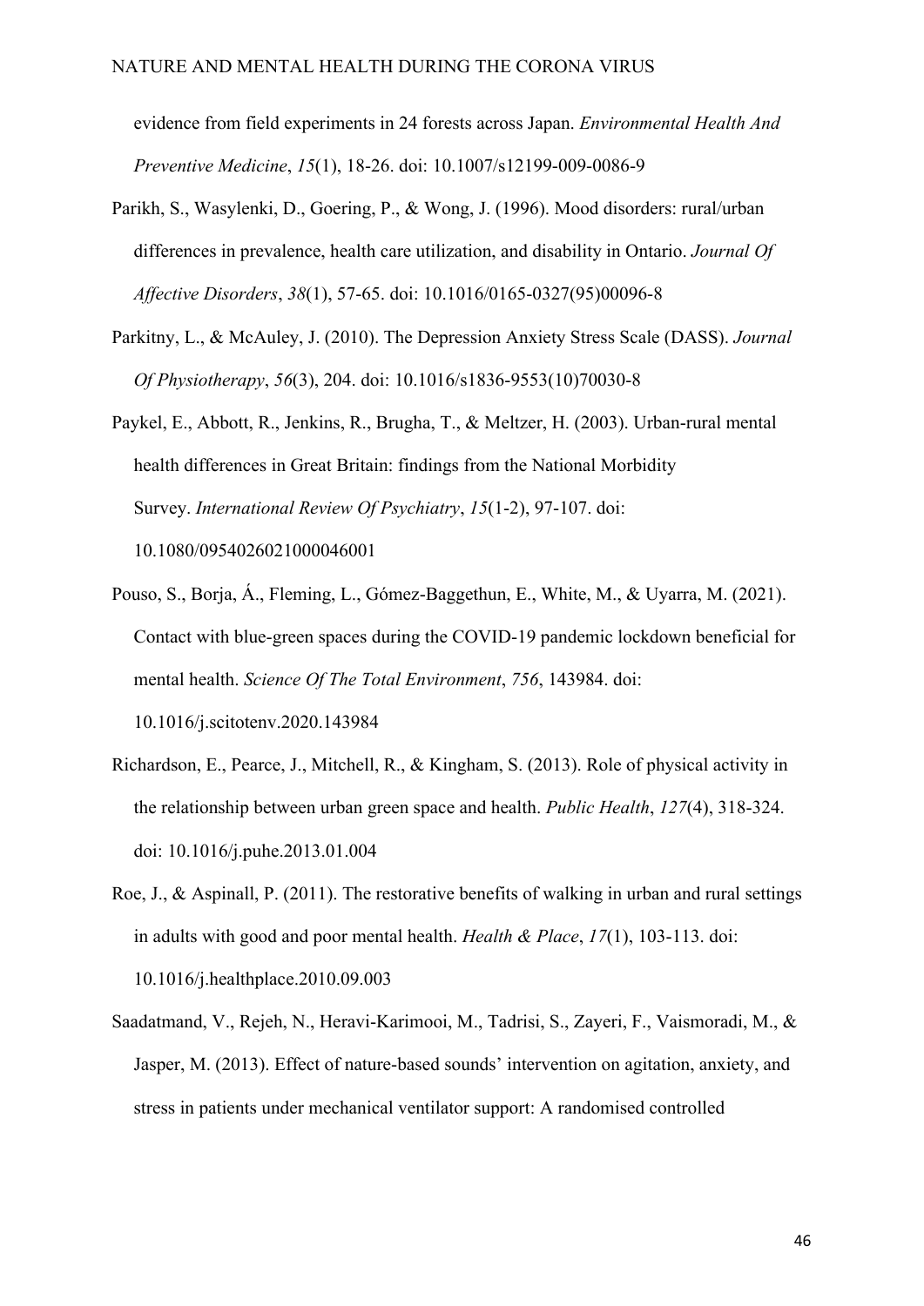evidence from field experiments in 24 forests across Japan. *Environmental Health And Preventive Medicine*, *15*(1), 18-26. doi: 10.1007/s12199-009-0086-9

Parikh, S., Wasylenki, D., Goering, P., & Wong, J. (1996). Mood disorders: rural/urban differences in prevalence, health care utilization, and disability in Ontario. *Journal Of Affective Disorders*, *38*(1), 57-65. doi: 10.1016/0165-0327(95)00096-8

Parkitny, L., & McAuley, J. (2010). The Depression Anxiety Stress Scale (DASS). *Journal Of Physiotherapy*, *56*(3), 204. doi: 10.1016/s1836-9553(10)70030-8

Paykel, E., Abbott, R., Jenkins, R., Brugha, T., & Meltzer, H. (2003). Urban-rural mental health differences in Great Britain: findings from the National Morbidity Survey. *International Review Of Psychiatry*, *15*(1-2), 97-107. doi: 10.1080/0954026021000046001

Pouso, S., Borja, Á., Fleming, L., Gómez-Baggethun, E., White, M., & Uyarra, M. (2021). Contact with blue-green spaces during the COVID-19 pandemic lockdown beneficial for mental health. *Science Of The Total Environment*, *756*, 143984. doi: 10.1016/j.scitotenv.2020.143984

Richardson, E., Pearce, J., Mitchell, R., & Kingham, S. (2013). Role of physical activity in the relationship between urban green space and health. *Public Health*, *127*(4), 318-324. doi: 10.1016/j.puhe.2013.01.004

Roe, J., & Aspinall, P. (2011). The restorative benefits of walking in urban and rural settings in adults with good and poor mental health. *Health & Place*, *17*(1), 103-113. doi: 10.1016/j.healthplace.2010.09.003

Saadatmand, V., Rejeh, N., Heravi-Karimooi, M., Tadrisi, S., Zayeri, F., Vaismoradi, M., & Jasper, M. (2013). Effect of nature-based sounds' intervention on agitation, anxiety, and stress in patients under mechanical ventilator support: A randomised controlled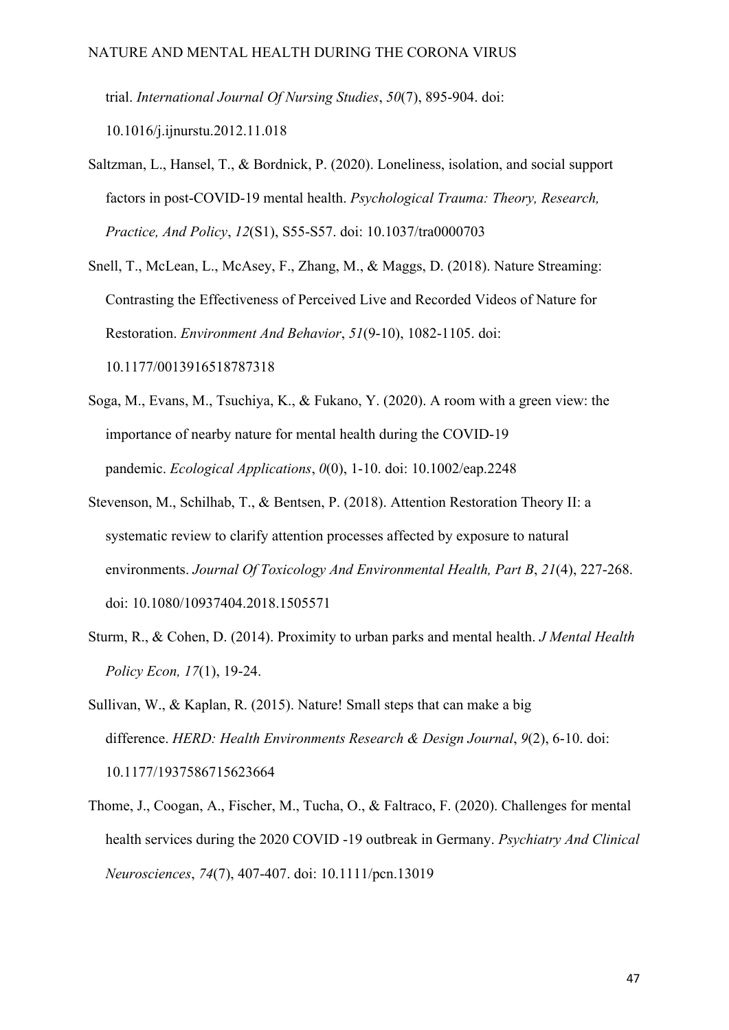trial. *International Journal Of Nursing Studies*, *50*(7), 895-904. doi: 10.1016/j.ijnurstu.2012.11.018

Saltzman, L., Hansel, T., & Bordnick, P. (2020). Loneliness, isolation, and social support factors in post-COVID-19 mental health. *Psychological Trauma: Theory, Research, Practice, And Policy*, *12*(S1), S55-S57. doi: 10.1037/tra0000703

Snell, T., McLean, L., McAsey, F., Zhang, M., & Maggs, D. (2018). Nature Streaming: Contrasting the Effectiveness of Perceived Live and Recorded Videos of Nature for Restoration. *Environment And Behavior*, *51*(9-10), 1082-1105. doi: 10.1177/0013916518787318

Soga, M., Evans, M., Tsuchiya, K., & Fukano, Y. (2020). A room with a green view: the importance of nearby nature for mental health during the COVID-19 pandemic. *Ecological Applications*, *0*(0), 1-10. doi: 10.1002/eap.2248

Stevenson, M., Schilhab, T., & Bentsen, P. (2018). Attention Restoration Theory II: a systematic review to clarify attention processes affected by exposure to natural environments. *Journal Of Toxicology And Environmental Health, Part B*, *21*(4), 227-268. doi: 10.1080/10937404.2018.1505571

Sturm, R., & Cohen, D. (2014). Proximity to urban parks and mental health. *J Mental Health Policy Econ, 17*(1), 19-24.

Sullivan, W., & Kaplan, R. (2015). Nature! Small steps that can make a big difference. *HERD: Health Environments Research & Design Journal*, *9*(2), 6-10. doi: 10.1177/1937586715623664

Thome, J., Coogan, A., Fischer, M., Tucha, O., & Faltraco, F. (2020). Challenges for mental health services during the 2020 COVID -19 outbreak in Germany. *Psychiatry And Clinical Neurosciences*, *74*(7), 407-407. doi: 10.1111/pcn.13019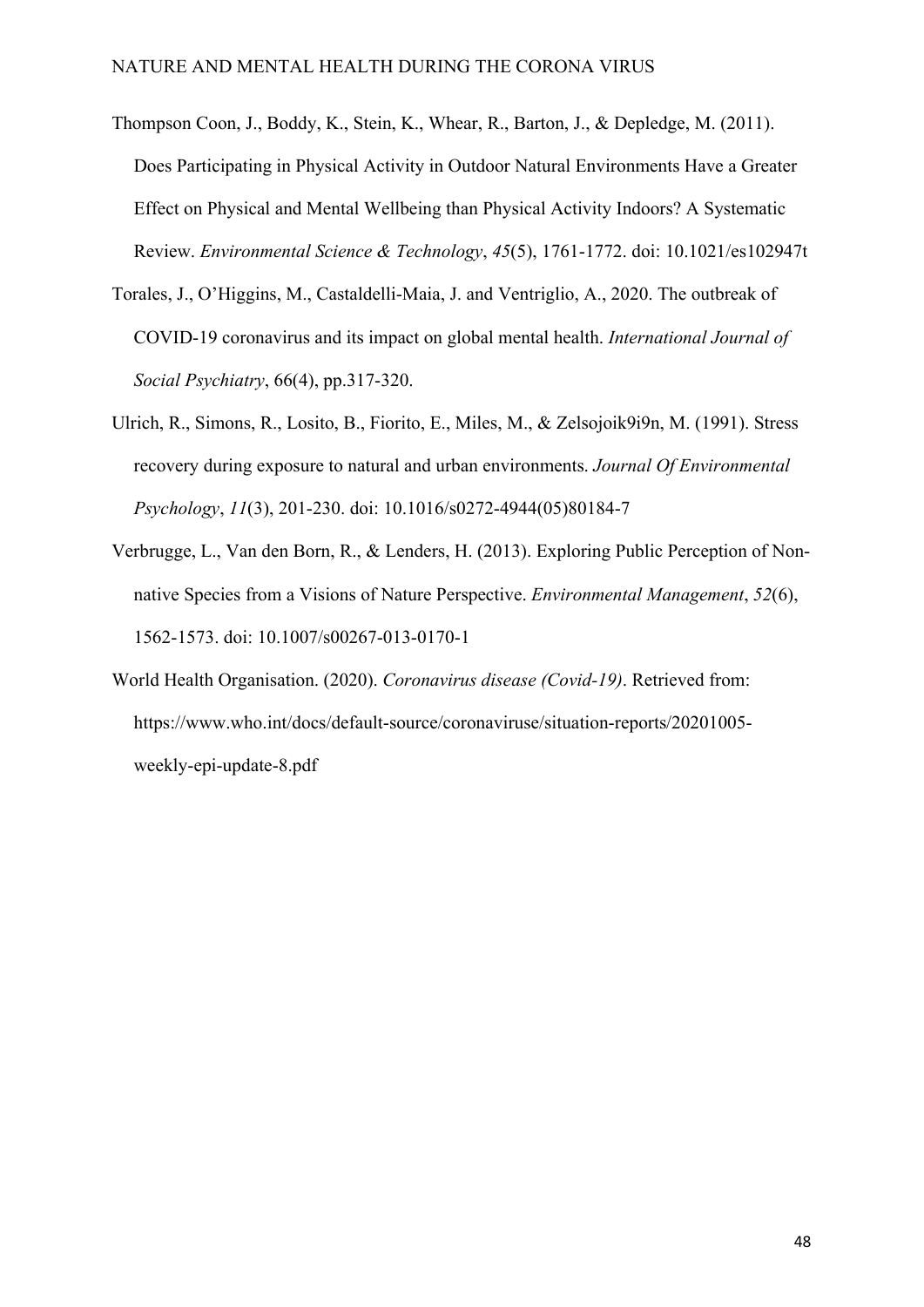Thompson Coon, J., Boddy, K., Stein, K., Whear, R., Barton, J., & Depledge, M. (2011). Does Participating in Physical Activity in Outdoor Natural Environments Have a Greater Effect on Physical and Mental Wellbeing than Physical Activity Indoors? A Systematic Review. *Environmental Science & Technology*, *45*(5), 1761-1772. doi: 10.1021/es102947t

Torales, J., O'Higgins, M., Castaldelli-Maia, J. and Ventriglio, A., 2020. The outbreak of COVID-19 coronavirus and its impact on global mental health. *International Journal of Social Psychiatry*, 66(4), pp.317-320.

Ulrich, R., Simons, R., Losito, B., Fiorito, E., Miles, M., & Zelsojoik9i9n, M. (1991). Stress recovery during exposure to natural and urban environments. *Journal Of Environmental Psychology*, *11*(3), 201-230. doi: 10.1016/s0272-4944(05)80184-7

Verbrugge, L., Van den Born, R., & Lenders, H. (2013). Exploring Public Perception of Non-native Species from a Visions of Nature Perspective. *Environmental Management*, *52*(6), 1562-1573. doi: 10.1007/s00267-013-0170-1

World Health Organisation. (2020). *Coronavirus disease (Covid-19)*. Retrieved from: https://www.who.int/docs/default-source/coronaviruse/situation-reports/20201005-weekly-epi-update-8.pdf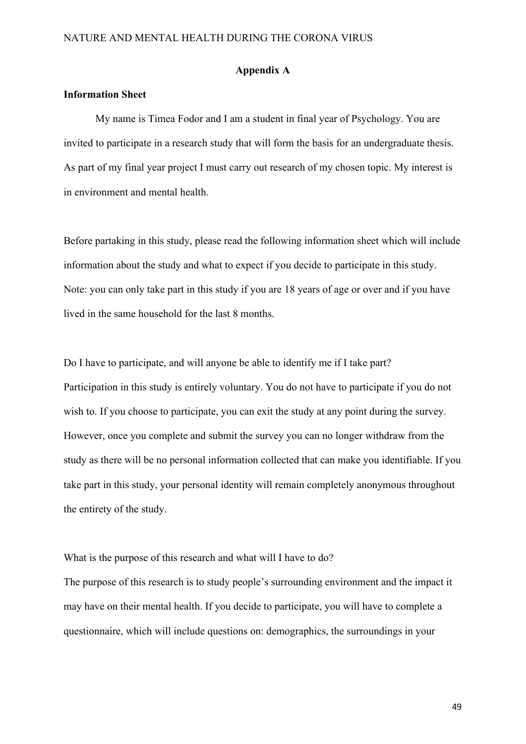## Appendix A

**Information Sheet**

My name is Timea Fodor and I am a student in final year of Psychology. You are invited to participate in a research study that will form the basis for an undergraduate thesis. As part of my final year project I must carry out research of my chosen topic. My interest is in environment and mental health.

Before partaking in this study, please read the following information sheet which will include information about the study and what to expect if you decide to participate in this study. Note: you can only take part in this study if you are 18 years of age or over and if you have lived in the same household for the last 8 months.

Do I have to participate, and will anyone be able to identify me if I take part?
Participation in this study is entirely voluntary. You do not have to participate if you do not wish to. If you choose to participate, you can exit the study at any point during the survey. However, once you complete and submit the survey you can no longer withdraw from the study as there will be no personal information collected that can make you identifiable. If you take part in this study, your personal identity will remain completely anonymous throughout the entirety of the study.

What is the purpose of this research and what will I have to do?
The purpose of this research is to study people's surrounding environment and the impact it may have on their mental health. If you decide to participate, you will have to complete a questionnaire, which will include questions on: demographics, the surroundings in your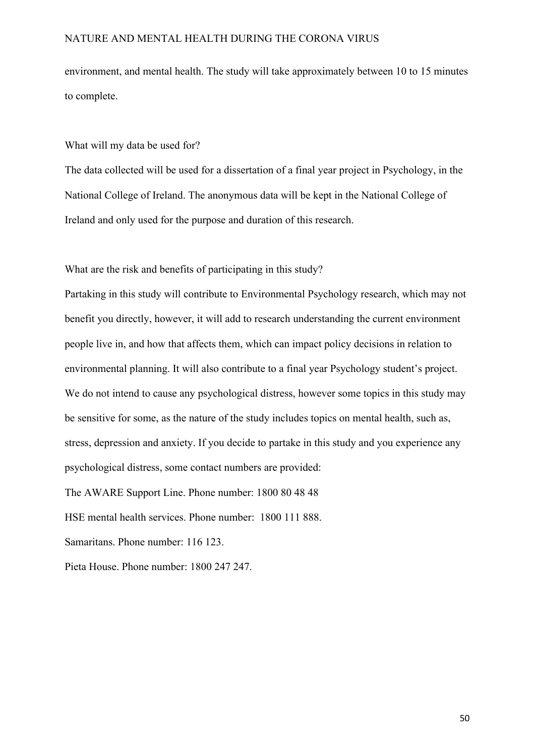environment, and mental health. The study will take approximately between 10 to 15 minutes to complete.

What will my data be used for?

The data collected will be used for a dissertation of a final year project in Psychology, in the National College of Ireland. The anonymous data will be kept in the National College of Ireland and only used for the purpose and duration of this research.

What are the risk and benefits of participating in this study?

Partaking in this study will contribute to Environmental Psychology research, which may not benefit you directly, however, it will add to research understanding the current environment people live in, and how that affects them, which can impact policy decisions in relation to environmental planning. It will also contribute to a final year Psychology student's project. We do not intend to cause any psychological distress, however some topics in this study may be sensitive for some, as the nature of the study includes topics on mental health, such as, stress, depression and anxiety. If you decide to partake in this study and you experience any psychological distress, some contact numbers are provided:

The AWARE Support Line. Phone number: 1800 80 48 48

HSE mental health services. Phone number: 1800 111 888.

Samaritans. Phone number: 116 123.

Pieta House. Phone number: 1800 247 247.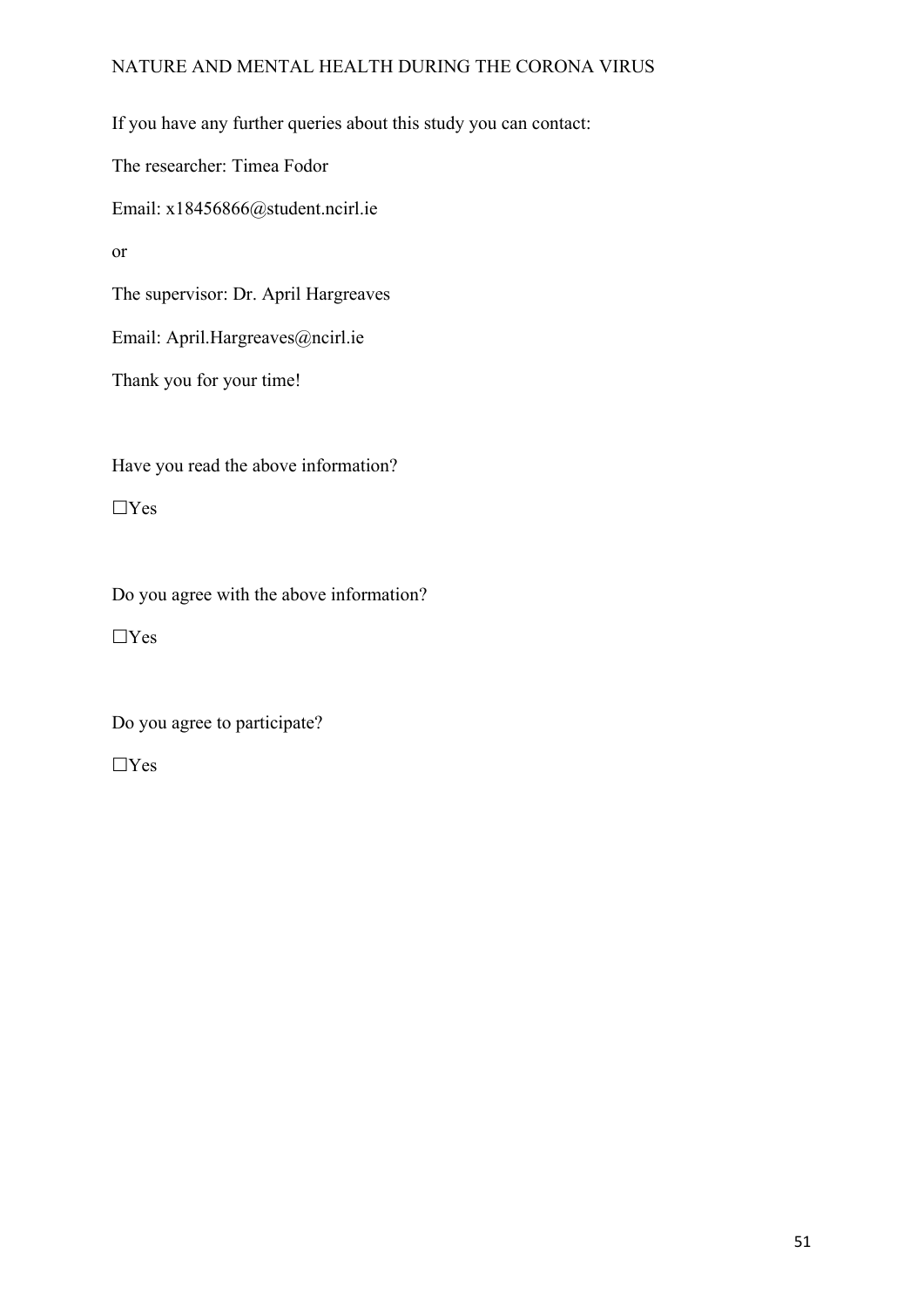If you have any further queries about this study you can contact:

The researcher: Timea Fodor

Email: x18456866@student.ncirl.ie

or

The supervisor: Dr. April Hargreaves

Email: April.Hargreaves@ncirl.ie

Thank you for your time!

Have you read the above information?

☐Yes

Do you agree with the above information?

☐Yes

Do you agree to participate?

☐Yes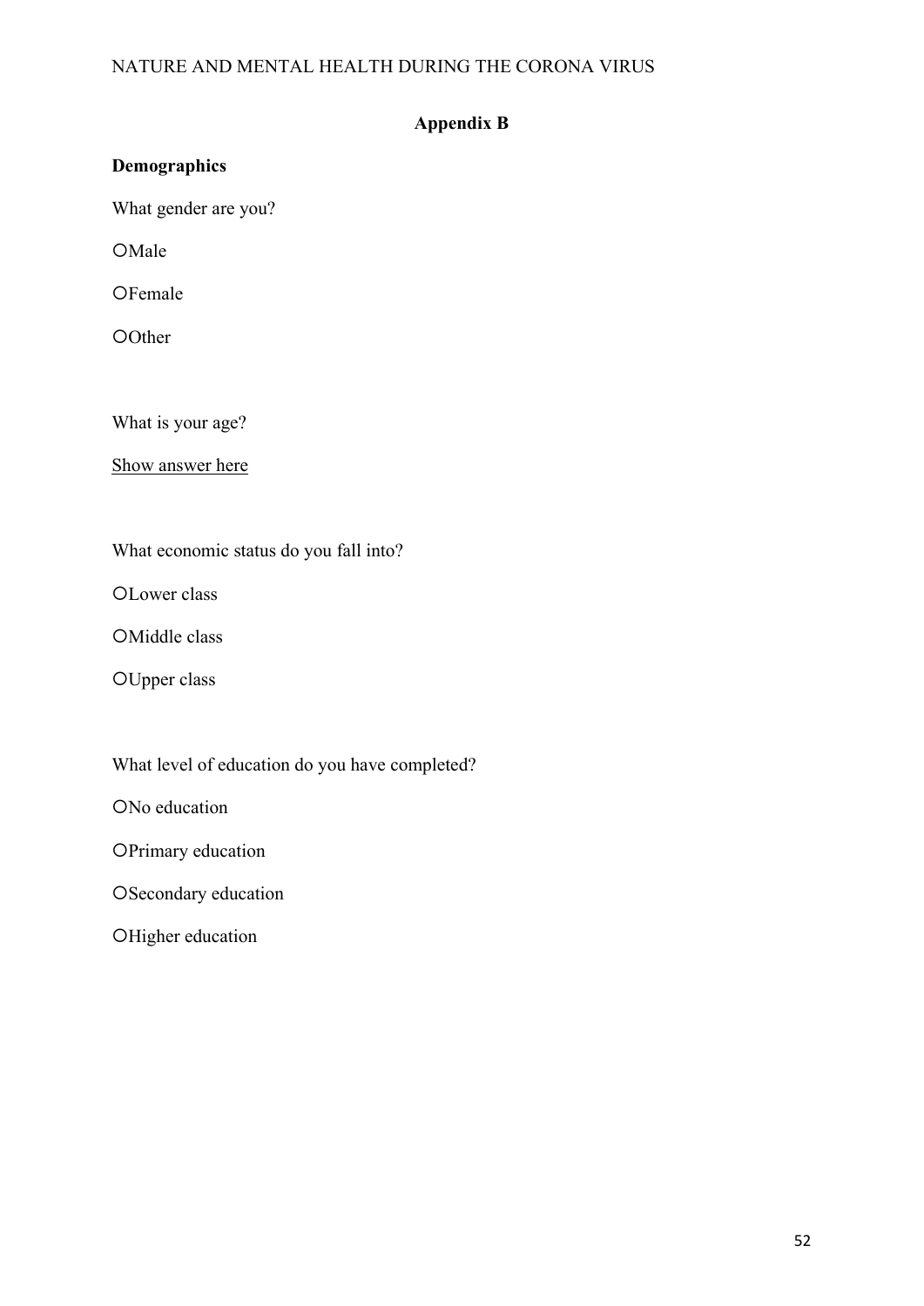# Appendix B

**Demographics**

What gender are you?

○Male

○Female

○Other

What is your age?

Show answer here

What economic status do you fall into?

○Lower class

○Middle class

○Upper class

What level of education do you have completed?

○No education

○Primary education

○Secondary education

○Higher education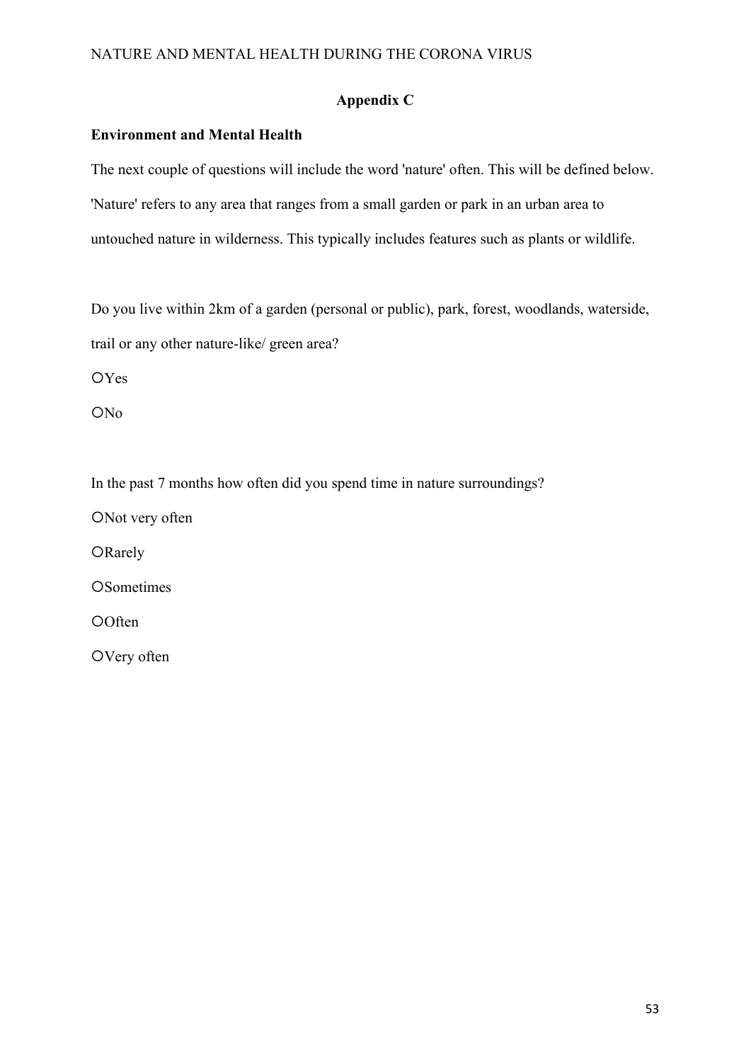## Appendix C

### Environment and Mental Health

The next couple of questions will include the word 'nature' often. This will be defined below. 'Nature' refers to any area that ranges from a small garden or park in an urban area to untouched nature in wilderness. This typically includes features such as plants or wildlife.

Do you live within 2km of a garden (personal or public), park, forest, woodlands, waterside, trail or any other nature-like/ green area?

○Yes

○No

In the past 7 months how often did you spend time in nature surroundings?

○Not very often

○Rarely

○Sometimes

○Often

○Very often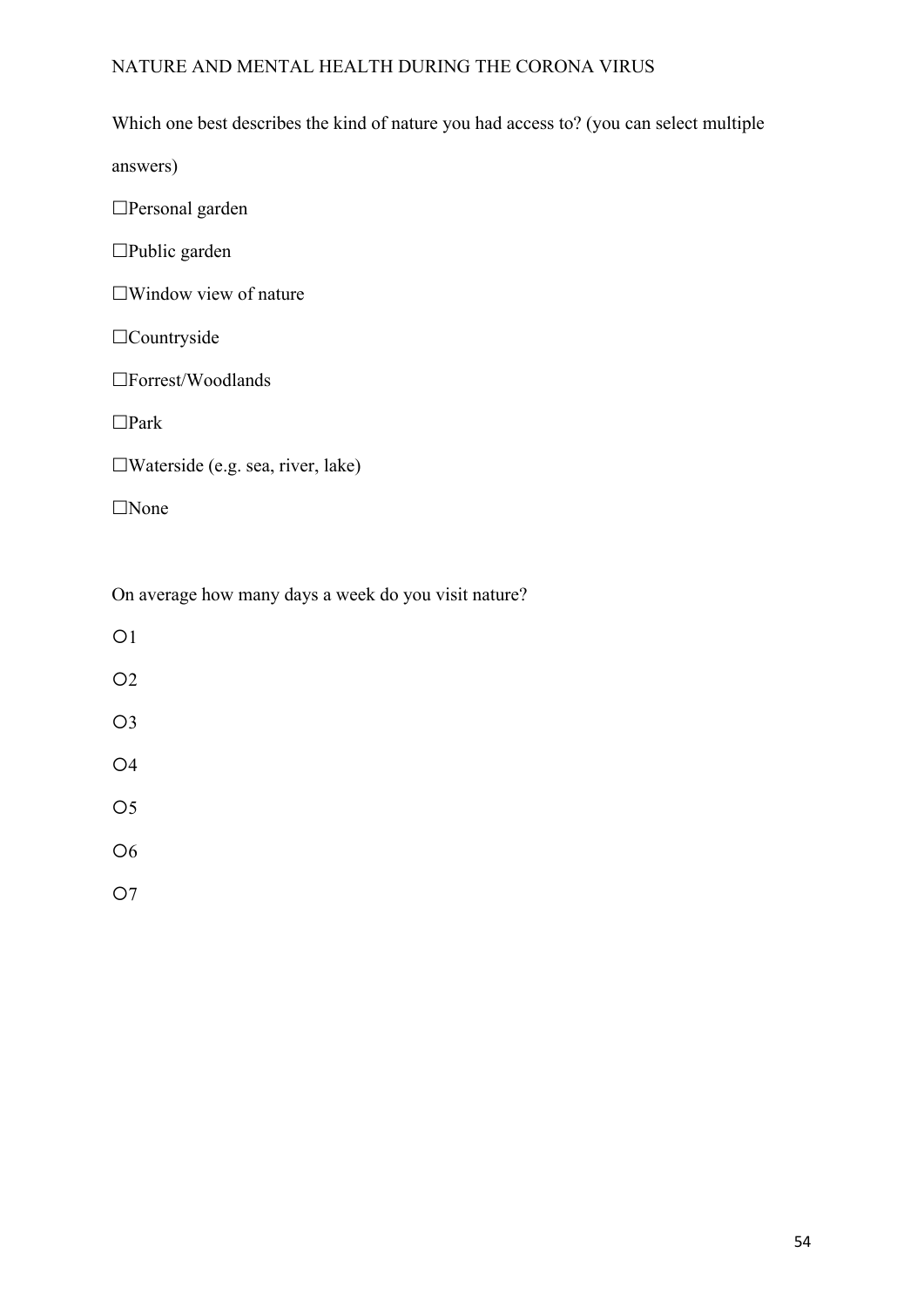Which one best describes the kind of nature you had access to? (you can select multiple answers)

☐Personal garden

☐Public garden

☐Window view of nature

☐Countryside

☐Forrest/Woodlands

☐Park

☐Waterside (e.g. sea, river, lake)

☐None

On average how many days a week do you visit nature?

○1

○2

○3

○4

○5

○6

○7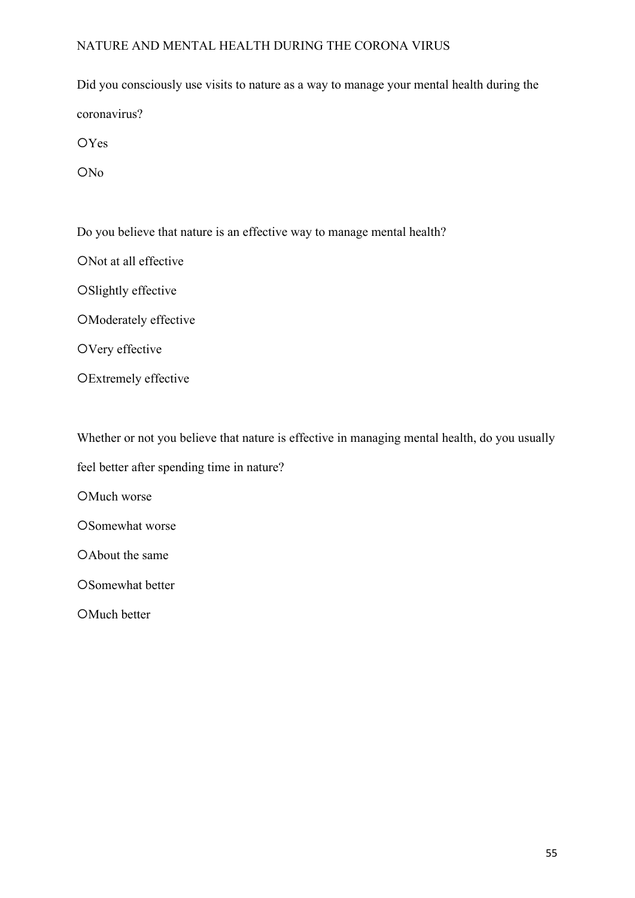Did you consciously use visits to nature as a way to manage your mental health during the coronavirus?

○Yes

○No

Do you believe that nature is an effective way to manage mental health?

○Not at all effective

○Slightly effective

○Moderately effective

○Very effective

○Extremely effective

Whether or not you believe that nature is effective in managing mental health, do you usually feel better after spending time in nature?

○Much worse

○Somewhat worse

○About the same

○Somewhat better

○Much better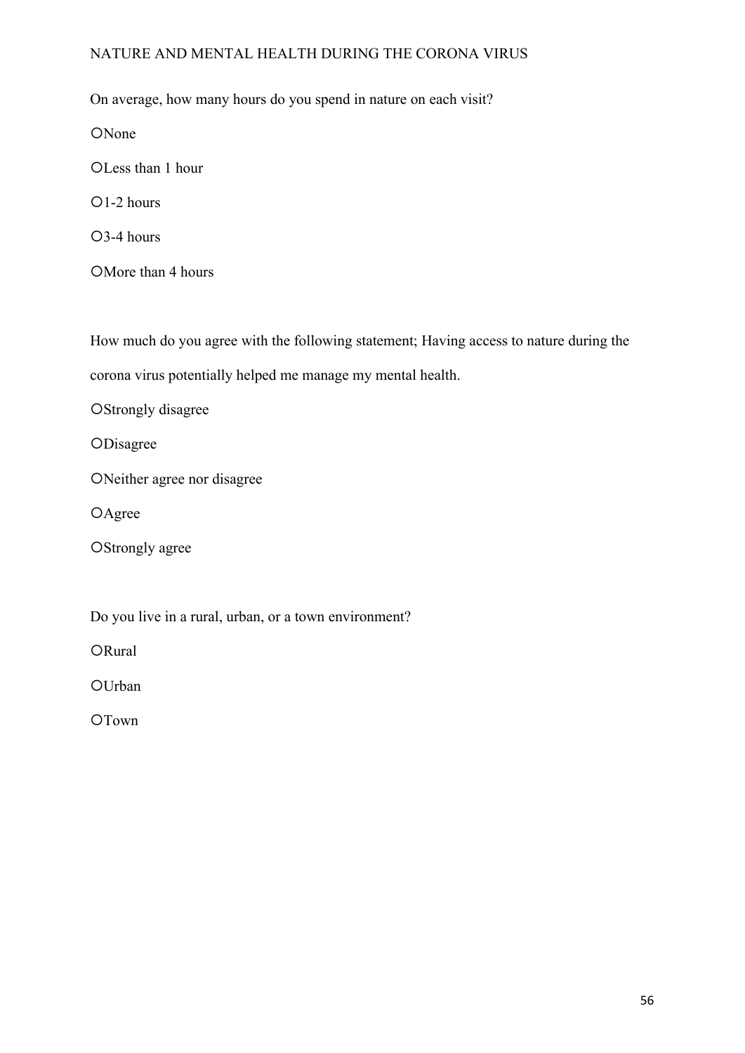On average, how many hours do you spend in nature on each visit?

○None

○Less than 1 hour

○1-2 hours

○3-4 hours

○More than 4 hours

How much do you agree with the following statement; Having access to nature during the corona virus potentially helped me manage my mental health.

○Strongly disagree

○Disagree

○Neither agree nor disagree

○Agree

○Strongly agree

Do you live in a rural, urban, or a town environment?

○Rural

○Urban

○Town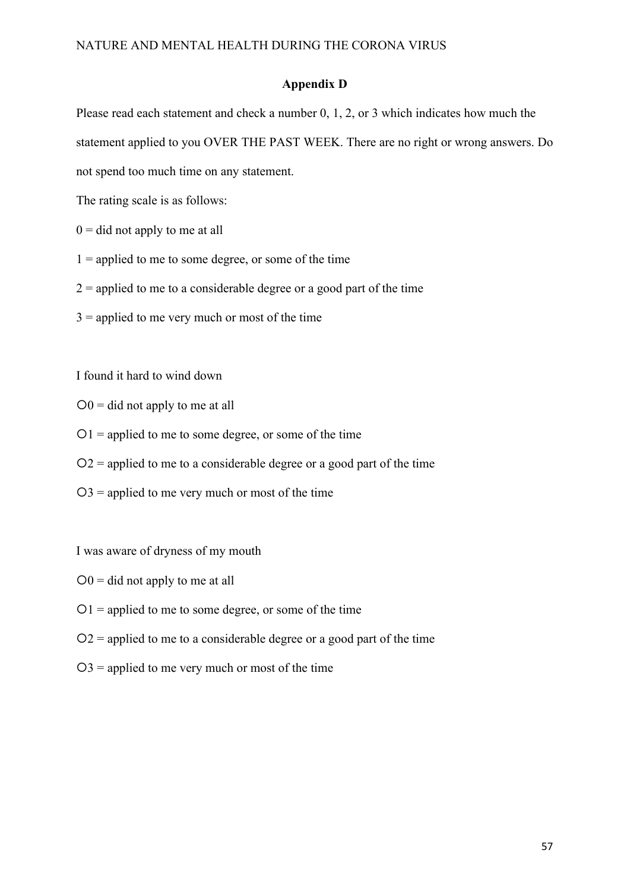## Appendix D

Please read each statement and check a number 0, 1, 2, or 3 which indicates how much the statement applied to you OVER THE PAST WEEK. There are no right or wrong answers. Do not spend too much time on any statement.

The rating scale is as follows:

0 = did not apply to me at all

1 = applied to me to some degree, or some of the time

2 = applied to me to a considerable degree or a good part of the time

3 = applied to me very much or most of the time

I found it hard to wind down

○0 = did not apply to me at all

○1 = applied to me to some degree, or some of the time

○2 = applied to me to a considerable degree or a good part of the time

○3 = applied to me very much or most of the time

I was aware of dryness of my mouth

○0 = did not apply to me at all

○1 = applied to me to some degree, or some of the time

○2 = applied to me to a considerable degree or a good part of the time

○3 = applied to me very much or most of the time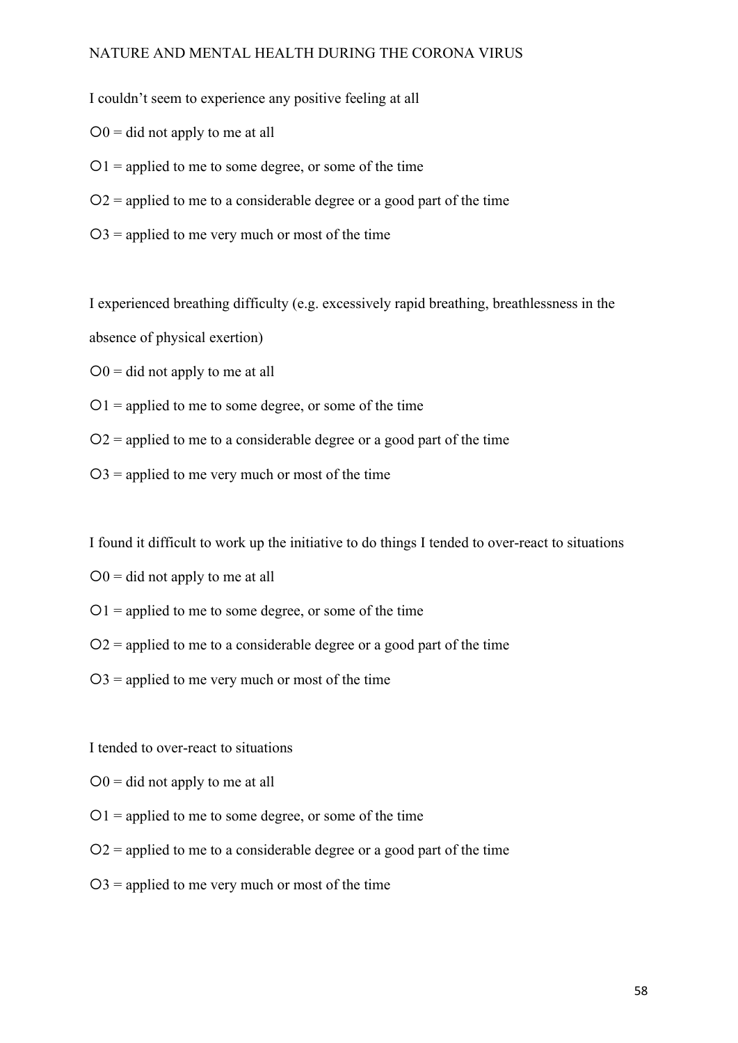I couldn't seem to experience any positive feeling at all

○0 = did not apply to me at all

○1 = applied to me to some degree, or some of the time

○2 = applied to me to a considerable degree or a good part of the time

○3 = applied to me very much or most of the time

I experienced breathing difficulty (e.g. excessively rapid breathing, breathlessness in the absence of physical exertion)

○0 = did not apply to me at all

○1 = applied to me to some degree, or some of the time

○2 = applied to me to a considerable degree or a good part of the time

○3 = applied to me very much or most of the time

I found it difficult to work up the initiative to do things I tended to over-react to situations

○0 = did not apply to me at all

○1 = applied to me to some degree, or some of the time

○2 = applied to me to a considerable degree or a good part of the time

○3 = applied to me very much or most of the time

I tended to over-react to situations

○0 = did not apply to me at all

○1 = applied to me to some degree, or some of the time

○2 = applied to me to a considerable degree or a good part of the time

○3 = applied to me very much or most of the time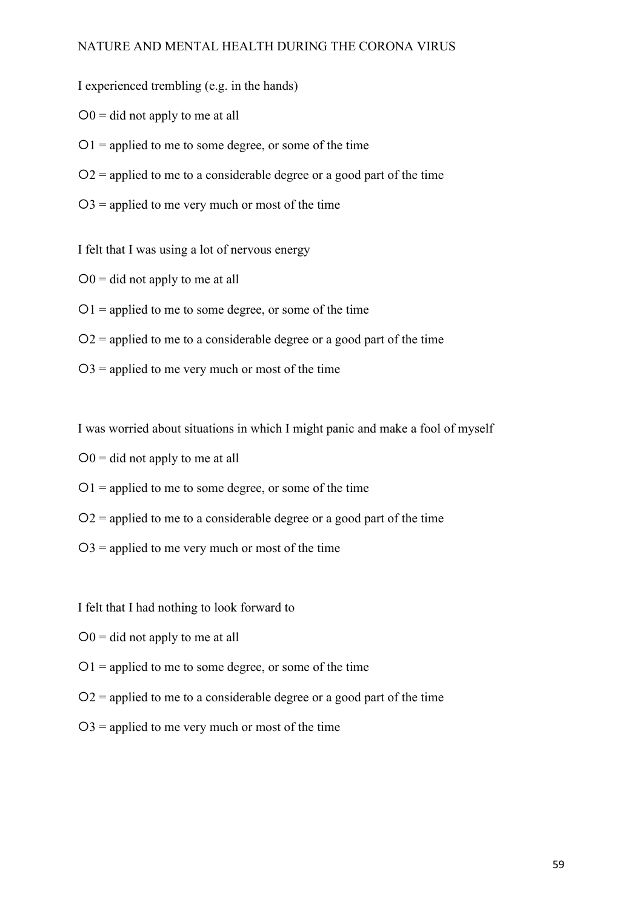I experienced trembling (e.g. in the hands)

○0 = did not apply to me at all

○1 = applied to me to some degree, or some of the time

○2 = applied to me to a considerable degree or a good part of the time

○3 = applied to me very much or most of the time

I felt that I was using a lot of nervous energy

○0 = did not apply to me at all

○1 = applied to me to some degree, or some of the time

○2 = applied to me to a considerable degree or a good part of the time

○3 = applied to me very much or most of the time

I was worried about situations in which I might panic and make a fool of myself

○0 = did not apply to me at all

○1 = applied to me to some degree, or some of the time

○2 = applied to me to a considerable degree or a good part of the time

○3 = applied to me very much or most of the time

I felt that I had nothing to look forward to

○0 = did not apply to me at all

○1 = applied to me to some degree, or some of the time

○2 = applied to me to a considerable degree or a good part of the time

○3 = applied to me very much or most of the time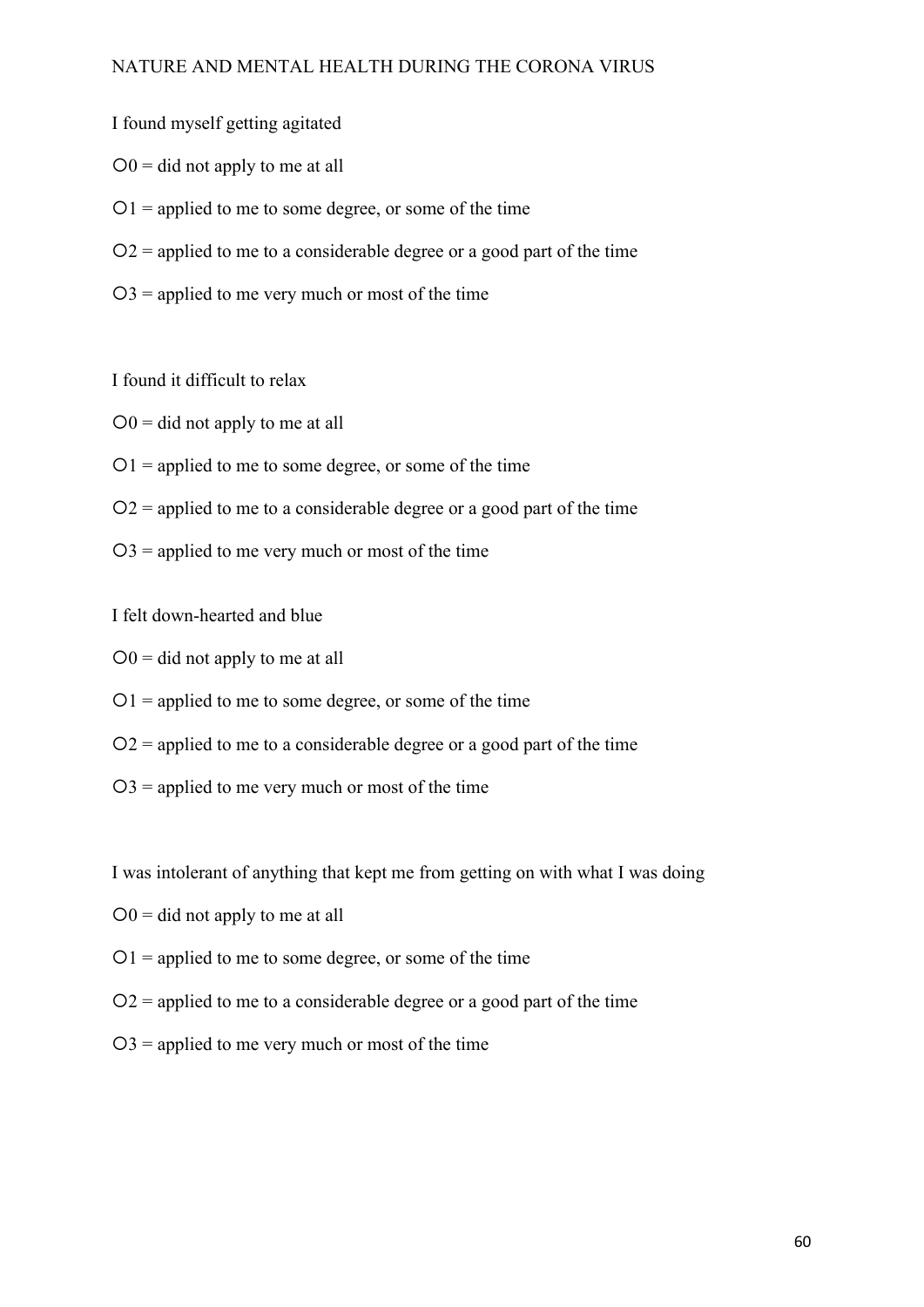I found myself getting agitated

○0 = did not apply to me at all

○1 = applied to me to some degree, or some of the time

○2 = applied to me to a considerable degree or a good part of the time

○3 = applied to me very much or most of the time

I found it difficult to relax

○0 = did not apply to me at all

○1 = applied to me to some degree, or some of the time

○2 = applied to me to a considerable degree or a good part of the time

○3 = applied to me very much or most of the time

I felt down-hearted and blue

○0 = did not apply to me at all

○1 = applied to me to some degree, or some of the time

○2 = applied to me to a considerable degree or a good part of the time

○3 = applied to me very much or most of the time

I was intolerant of anything that kept me from getting on with what I was doing

○0 = did not apply to me at all

○1 = applied to me to some degree, or some of the time

○2 = applied to me to a considerable degree or a good part of the time

○3 = applied to me very much or most of the time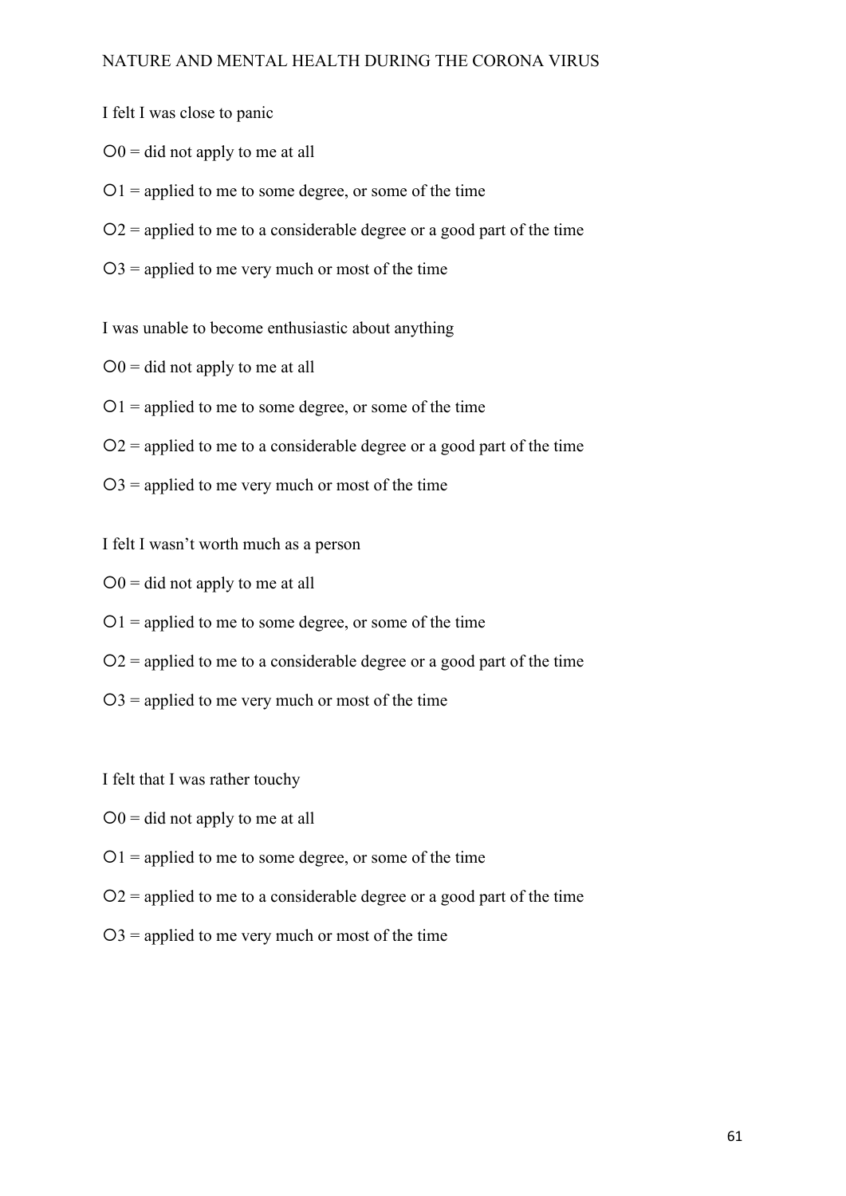I felt I was close to panic

○0 = did not apply to me at all

○1 = applied to me to some degree, or some of the time

○2 = applied to me to a considerable degree or a good part of the time

○3 = applied to me very much or most of the time

I was unable to become enthusiastic about anything

○0 = did not apply to me at all

○1 = applied to me to some degree, or some of the time

○2 = applied to me to a considerable degree or a good part of the time

○3 = applied to me very much or most of the time

I felt I wasn't worth much as a person

○0 = did not apply to me at all

○1 = applied to me to some degree, or some of the time

○2 = applied to me to a considerable degree or a good part of the time

○3 = applied to me very much or most of the time

I felt that I was rather touchy

○0 = did not apply to me at all

○1 = applied to me to some degree, or some of the time

○2 = applied to me to a considerable degree or a good part of the time

○3 = applied to me very much or most of the time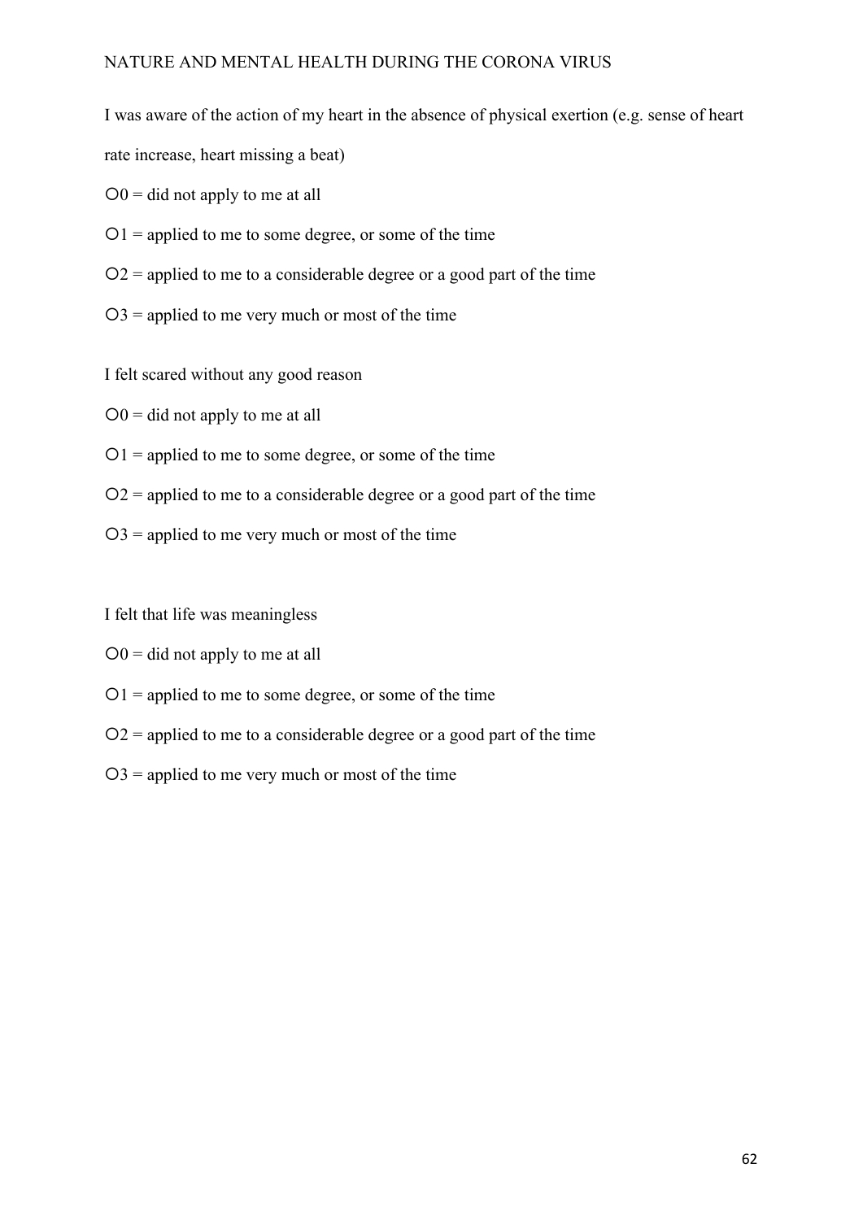I was aware of the action of my heart in the absence of physical exertion (e.g. sense of heart rate increase, heart missing a beat)

○0 = did not apply to me at all

○1 = applied to me to some degree, or some of the time

○2 = applied to me to a considerable degree or a good part of the time

○3 = applied to me very much or most of the time

I felt scared without any good reason

○0 = did not apply to me at all

○1 = applied to me to some degree, or some of the time

○2 = applied to me to a considerable degree or a good part of the time

○3 = applied to me very much or most of the time

I felt that life was meaningless

○0 = did not apply to me at all

○1 = applied to me to some degree, or some of the time

○2 = applied to me to a considerable degree or a good part of the time

○3 = applied to me very much or most of the time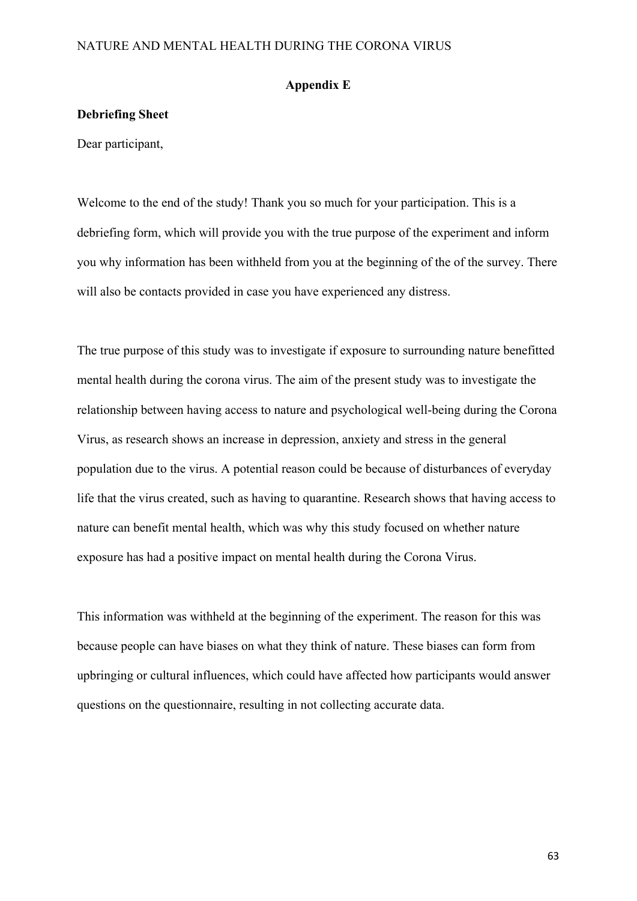## Appendix E

**Debriefing Sheet**

Dear participant,

Welcome to the end of the study! Thank you so much for your participation. This is a debriefing form, which will provide you with the true purpose of the experiment and inform you why information has been withheld from you at the beginning of the of the survey. There will also be contacts provided in case you have experienced any distress.

The true purpose of this study was to investigate if exposure to surrounding nature benefitted mental health during the corona virus. The aim of the present study was to investigate the relationship between having access to nature and psychological well-being during the Corona Virus, as research shows an increase in depression, anxiety and stress in the general population due to the virus. A potential reason could be because of disturbances of everyday life that the virus created, such as having to quarantine. Research shows that having access to nature can benefit mental health, which was why this study focused on whether nature exposure has had a positive impact on mental health during the Corona Virus.

This information was withheld at the beginning of the experiment. The reason for this was because people can have biases on what they think of nature. These biases can form from upbringing or cultural influences, which could have affected how participants would answer questions on the questionnaire, resulting in not collecting accurate data.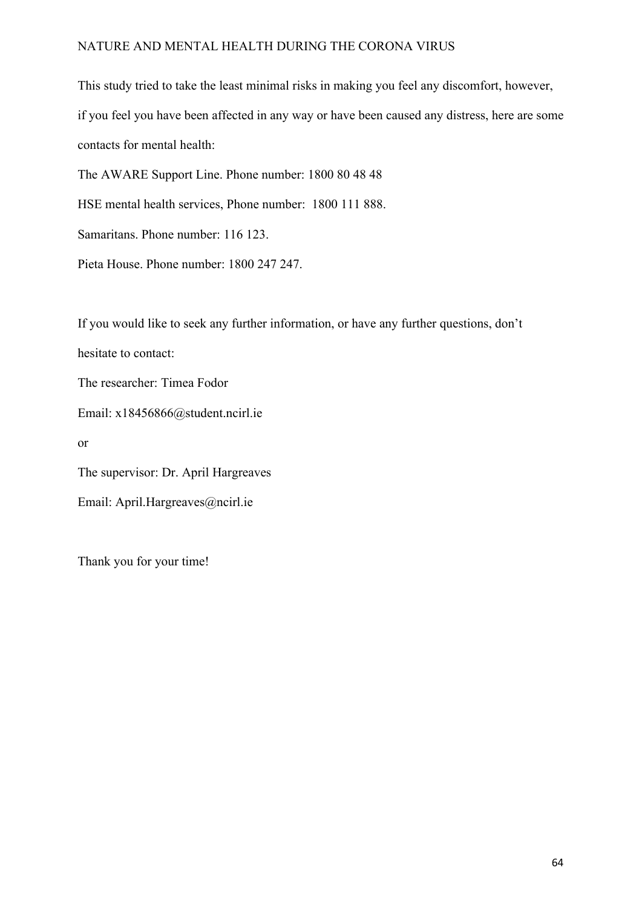This study tried to take the least minimal risks in making you feel any discomfort, however, if you feel you have been affected in any way or have been caused any distress, here are some contacts for mental health:

The AWARE Support Line. Phone number: 1800 80 48 48

HSE mental health services, Phone number: 1800 111 888.

Samaritans. Phone number: 116 123.

Pieta House. Phone number: 1800 247 247.

If you would like to seek any further information, or have any further questions, don't hesitate to contact:

The researcher: Timea Fodor

Email: x18456866@student.ncirl.ie

or

The supervisor: Dr. April Hargreaves

Email: April.Hargreaves@ncirl.ie

Thank you for your time!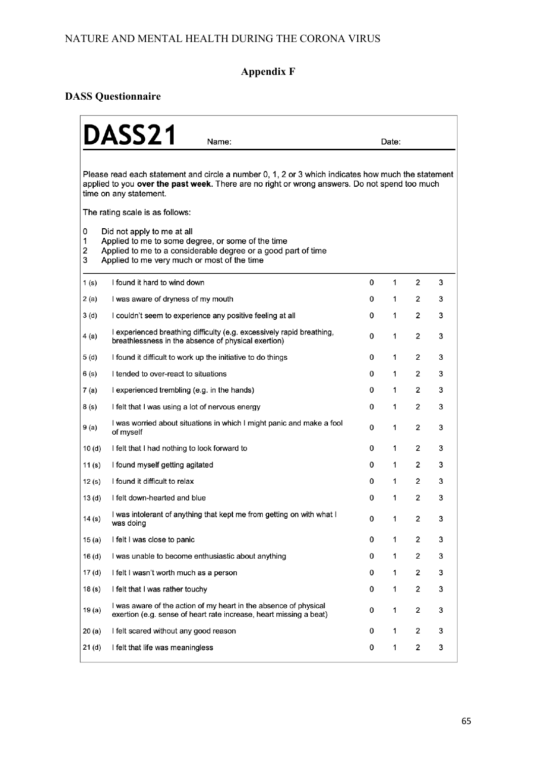## Appendix F

### DASS Questionnaire

# DASS21

Name: Date:

Please read each statement and circle a number 0, 1, 2 or 3 which indicates how much the statement applied to you **over the past week.** There are no right or wrong answers. Do not spend too much time on any statement.

The rating scale is as follows:

0 Did not apply to me at all
1 Applied to me to some degree, or some of the time
2 Applied to me to a considerable degree or a good part of time
3 Applied to me very much or most of the time

| | | | | | |
|---|---|---|---|---|---|
| 1 (s) | I found it hard to wind down | 0 | 1 | 2 | 3 |
| 2 (a) | I was aware of dryness of my mouth | 0 | 1 | 2 | 3 |
| 3 (d) | I couldn't seem to experience any positive feeling at all | 0 | 1 | 2 | 3 |
| 4 (a) | I experienced breathing difficulty (e.g. excessively rapid breathing, breathlessness in the absence of physical exertion) | 0 | 1 | 2 | 3 |
| 5 (d) | I found it difficult to work up the initiative to do things | 0 | 1 | 2 | 3 |
| 6 (s) | I tended to over-react to situations | 0 | 1 | 2 | 3 |
| 7 (a) | I experienced trembling (e.g. in the hands) | 0 | 1 | 2 | 3 |
| 8 (s) | I felt that I was using a lot of nervous energy | 0 | 1 | 2 | 3 |
| 9 (a) | I was worried about situations in which I might panic and make a fool of myself | 0 | 1 | 2 | 3 |
| 10 (d) | I felt that I had nothing to look forward to | 0 | 1 | 2 | 3 |
| 11 (s) | I found myself getting agitated | 0 | 1 | 2 | 3 |
| 12 (s) | I found it difficult to relax | 0 | 1 | 2 | 3 |
| 13 (d) | I felt down-hearted and blue | 0 | 1 | 2 | 3 |
| 14 (s) | I was intolerant of anything that kept me from getting on with what I was doing | 0 | 1 | 2 | 3 |
| 15 (a) | I felt I was close to panic | 0 | 1 | 2 | 3 |
| 16 (d) | I was unable to become enthusiastic about anything | 0 | 1 | 2 | 3 |
| 17 (d) | I felt I wasn't worth much as a person | 0 | 1 | 2 | 3 |
| 18 (s) | I felt that I was rather touchy | 0 | 1 | 2 | 3 |
| 19 (a) | I was aware of the action of my heart in the absence of physical exertion (e.g. sense of heart rate increase, heart missing a beat) | 0 | 1 | 2 | 3 |
| 20 (a) | I felt scared without any good reason | 0 | 1 | 2 | 3 |
| 21 (d) | I felt that life was meaningless | 0 | 1 | 2 | 3 |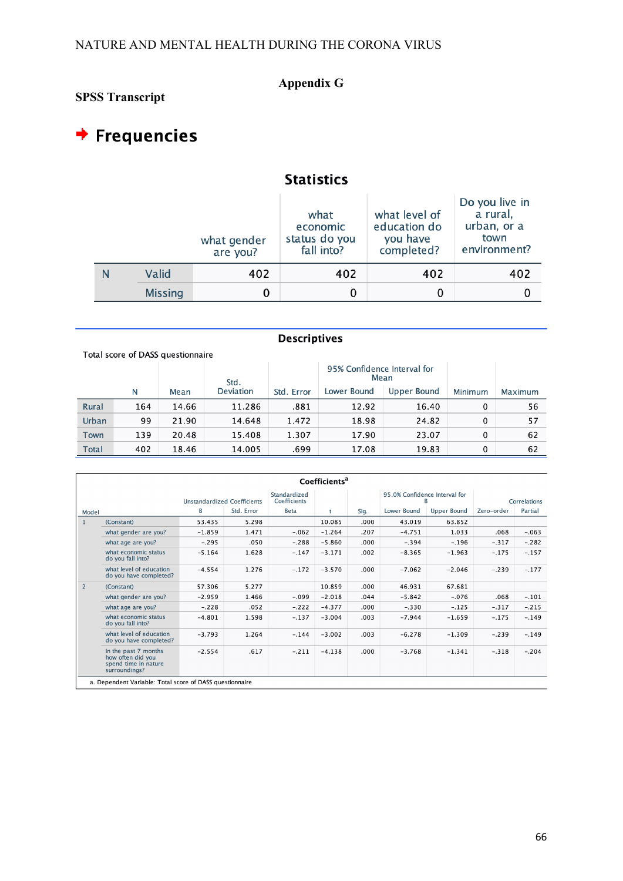# Appendix G

## SPSS Transcript

# Frequencies

### Statistics

| | | what gender are you? | what economic status do you fall into? | what level of education do you have completed? | Do you live in a rural, urban, or a town environment? |
|---|---|---|---|---|---|
| N | Valid | 402 | 402 | 402 | 402 |
| | Missing | 0 | 0 | 0 | 0 |

### Descriptives

Total score of DASS questionnaire

| | N | Mean | Std. Deviation | Std. Error | 95% Confidence Interval for Mean | | Minimum | Maximum |
|---|---|---|---|---|---|---|---|---|
| | | | | | Lower Bound | Upper Bound | | |
| Rural | 164 | 14.66 | 11.286 | .881 | 12.92 | 16.40 | 0 | 56 |
| Urban | 99 | 21.90 | 14.648 | 1.472 | 18.98 | 24.82 | 0 | 57 |
| Town | 139 | 20.48 | 15.408 | 1.307 | 17.90 | 23.07 | 0 | 62 |
| Total | 402 | 18.46 | 14.005 | .699 | 17.08 | 19.83 | 0 | 62 |

### Coefficients[a]

| Model | | Unstandardized Coefficients | | Standardized Coefficients | t | Sig. | 95.0% Confidence Interval for B | | Correlations | |
|---|---|---|---|---|---|---|---|---|---|---|
| | | B | Std. Error | Beta | | | Lower Bound | Upper Bound | Zero-order | Partial |
| 1 | (Constant) | 53.435 | 5.298 | | 10.085 | .000 | 43.019 | 63.852 | | |
| | what gender are you? | -1.859 | 1.471 | -.062 | -1.264 | .207 | -4.751 | 1.033 | .068 | -.063 |
| | what age are you? | -.295 | .050 | -.288 | -5.860 | .000 | -.394 | -.196 | -.317 | -.282 |
| | what economic status do you fall into? | -5.164 | 1.628 | -.147 | -3.171 | .002 | -8.365 | -1.963 | -.175 | -.157 |
| | what level of education do you have completed? | -4.554 | 1.276 | -.172 | -3.570 | .000 | -7.062 | -2.046 | -.239 | -.177 |
| 2 | (Constant) | 57.306 | 5.277 | | 10.859 | .000 | 46.931 | 67.681 | | |
| | what gender are you? | -2.959 | 1.466 | -.099 | -2.018 | .044 | -5.842 | -.076 | .068 | -.101 |
| | what age are you? | -.228 | .052 | -.222 | -4.377 | .000 | -.330 | -.125 | -.317 | -.215 |
| | what economic status do you fall into? | -4.801 | 1.598 | -.137 | -3.004 | .003 | -7.944 | -1.659 | -.175 | -.149 |
| | what level of education do you have completed? | -3.793 | 1.264 | -.144 | -3.002 | .003 | -6.278 | -1.309 | -.239 | -.149 |
| | In the past 7 months how often did you spend time in nature surroundings? | -2.554 | .617 | -.211 | -4.138 | .000 | -3.768 | -1.341 | -.318 | -.204 |

a. Dependent Variable: Total score of DASS questionnaire